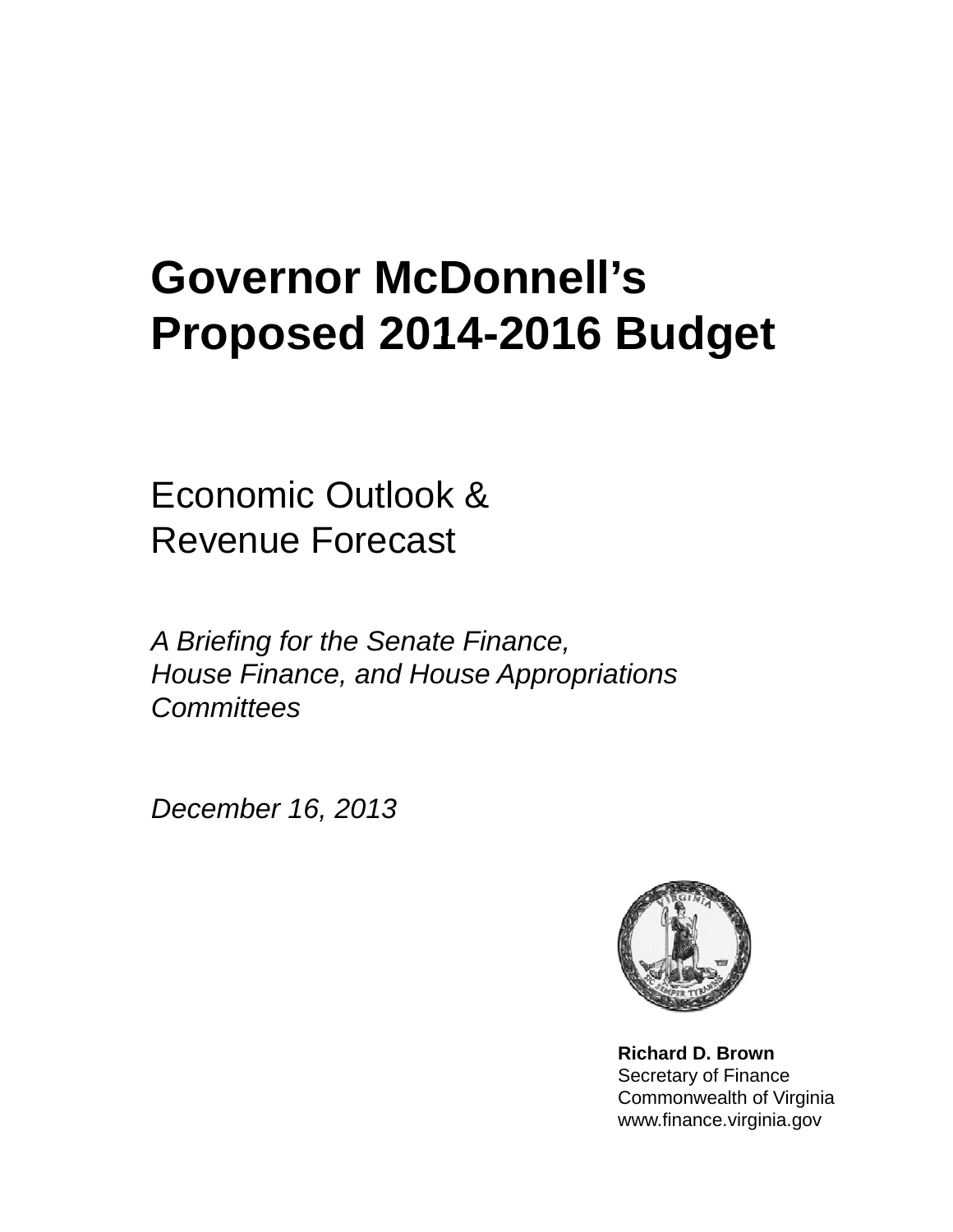# Governor McDonnell's Proposed 2014-2016 Budget

## Economic Outlook & Revenue Forecast

*A Briefing for the Senate Finance, House Finance, and House Appropriations Committees*

*December 16, 2013*

**Richard D. Brown**
Secretary of Finance
Commonwealth of Virginia
www.finance.virginia.gov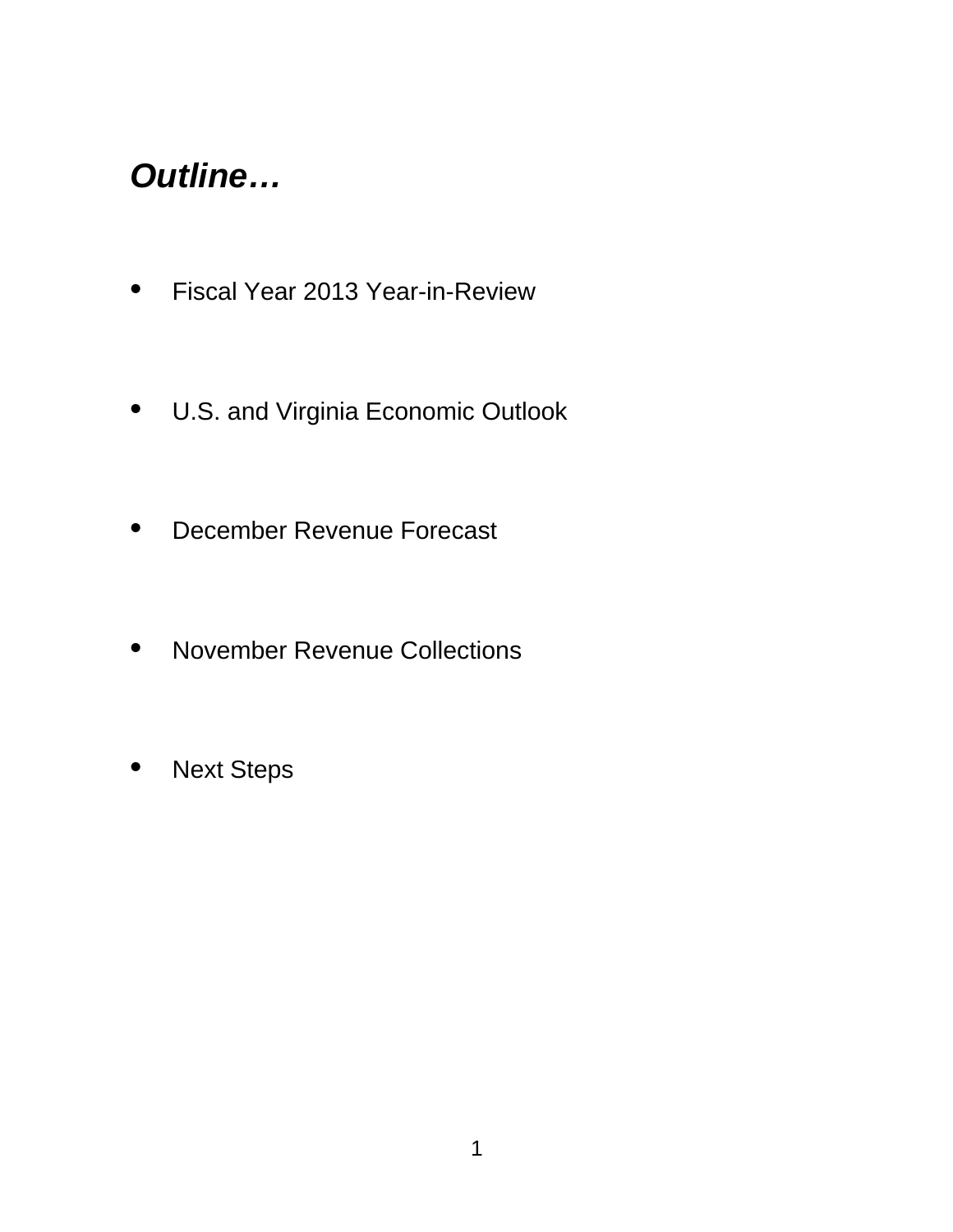## *Outline…*

- Fiscal Year 2013 Year-in-Review
- U.S. and Virginia Economic Outlook
- December Revenue Forecast
- November Revenue Collections
- Next Steps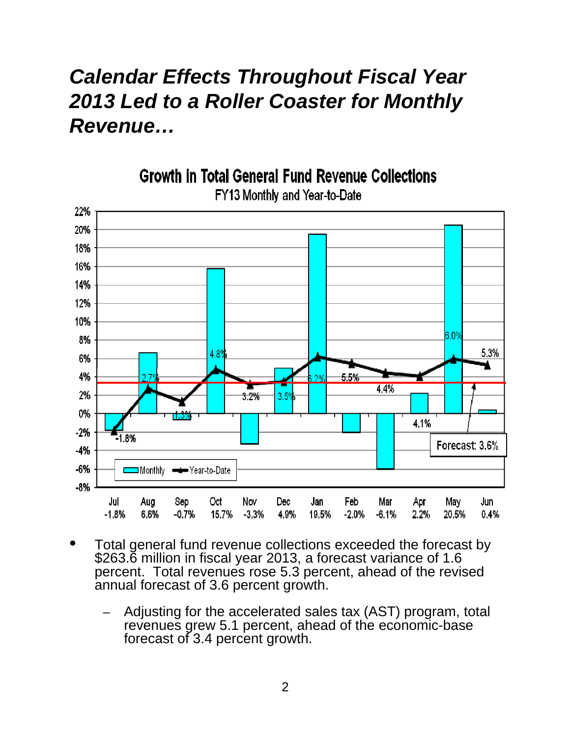# *Calendar Effects Throughout Fiscal Year 2013 Led to a Roller Coaster for Monthly Revenue…*

**Growth in Total General Fund Revenue Collections**

FY13 Monthly and Year-to-Date

| Month | Monthly | Year-to-Date |
|---|---|---|
| Jul | -1.8% | -1.8% |
| Aug | 6.6% | 2.7% |
| Sep | -0.7% | 1.3% |
| Oct | 15.7% | 4.8% |
| Nov | -3.3% | 3.2% |
| Dec | 4.9% | 3.5% |
| Jan | 19.5% | 6.2% |
| Feb | -2.0% | 5.5% |
| Mar | -6.1% | 4.4% |
| Apr | 2.2% | 4.1% |
| May | 20.5% | 6.0% |
| Jun | 0.4% | 5.3% |

Forecast: 3.6%

- Total general fund revenue collections exceeded the forecast by \$263.6 million in fiscal year 2013, a forecast variance of 1.6 percent. Total revenues rose 5.3 percent, ahead of the revised annual forecast of 3.6 percent growth.
  - Adjusting for the accelerated sales tax (AST) program, total revenues grew 5.1 percent, ahead of the economic-base forecast of 3.4 percent growth.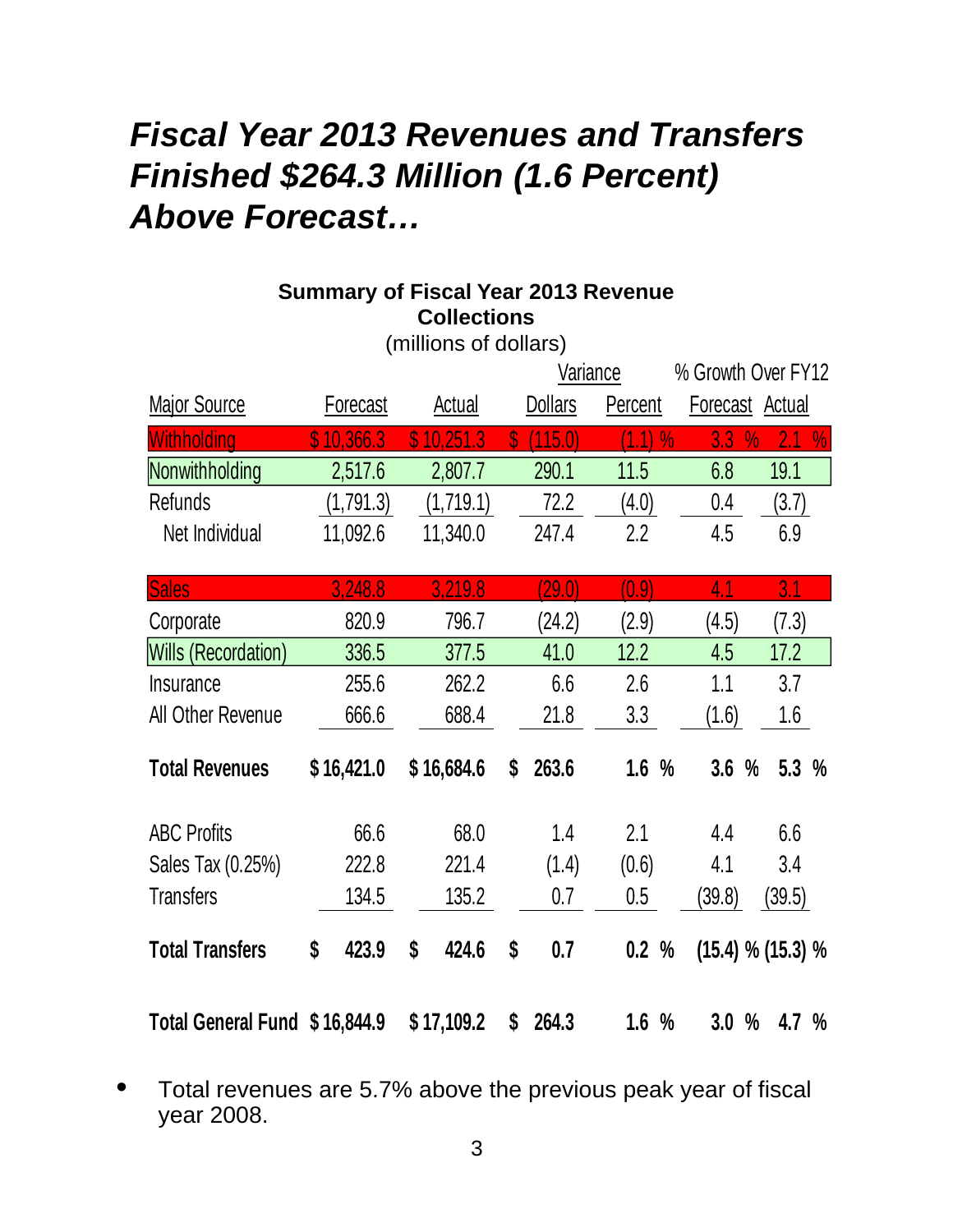# *Fiscal Year 2013 Revenues and Transfers Finished $264.3 Million (1.6 Percent) Above Forecast…*

**Summary of Fiscal Year 2013 Revenue Collections**

(millions of dollars)

| Major Source | Forecast | Actual | Variance Dollars | Variance Percent | % Growth Over FY12 Forecast | % Growth Over FY12 Actual |
|---|---|---|---|---|---|---|
| Withholding | $ 10,366.3 | $ 10,251.3 | $ (115.0) | (1.1) % | 3.3 % | 2.1 % |
| Nonwithholding | 2,517.6 | 2,807.7 | 290.1 | 11.5 | 6.8 | 19.1 |
| Refunds | (1,791.3) | (1,719.1) | 72.2 | (4.0) | 0.4 | (3.7) |
| Net Individual | 11,092.6 | 11,340.0 | 247.4 | 2.2 | 4.5 | 6.9 |
| Sales | 3,248.8 | 3,219.8 | (29.0) | (0.9) | 4.1 | 3.1 |
| Corporate | 820.9 | 796.7 | (24.2) | (2.9) | (4.5) | (7.3) |
| Wills (Recordation) | 336.5 | 377.5 | 41.0 | 12.2 | 4.5 | 17.2 |
| Insurance | 255.6 | 262.2 | 6.6 | 2.6 | 1.1 | 3.7 |
| All Other Revenue | 666.6 | 688.4 | 21.8 | 3.3 | (1.6) | 1.6 |
| **Total Revenues** | **$ 16,421.0** | **$ 16,684.6** | **$ 263.6** | **1.6 %** | **3.6 %** | **5.3 %** |
| ABC Profits | 66.6 | 68.0 | 1.4 | 2.1 | 4.4 | 6.6 |
| Sales Tax (0.25%) | 222.8 | 221.4 | (1.4) | (0.6) | 4.1 | 3.4 |
| Transfers | 134.5 | 135.2 | 0.7 | 0.5 | (39.8) | (39.5) |
| **Total Transfers** | **$ 423.9** | **$ 424.6** | **$ 0.7** | **0.2 %** | **(15.4) %** | **(15.3) %** |
| **Total General Fund** | **$ 16,844.9** | **$ 17,109.2** | **$ 264.3** | **1.6 %** | **3.0 %** | **4.7 %** |

- Total revenues are 5.7% above the previous peak year of fiscal year 2008.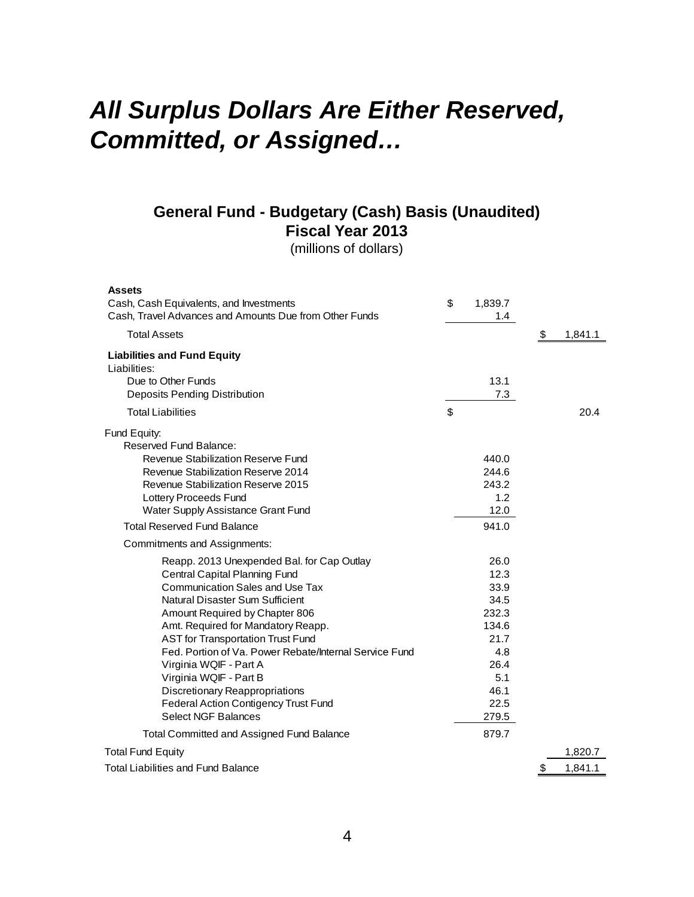# *All Surplus Dollars Are Either Reserved, Committed, or Assigned…*

## General Fund - Budgetary (Cash) Basis (Unaudited)
## Fiscal Year 2013
(millions of dollars)

| | | |
|---|---|---|
| **Assets** | | |
| Cash, Cash Equivalents, and Investments | $ 1,839.7 | |
| Cash, Travel Advances and Amounts Due from Other Funds | 1.4 | |
| Total Assets | | $ 1,841.1 |
| **Liabilities and Fund Equity** | | |
| Liabilities: | | |
| Due to Other Funds | 13.1 | |
| Deposits Pending Distribution | 7.3 | |
| Total Liabilities | $ | 20.4 |
| Fund Equity: | | |
| Reserved Fund Balance: | | |
| Revenue Stabilization Reserve Fund | 440.0 | |
| Revenue Stabilization Reserve 2014 | 244.6 | |
| Revenue Stabilization Reserve 2015 | 243.2 | |
| Lottery Proceeds Fund | 1.2 | |
| Water Supply Assistance Grant Fund | 12.0 | |
| Total Reserved Fund Balance | 941.0 | |
| Commitments and Assignments: | | |
| Reapp. 2013 Unexpended Bal. for Cap Outlay | 26.0 | |
| Central Capital Planning Fund | 12.3 | |
| Communication Sales and Use Tax | 33.9 | |
| Natural Disaster Sum Sufficient | 34.5 | |
| Amount Required by Chapter 806 | 232.3 | |
| Amt. Required for Mandatory Reapp. | 134.6 | |
| AST for Transportation Trust Fund | 21.7 | |
| Fed. Portion of Va. Power Rebate/Internal Service Fund | 4.8 | |
| Virginia WQIF - Part A | 26.4 | |
| Virginia WQIF - Part B | 5.1 | |
| Discretionary Reappropriations | 46.1 | |
| Federal Action Contigency Trust Fund | 22.5 | |
| Select NGF Balances | 279.5 | |
| Total Committed and Assigned Fund Balance | 879.7 | |
| Total Fund Equity | | 1,820.7 |
| Total Liabilities and Fund Balance | | $ 1,841.1 |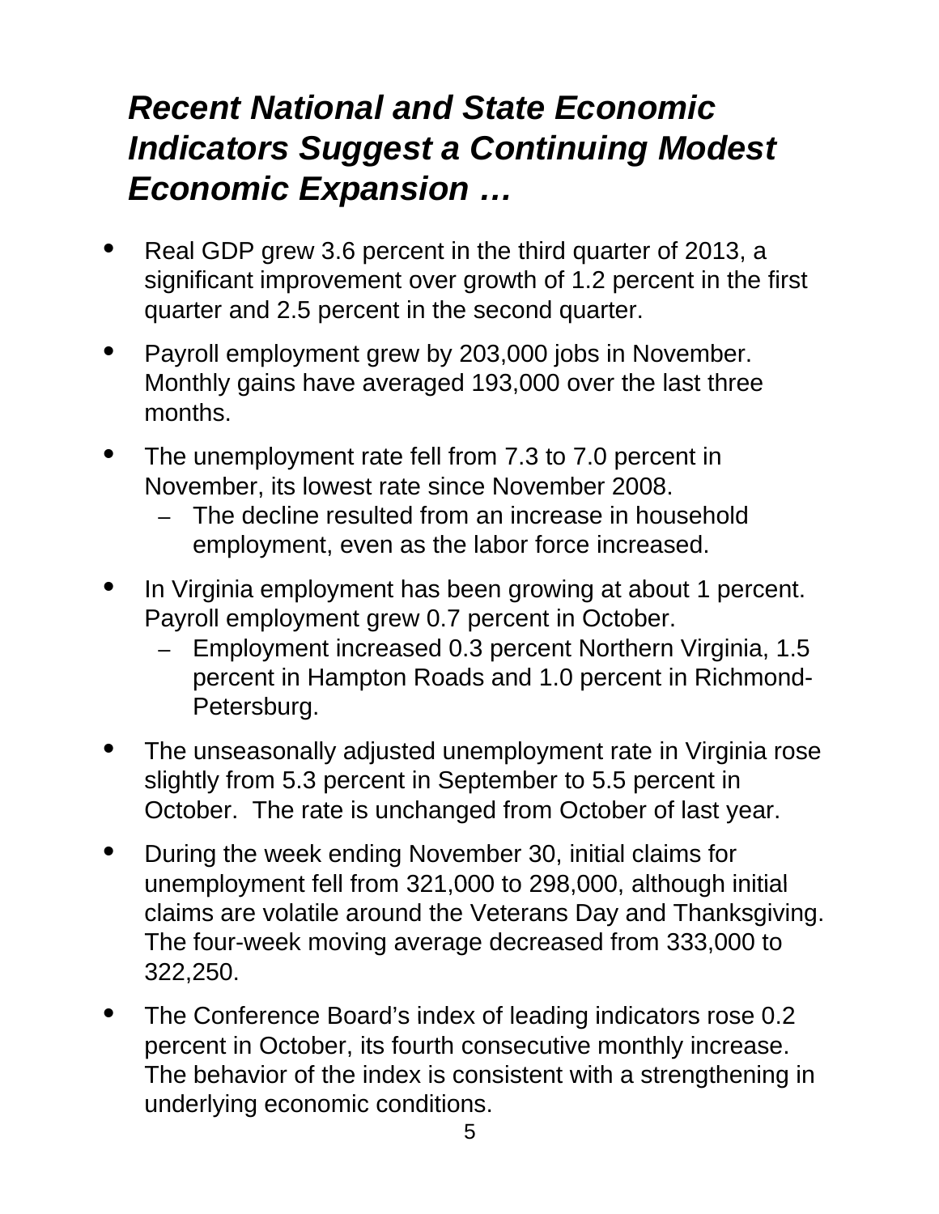## ***Recent National and State Economic Indicators Suggest a Continuing Modest Economic Expansion …***

- Real GDP grew 3.6 percent in the third quarter of 2013, a significant improvement over growth of 1.2 percent in the first quarter and 2.5 percent in the second quarter.
- Payroll employment grew by 203,000 jobs in November. Monthly gains have averaged 193,000 over the last three months.
- The unemployment rate fell from 7.3 to 7.0 percent in November, its lowest rate since November 2008.
  - The decline resulted from an increase in household employment, even as the labor force increased.
- In Virginia employment has been growing at about 1 percent. Payroll employment grew 0.7 percent in October.
  - Employment increased 0.3 percent Northern Virginia, 1.5 percent in Hampton Roads and 1.0 percent in Richmond-Petersburg.
- The unseasonally adjusted unemployment rate in Virginia rose slightly from 5.3 percent in September to 5.5 percent in October. The rate is unchanged from October of last year.
- During the week ending November 30, initial claims for unemployment fell from 321,000 to 298,000, although initial claims are volatile around the Veterans Day and Thanksgiving. The four-week moving average decreased from 333,000 to 322,250.
- The Conference Board's index of leading indicators rose 0.2 percent in October, its fourth consecutive monthly increase. The behavior of the index is consistent with a strengthening in underlying economic conditions.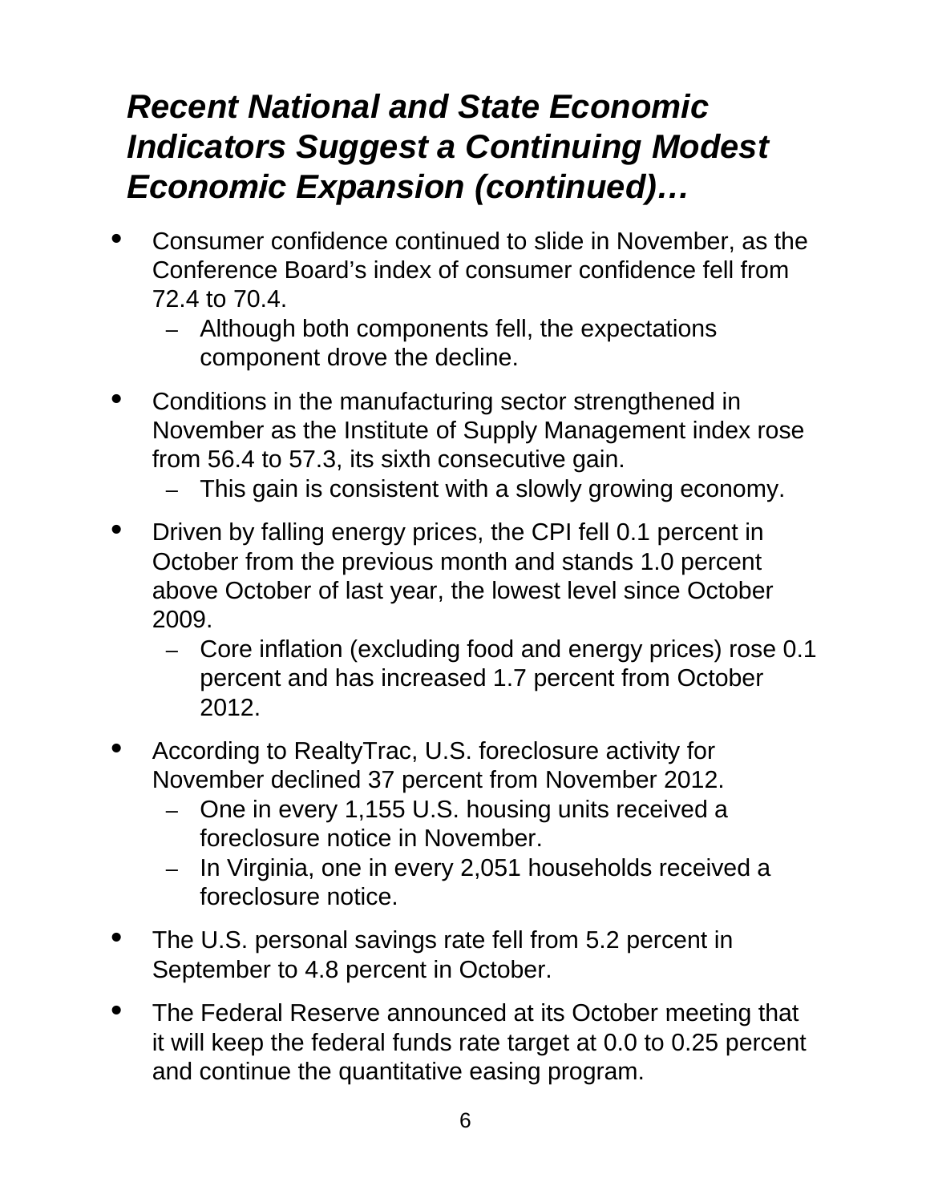# *Recent National and State Economic Indicators Suggest a Continuing Modest Economic Expansion (continued)…*

- Consumer confidence continued to slide in November, as the Conference Board's index of consumer confidence fell from 72.4 to 70.4.
  - Although both components fell, the expectations component drove the decline.
- Conditions in the manufacturing sector strengthened in November as the Institute of Supply Management index rose from 56.4 to 57.3, its sixth consecutive gain.
  - This gain is consistent with a slowly growing economy.
- Driven by falling energy prices, the CPI fell 0.1 percent in October from the previous month and stands 1.0 percent above October of last year, the lowest level since October 2009.
  - Core inflation (excluding food and energy prices) rose 0.1 percent and has increased 1.7 percent from October 2012.
- According to RealtyTrac, U.S. foreclosure activity for November declined 37 percent from November 2012.
  - One in every 1,155 U.S. housing units received a foreclosure notice in November.
  - In Virginia, one in every 2,051 households received a foreclosure notice.
- The U.S. personal savings rate fell from 5.2 percent in September to 4.8 percent in October.
- The Federal Reserve announced at its October meeting that it will keep the federal funds rate target at 0.0 to 0.25 percent and continue the quantitative easing program.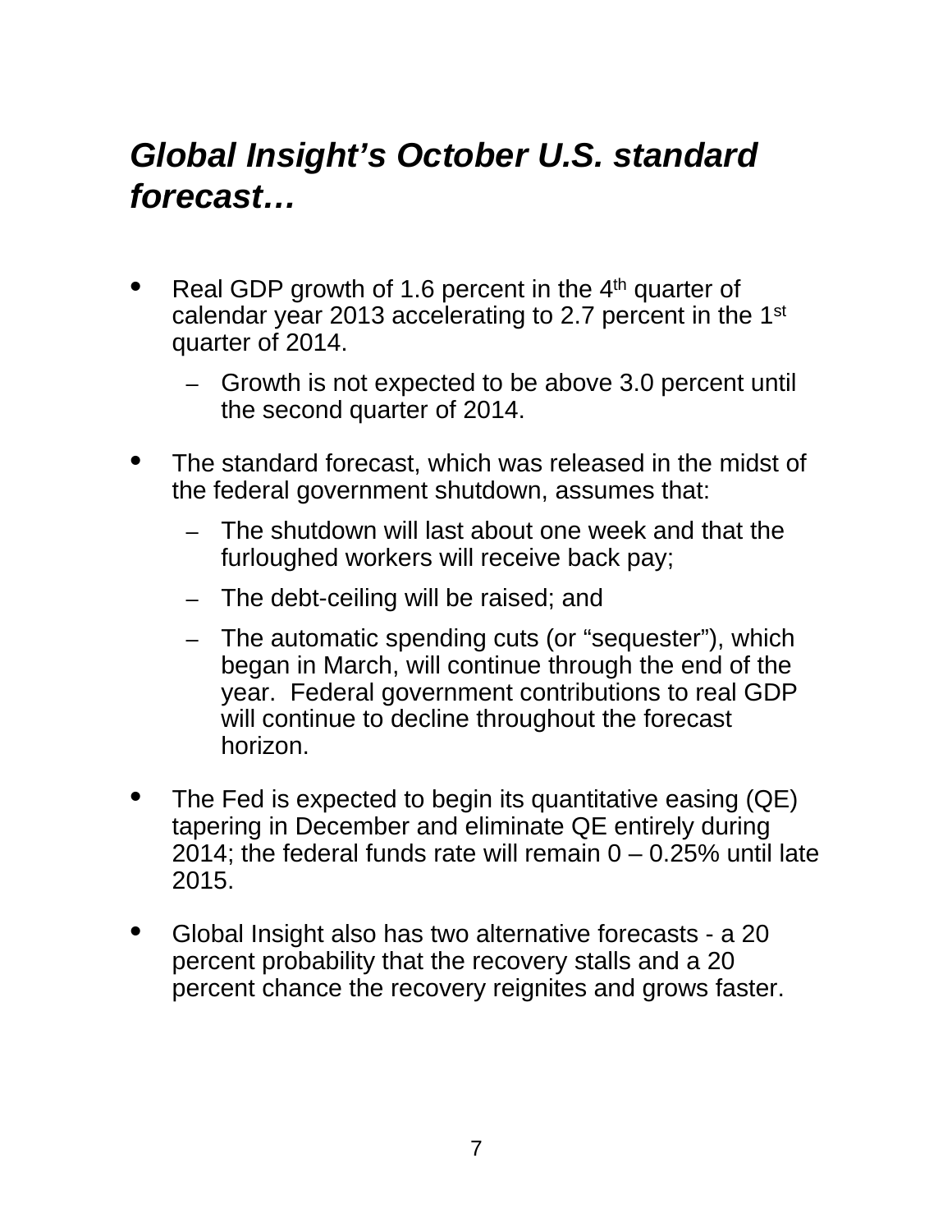## *Global Insight's October U.S. standard forecast…*

- Real GDP growth of 1.6 percent in the 4th quarter of calendar year 2013 accelerating to 2.7 percent in the 1st quarter of 2014.
  - Growth is not expected to be above 3.0 percent until the second quarter of 2014.
- The standard forecast, which was released in the midst of the federal government shutdown, assumes that:
  - The shutdown will last about one week and that the furloughed workers will receive back pay;
  - The debt-ceiling will be raised; and
  - The automatic spending cuts (or "sequester"), which began in March, will continue through the end of the year. Federal government contributions to real GDP will continue to decline throughout the forecast horizon.
- The Fed is expected to begin its quantitative easing (QE) tapering in December and eliminate QE entirely during 2014; the federal funds rate will remain 0 – 0.25% until late 2015.
- Global Insight also has two alternative forecasts - a 20 percent probability that the recovery stalls and a 20 percent chance the recovery reignites and grows faster.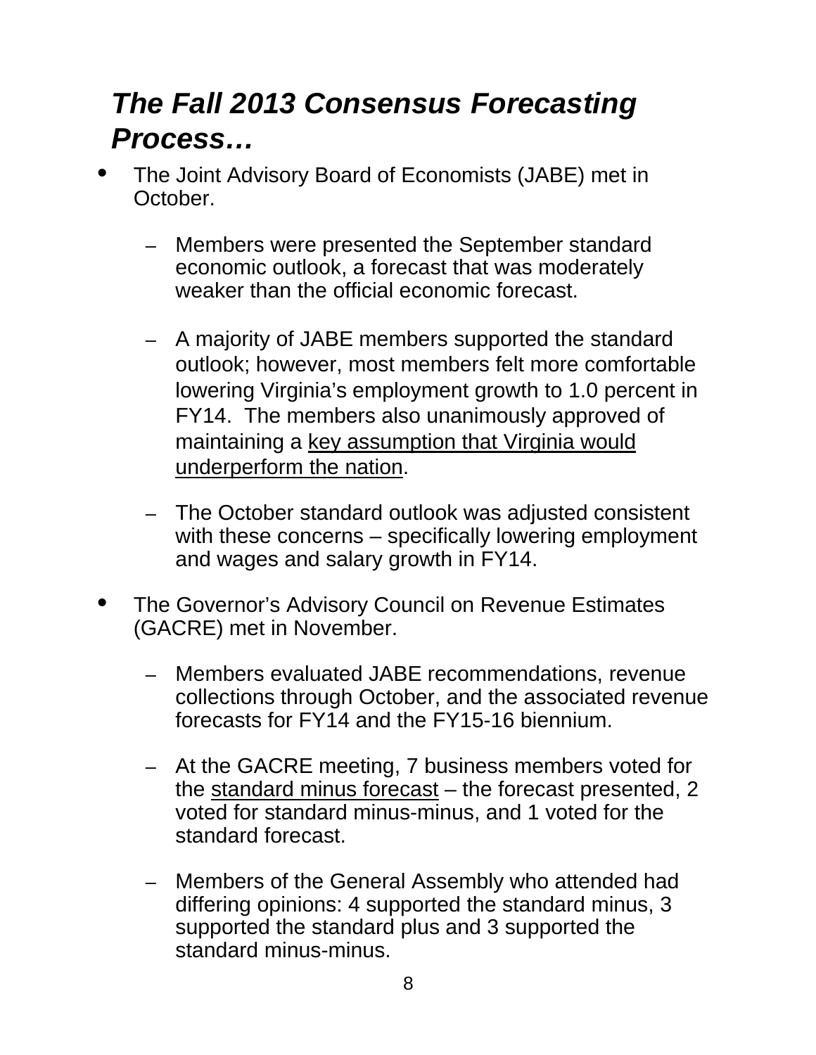## *The Fall 2013 Consensus Forecasting Process…*

- The Joint Advisory Board of Economists (JABE) met in October.
  - Members were presented the September standard economic outlook, a forecast that was moderately weaker than the official economic forecast.
  - A majority of JABE members supported the standard outlook; however, most members felt more comfortable lowering Virginia's employment growth to 1.0 percent in FY14. The members also unanimously approved of maintaining a <u>key assumption that Virginia would underperform the nation</u>.
  - The October standard outlook was adjusted consistent with these concerns – specifically lowering employment and wages and salary growth in FY14.
- The Governor's Advisory Council on Revenue Estimates (GACRE) met in November.
  - Members evaluated JABE recommendations, revenue collections through October, and the associated revenue forecasts for FY14 and the FY15-16 biennium.
  - At the GACRE meeting, 7 business members voted for the <u>standard minus forecast</u> – the forecast presented, 2 voted for standard minus-minus, and 1 voted for the standard forecast.
  - Members of the General Assembly who attended had differing opinions: 4 supported the standard minus, 3 supported the standard plus and 3 supported the standard minus-minus.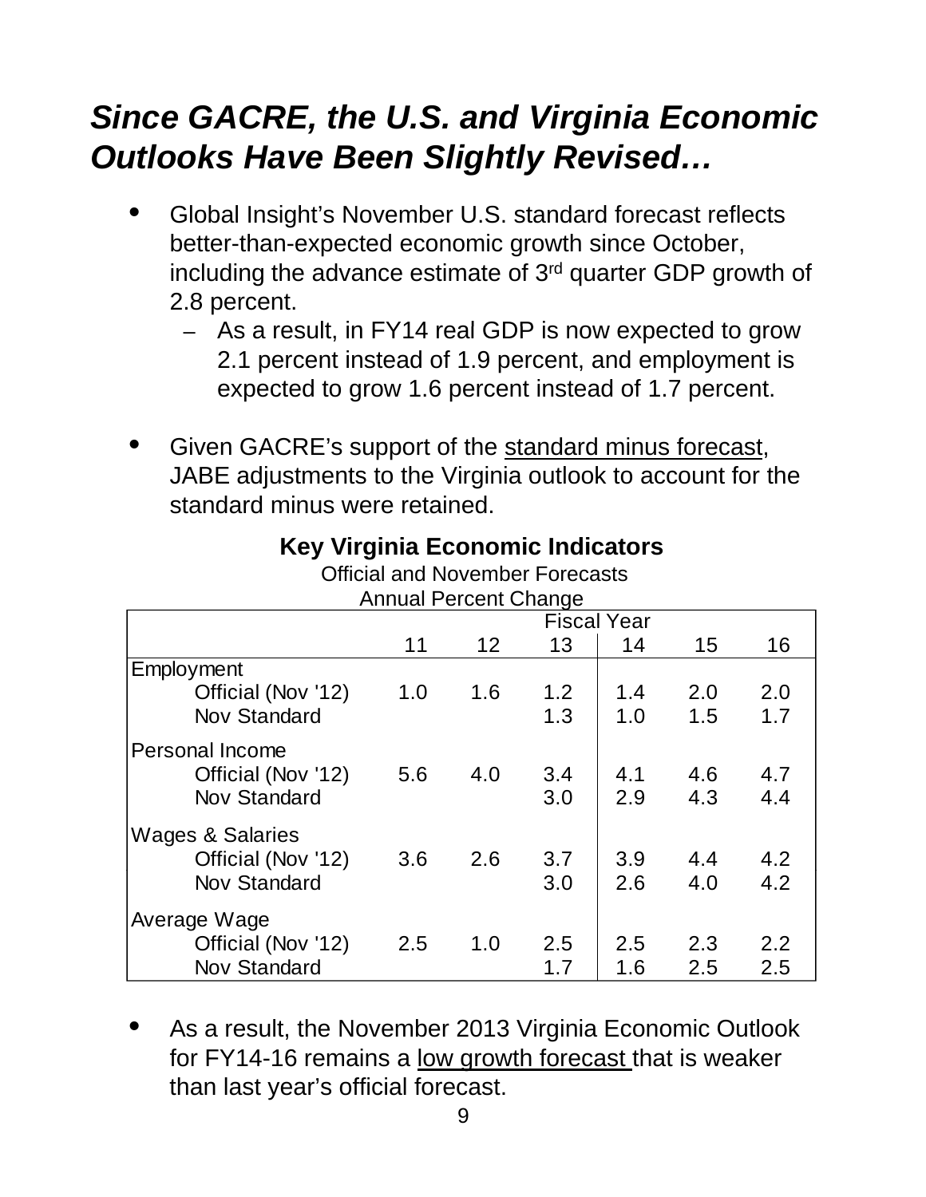## *Since GACRE, the U.S. and Virginia Economic Outlooks Have Been Slightly Revised…*

- Global Insight's November U.S. standard forecast reflects better-than-expected economic growth since October, including the advance estimate of 3rd quarter GDP growth of 2.8 percent.
  - As a result, in FY14 real GDP is now expected to grow 2.1 percent instead of 1.9 percent, and employment is expected to grow 1.6 percent instead of 1.7 percent.

- Given GACRE's support of the standard minus forecast, JABE adjustments to the Virginia outlook to account for the standard minus were retained.

**Key Virginia Economic Indicators**
Official and November Forecasts
Annual Percent Change

| | Fiscal Year | | | | | |
|---|---|---|---|---|---|---|
| | 11 | 12 | 13 | 14 | 15 | 16 |
| **Employment** | | | | | | |
| Official (Nov '12) | 1.0 | 1.6 | 1.2 | 1.4 | 2.0 | 2.0 |
| Nov Standard | | | 1.3 | 1.0 | 1.5 | 1.7 |
| **Personal Income** | | | | | | |
| Official (Nov '12) | 5.6 | 4.0 | 3.4 | 4.1 | 4.6 | 4.7 |
| Nov Standard | | | 3.0 | 2.9 | 4.3 | 4.4 |
| **Wages & Salaries** | | | | | | |
| Official (Nov '12) | 3.6 | 2.6 | 3.7 | 3.9 | 4.4 | 4.2 |
| Nov Standard | | | 3.0 | 2.6 | 4.0 | 4.2 |
| **Average Wage** | | | | | | |
| Official (Nov '12) | 2.5 | 1.0 | 2.5 | 2.5 | 2.3 | 2.2 |
| Nov Standard | | | 1.7 | 1.6 | 2.5 | 2.5 |

- As a result, the November 2013 Virginia Economic Outlook for FY14-16 remains a low growth forecast that is weaker than last year's official forecast.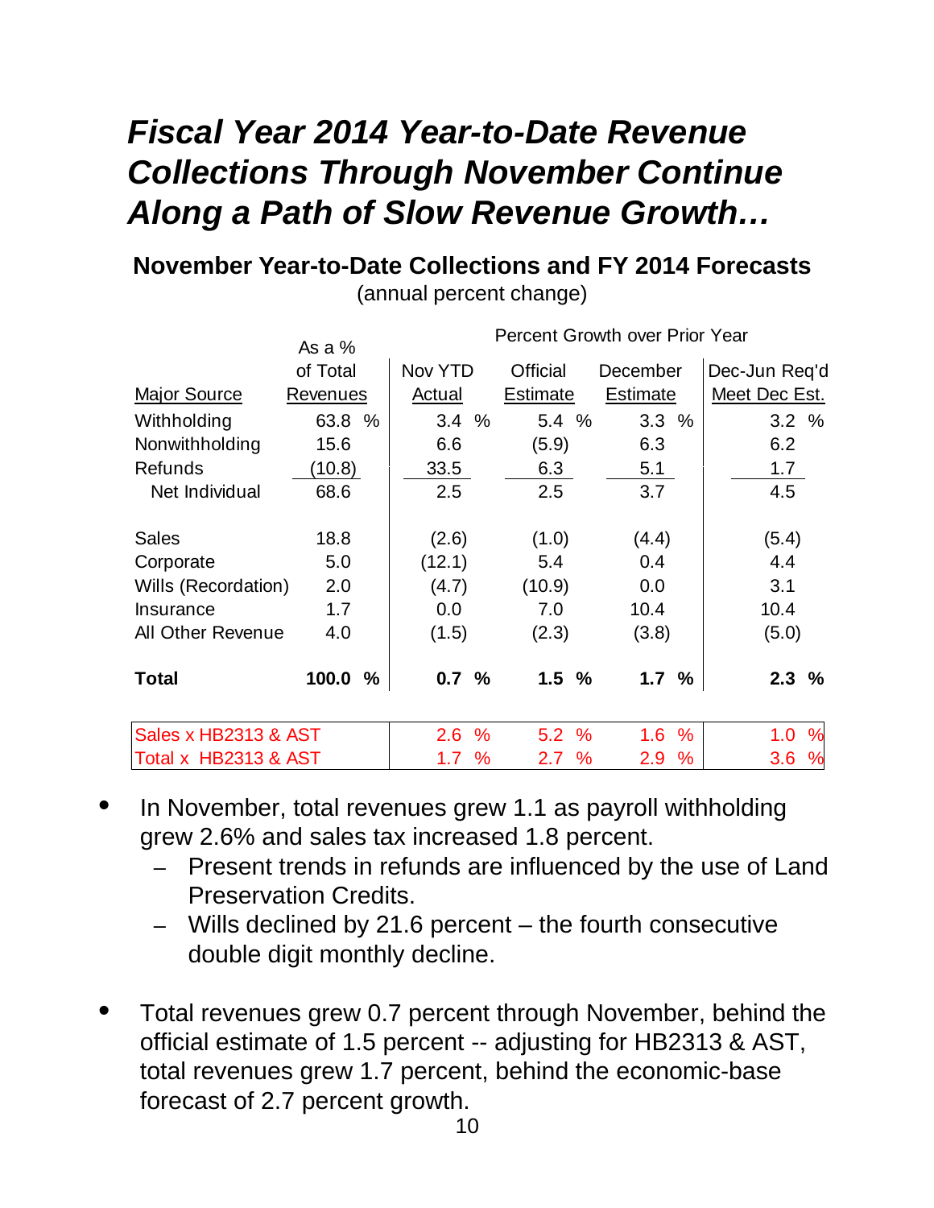# *Fiscal Year 2014 Year-to-Date Revenue Collections Through November Continue Along a Path of Slow Revenue Growth…*

**November Year-to-Date Collections and FY 2014 Forecasts**

(annual percent change)

| Major Source | As a % of Total Revenues | Nov YTD Actual | Official Estimate | December Estimate | Dec-Jun Req'd Meet Dec Est. |
|---|---|---|---|---|---|
| | | Percent Growth over Prior Year | | | |
| Withholding | 63.8 % | 3.4 % | 5.4 % | 3.3 % | 3.2 % |
| Nonwithholding | 15.6 | 6.6 | (5.9) | 6.3 | 6.2 |
| Refunds | (10.8) | 33.5 | 6.3 | 5.1 | 1.7 |
| Net Individual | 68.6 | 2.5 | 2.5 | 3.7 | 4.5 |
| Sales | 18.8 | (2.6) | (1.0) | (4.4) | (5.4) |
| Corporate | 5.0 | (12.1) | 5.4 | 0.4 | 4.4 |
| Wills (Recordation) | 2.0 | (4.7) | (10.9) | 0.0 | 3.1 |
| Insurance | 1.7 | 0.0 | 7.0 | 10.4 | 10.4 |
| All Other Revenue | 4.0 | (1.5) | (2.3) | (3.8) | (5.0) |
| **Total** | **100.0 %** | **0.7 %** | **1.5 %** | **1.7 %** | **2.3 %** |
| Sales x HB2313 & AST | | 2.6 % | 5.2 % | 1.6 % | 1.0 % |
| Total x HB2313 & AST | | 1.7 % | 2.7 % | 2.9 % | 3.6 % |

- In November, total revenues grew 1.1 as payroll withholding grew 2.6% and sales tax increased 1.8 percent.
  - Present trends in refunds are influenced by the use of Land Preservation Credits.
  - Wills declined by 21.6 percent – the fourth consecutive double digit monthly decline.
- Total revenues grew 0.7 percent through November, behind the official estimate of 1.5 percent -- adjusting for HB2313 & AST, total revenues grew 1.7 percent, behind the economic-base forecast of 2.7 percent growth.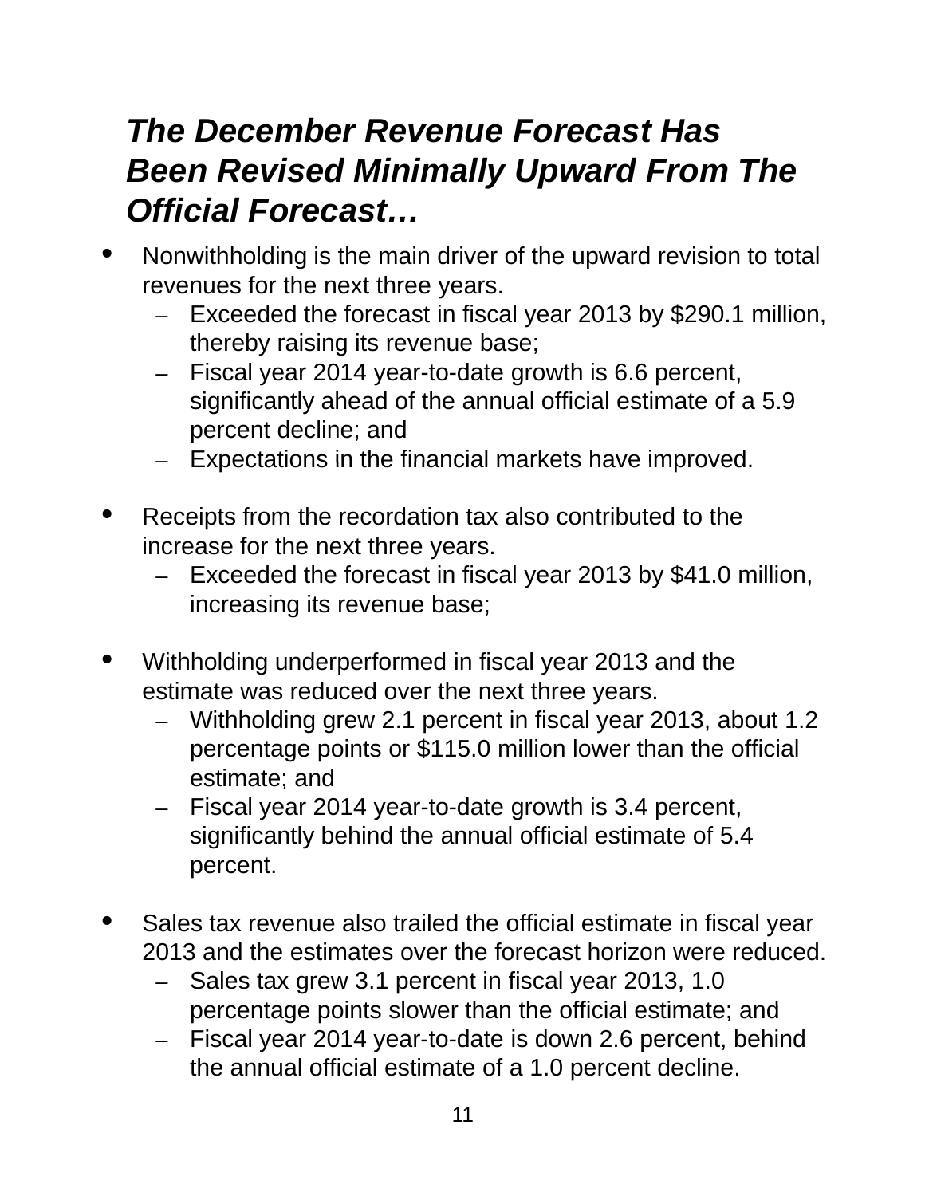## *The December Revenue Forecast Has Been Revised Minimally Upward From The Official Forecast…*

- Nonwithholding is the main driver of the upward revision to total revenues for the next three years.
  - Exceeded the forecast in fiscal year 2013 by $290.1 million, thereby raising its revenue base;
  - Fiscal year 2014 year-to-date growth is 6.6 percent, significantly ahead of the annual official estimate of a 5.9 percent decline; and
  - Expectations in the financial markets have improved.

- Receipts from the recordation tax also contributed to the increase for the next three years.
  - Exceeded the forecast in fiscal year 2013 by $41.0 million, increasing its revenue base;

- Withholding underperformed in fiscal year 2013 and the estimate was reduced over the next three years.
  - Withholding grew 2.1 percent in fiscal year 2013, about 1.2 percentage points or $115.0 million lower than the official estimate; and
  - Fiscal year 2014 year-to-date growth is 3.4 percent, significantly behind the annual official estimate of 5.4 percent.

- Sales tax revenue also trailed the official estimate in fiscal year 2013 and the estimates over the forecast horizon were reduced.
  - Sales tax grew 3.1 percent in fiscal year 2013, 1.0 percentage points slower than the official estimate; and
  - Fiscal year 2014 year-to-date is down 2.6 percent, behind the annual official estimate of a 1.0 percent decline.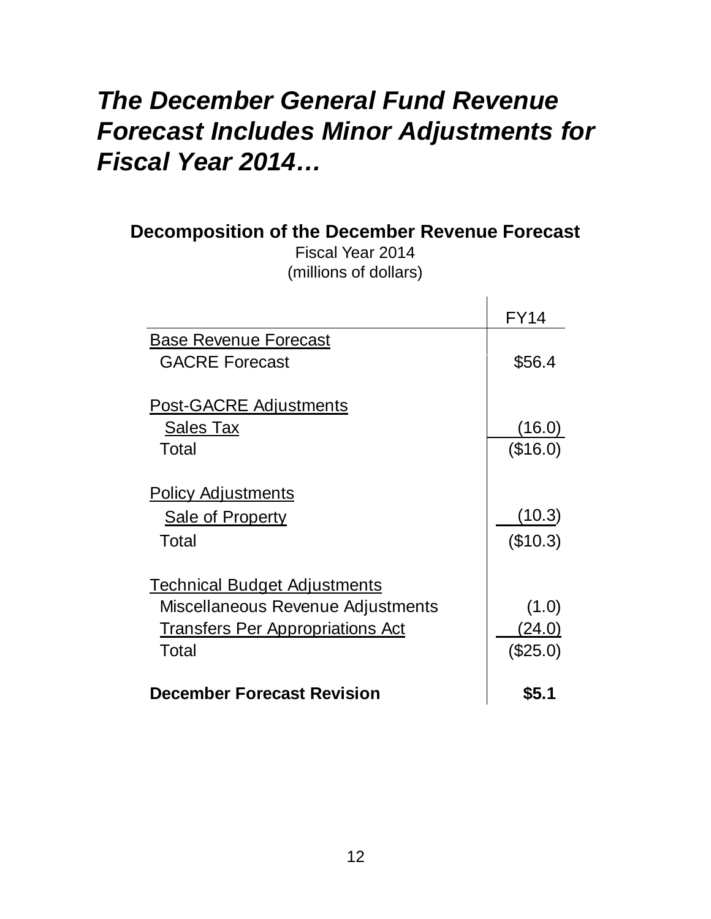# *The December General Fund Revenue Forecast Includes Minor Adjustments for Fiscal Year 2014…*

**Decomposition of the December Revenue Forecast**

Fiscal Year 2014

(millions of dollars)

| | FY14 |
|---|---|
| Base Revenue Forecast | |
| GACRE Forecast | $56.4 |
| | |
| Post-GACRE Adjustments | |
| Sales Tax | (16.0) |
| Total | ($16.0) |
| | |
| Policy Adjustments | |
| Sale of Property | (10.3) |
| Total | ($10.3) |
| | |
| Technical Budget Adjustments | |
| Miscellaneous Revenue Adjustments | (1.0) |
| Transfers Per Appropriations Act | (24.0) |
| Total | ($25.0) |
| | |
| **December Forecast Revision** | **$5.1** |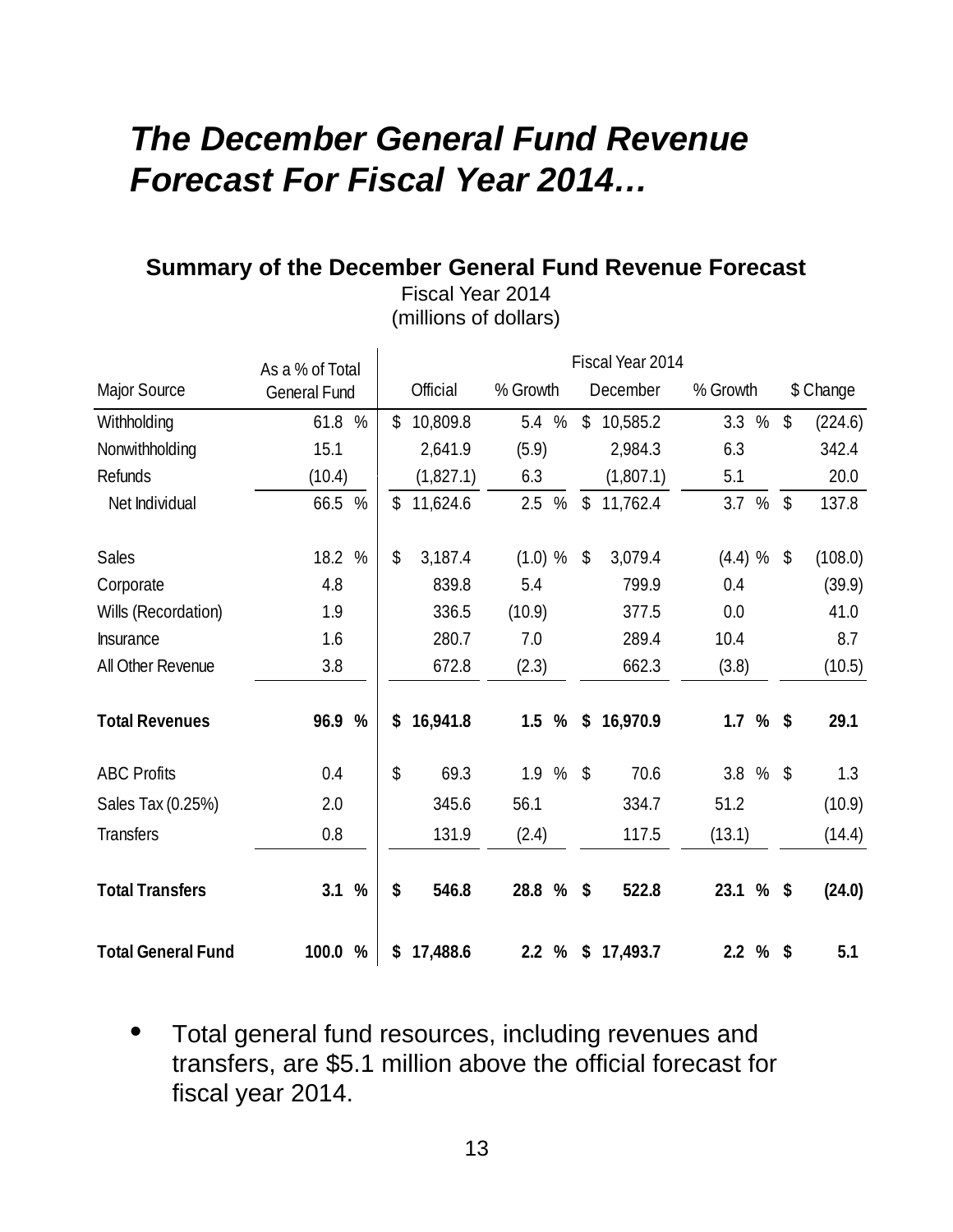# *The December General Fund Revenue Forecast For Fiscal Year 2014…*

**Summary of the December General Fund Revenue Forecast**
Fiscal Year 2014
(millions of dollars)

| Major Source | As a % of Total General Fund | Fiscal Year 2014 Official | % Growth | December | % Growth | $ Change |
|---|---|---|---|---|---|---|
| Withholding | 61.8 % | $ 10,809.8 | 5.4 % | $ 10,585.2 | 3.3 % | $ (224.6) |
| Nonwithholding | 15.1 | 2,641.9 | (5.9) | 2,984.3 | 6.3 | 342.4 |
| Refunds | (10.4) | (1,827.1) | 6.3 | (1,807.1) | 5.1 | 20.0 |
| Net Individual | 66.5 % | $ 11,624.6 | 2.5 % | $ 11,762.4 | 3.7 % | $ 137.8 |
| Sales | 18.2 % | $ 3,187.4 | (1.0) % | $ 3,079.4 | (4.4) % | $ (108.0) |
| Corporate | 4.8 | 839.8 | 5.4 | 799.9 | 0.4 | (39.9) |
| Wills (Recordation) | 1.9 | 336.5 | (10.9) | 377.5 | 0.0 | 41.0 |
| Insurance | 1.6 | 280.7 | 7.0 | 289.4 | 10.4 | 8.7 |
| All Other Revenue | 3.8 | 672.8 | (2.3) | 662.3 | (3.8) | (10.5) |
| **Total Revenues** | **96.9 %** | **$ 16,941.8** | **1.5 %** | **$ 16,970.9** | **1.7 %** | **$ 29.1** |
| ABC Profits | 0.4 | $ 69.3 | 1.9 % | $ 70.6 | 3.8 % | $ 1.3 |
| Sales Tax (0.25%) | 2.0 | 345.6 | 56.1 | 334.7 | 51.2 | (10.9) |
| Transfers | 0.8 | 131.9 | (2.4) | 117.5 | (13.1) | (14.4) |
| **Total Transfers** | **3.1 %** | **$ 546.8** | **28.8 %** | **$ 522.8** | **23.1 %** | **$ (24.0)** |
| **Total General Fund** | **100.0 %** | **$ 17,488.6** | **2.2 %** | **$ 17,493.7** | **2.2 %** | **$ 5.1** |

- Total general fund resources, including revenues and transfers, are $5.1 million above the official forecast for fiscal year 2014.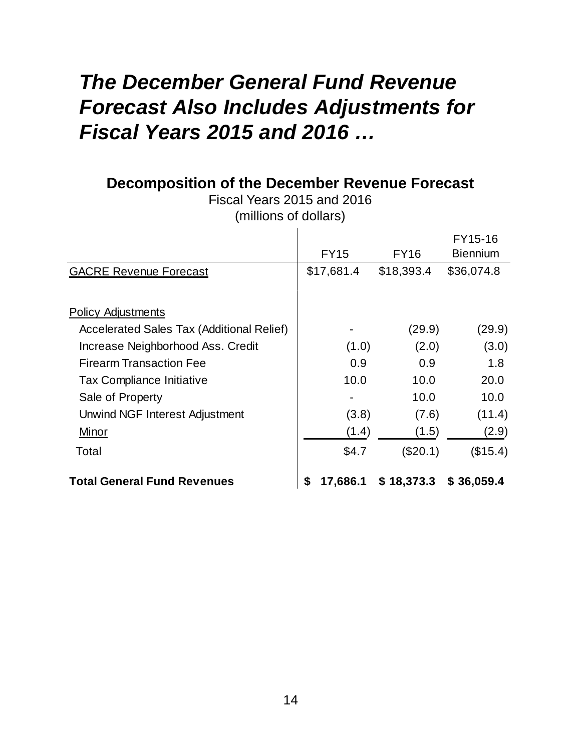# *The December General Fund Revenue Forecast Also Includes Adjustments for Fiscal Years 2015 and 2016 …*

## Decomposition of the December Revenue Forecast

Fiscal Years 2015 and 2016

(millions of dollars)

| | FY15 | FY16 | FY15-16 Biennium |
|---|---|---|---|
| GACRE Revenue Forecast | $17,681.4 | $18,393.4 | $36,074.8 |
| | | | |
| Policy Adjustments | | | |
| Accelerated Sales Tax (Additional Relief) | - | (29.9) | (29.9) |
| Increase Neighborhood Ass. Credit | (1.0) | (2.0) | (3.0) |
| Firearm Transaction Fee | 0.9 | 0.9 | 1.8 |
| Tax Compliance Initiative | 10.0 | 10.0 | 20.0 |
| Sale of Property | - | 10.0 | 10.0 |
| Unwind NGF Interest Adjustment | (3.8) | (7.6) | (11.4) |
| Minor | (1.4) | (1.5) | (2.9) |
| Total | $4.7 | ($20.1) | ($15.4) |
| | | | |
| **Total General Fund Revenues** | **$ 17,686.1** | **$ 18,373.3** | **$ 36,059.4** |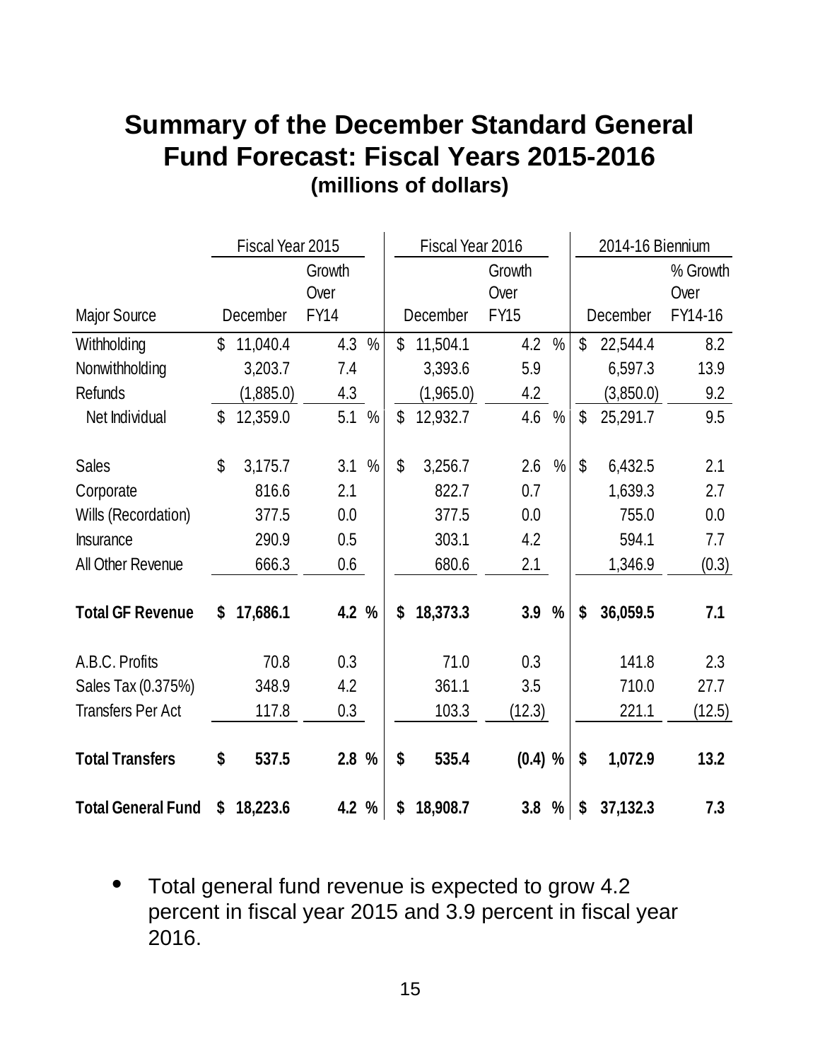# Summary of the December Standard General Fund Forecast: Fiscal Years 2015-2016

**(millions of dollars)**

| | Fiscal Year 2015 | | Fiscal Year 2016 | | 2014-16 Biennium | |
|---|---|---|---|---|---|---|
| Major Source | December | Growth Over FY14 | December | Growth Over FY15 | December | % Growth Over FY14-16 |
| Withholding | $ 11,040.4 | 4.3 % | $ 11,504.1 | 4.2 % | $ 22,544.4 | 8.2 |
| Nonwithholding | 3,203.7 | 7.4 | 3,393.6 | 5.9 | 6,597.3 | 13.9 |
| Refunds | (1,885.0) | 4.3 | (1,965.0) | 4.2 | (3,850.0) | 9.2 |
| Net Individual | $ 12,359.0 | 5.1 % | $ 12,932.7 | 4.6 % | $ 25,291.7 | 9.5 |
| Sales | $ 3,175.7 | 3.1 % | $ 3,256.7 | 2.6 % | $ 6,432.5 | 2.1 |
| Corporate | 816.6 | 2.1 | 822.7 | 0.7 | 1,639.3 | 2.7 |
| Wills (Recordation) | 377.5 | 0.0 | 377.5 | 0.0 | 755.0 | 0.0 |
| Insurance | 290.9 | 0.5 | 303.1 | 4.2 | 594.1 | 7.7 |
| All Other Revenue | 666.3 | 0.6 | 680.6 | 2.1 | 1,346.9 | (0.3) |
| **Total GF Revenue** | **$ 17,686.1** | **4.2 %** | **$ 18,373.3** | **3.9 %** | **$ 36,059.5** | **7.1** |
| A.B.C. Profits | 70.8 | 0.3 | 71.0 | 0.3 | 141.8 | 2.3 |
| Sales Tax (0.375%) | 348.9 | 4.2 | 361.1 | 3.5 | 710.0 | 27.7 |
| Transfers Per Act | 117.8 | 0.3 | 103.3 | (12.3) | 221.1 | (12.5) |
| **Total Transfers** | **$ 537.5** | **2.8 %** | **$ 535.4** | **(0.4) %** | **$ 1,072.9** | **13.2** |
| **Total General Fund** | **$ 18,223.6** | **4.2 %** | **$ 18,908.7** | **3.8 %** | **$ 37,132.3** | **7.3** |

- Total general fund revenue is expected to grow 4.2 percent in fiscal year 2015 and 3.9 percent in fiscal year 2016.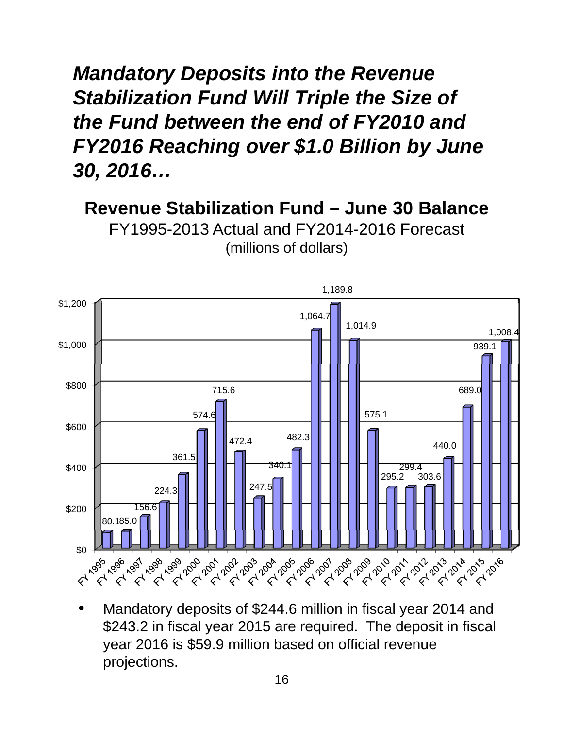# *Mandatory Deposits into the Revenue Stabilization Fund Will Triple the Size of the Fund between the end of FY2010 and FY2016 Reaching over $1.0 Billion by June 30, 2016…*

## Revenue Stabilization Fund – June 30 Balance

FY1995-2013 Actual and FY2014-2016 Forecast
(millions of dollars)

| Fiscal Year | Balance |
|---|---|
| FY 1995 | 80.1 |
| FY 1996 | 85.0 |
| FY 1997 | 156.6 |
| FY 1998 | 224.3 |
| FY 1999 | 361.5 |
| FY 2000 | 574.6 |
| FY 2001 | 715.6 |
| FY 2002 | 472.4 |
| FY 2003 | 247.5 |
| FY 2004 | 340.1 |
| FY 2005 | 482.3 |
| FY 2006 | 1,064.7 |
| FY 2007 | 1,189.8 |
| FY 2008 | 1,014.9 |
| FY 2009 | 575.1 |
| FY 2010 | 295.2 |
| FY 2011 | 299.4 |
| FY 2012 | 303.6 |
| FY 2013 | 440.0 |
| FY 2014 | 689.0 |
| FY 2015 | 939.1 |
| FY 2016 | 1,008.4 |

- Mandatory deposits of $244.6 million in fiscal year 2014 and $243.2 in fiscal year 2015 are required. The deposit in fiscal year 2016 is $59.9 million based on official revenue projections.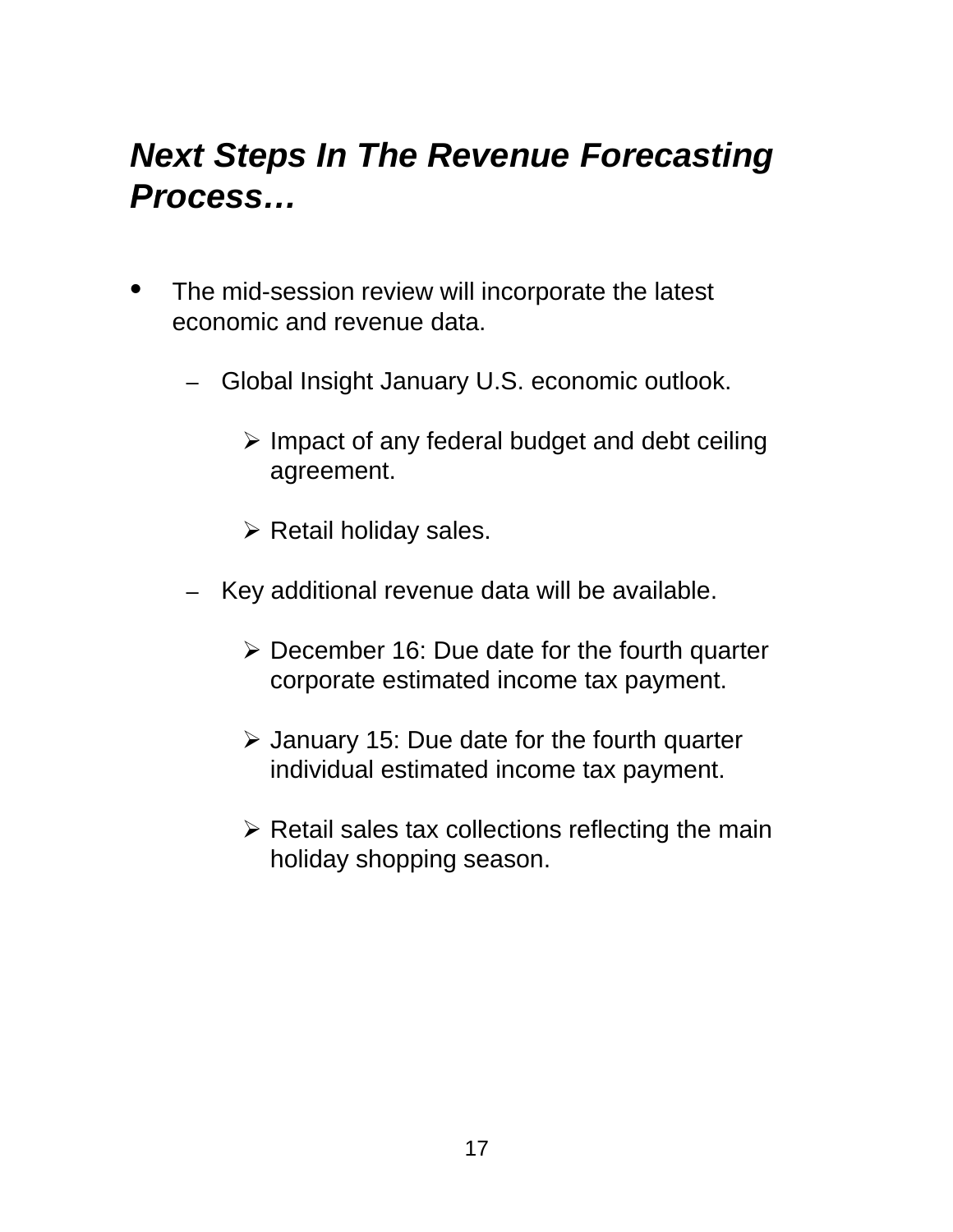## *Next Steps In The Revenue Forecasting Process…*

- The mid-session review will incorporate the latest economic and revenue data.
  - Global Insight January U.S. economic outlook.
    - Impact of any federal budget and debt ceiling agreement.
    - Retail holiday sales.
  - Key additional revenue data will be available.
    - December 16: Due date for the fourth quarter corporate estimated income tax payment.
    - January 15: Due date for the fourth quarter individual estimated income tax payment.
    - Retail sales tax collections reflecting the main holiday shopping season.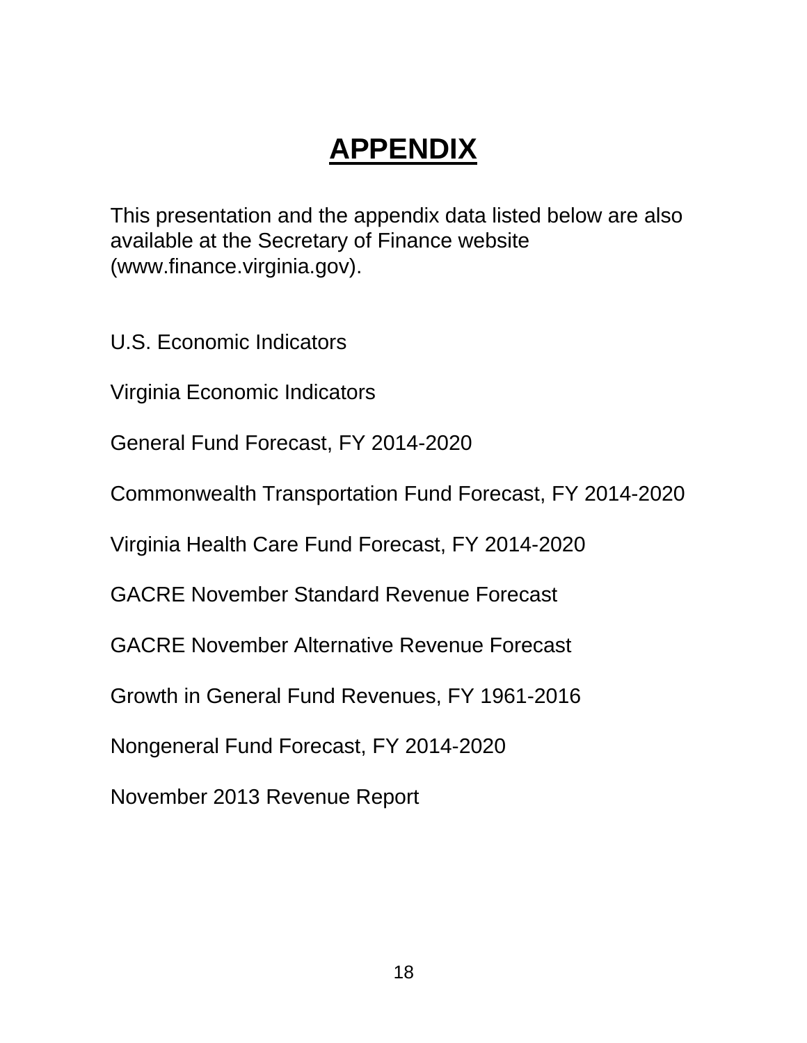# APPENDIX

This presentation and the appendix data listed below are also available at the Secretary of Finance website (www.finance.virginia.gov).

U.S. Economic Indicators

Virginia Economic Indicators

General Fund Forecast, FY 2014-2020

Commonwealth Transportation Fund Forecast, FY 2014-2020

Virginia Health Care Fund Forecast, FY 2014-2020

GACRE November Standard Revenue Forecast

GACRE November Alternative Revenue Forecast

Growth in General Fund Revenues, FY 1961-2016

Nongeneral Fund Forecast, FY 2014-2020

November 2013 Revenue Report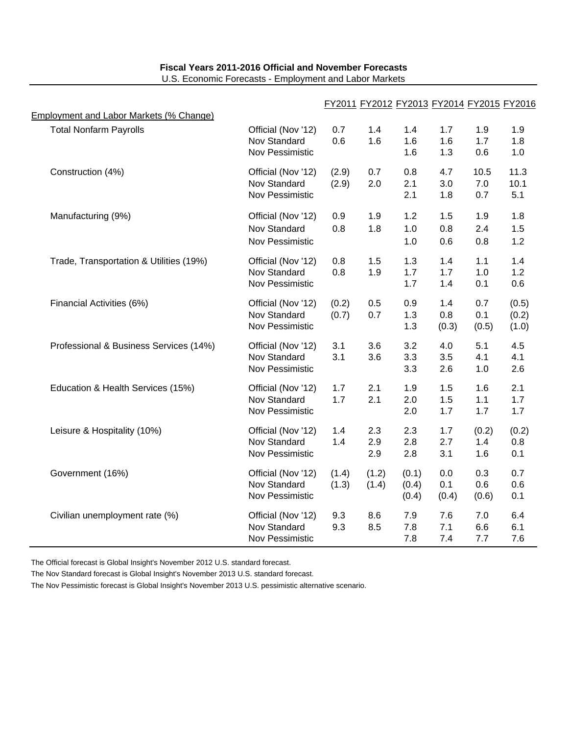**Fiscal Years 2011-2016 Official and November Forecasts**

U.S. Economic Forecasts - Employment and Labor Markets

| Employment and Labor Markets (% Change) | | FY2011 | FY2012 | FY2013 | FY2014 | FY2015 | FY2016 |
|---|---|---|---|---|---|---|---|
| Total Nonfarm Payrolls | Official (Nov '12) | 0.7 | 1.4 | 1.4 | 1.7 | 1.9 | 1.9 |
| | Nov Standard | 0.6 | 1.6 | 1.6 | 1.6 | 1.7 | 1.8 |
| | Nov Pessimistic | | | 1.6 | 1.3 | 0.6 | 1.0 |
| Construction (4%) | Official (Nov '12) | (2.9) | 0.7 | 0.8 | 4.7 | 10.5 | 11.3 |
| | Nov Standard | (2.9) | 2.0 | 2.1 | 3.0 | 7.0 | 10.1 |
| | Nov Pessimistic | | | 2.1 | 1.8 | 0.7 | 5.1 |
| Manufacturing (9%) | Official (Nov '12) | 0.9 | 1.9 | 1.2 | 1.5 | 1.9 | 1.8 |
| | Nov Standard | 0.8 | 1.8 | 1.0 | 0.8 | 2.4 | 1.5 |
| | Nov Pessimistic | | | 1.0 | 0.6 | 0.8 | 1.2 |
| Trade, Transportation & Utilities (19%) | Official (Nov '12) | 0.8 | 1.5 | 1.3 | 1.4 | 1.1 | 1.4 |
| | Nov Standard | 0.8 | 1.9 | 1.7 | 1.7 | 1.0 | 1.2 |
| | Nov Pessimistic | | | 1.7 | 1.4 | 0.1 | 0.6 |
| Financial Activities (6%) | Official (Nov '12) | (0.2) | 0.5 | 0.9 | 1.4 | 0.7 | (0.5) |
| | Nov Standard | (0.7) | 0.7 | 1.3 | 0.8 | 0.1 | (0.2) |
| | Nov Pessimistic | | | 1.3 | (0.3) | (0.5) | (1.0) |
| Professional & Business Services (14%) | Official (Nov '12) | 3.1 | 3.6 | 3.2 | 4.0 | 5.1 | 4.5 |
| | Nov Standard | 3.1 | 3.6 | 3.3 | 3.5 | 4.1 | 4.1 |
| | Nov Pessimistic | | | 3.3 | 2.6 | 1.0 | 2.6 |
| Education & Health Services (15%) | Official (Nov '12) | 1.7 | 2.1 | 1.9 | 1.5 | 1.6 | 2.1 |
| | Nov Standard | 1.7 | 2.1 | 2.0 | 1.5 | 1.1 | 1.7 |
| | Nov Pessimistic | | | 2.0 | 1.7 | 1.7 | 1.7 |
| Leisure & Hospitality (10%) | Official (Nov '12) | 1.4 | 2.3 | 2.3 | 1.7 | (0.2) | (0.2) |
| | Nov Standard | 1.4 | 2.9 | 2.8 | 2.7 | 1.4 | 0.8 |
| | Nov Pessimistic | | 2.9 | 2.8 | 3.1 | 1.6 | 0.1 |
| Government (16%) | Official (Nov '12) | (1.4) | (1.2) | (0.1) | 0.0 | 0.3 | 0.7 |
| | Nov Standard | (1.3) | (1.4) | (0.4) | 0.1 | 0.6 | 0.6 |
| | Nov Pessimistic | | | (0.4) | (0.4) | (0.6) | 0.1 |
| Civilian unemployment rate (%) | Official (Nov '12) | 9.3 | 8.6 | 7.9 | 7.6 | 7.0 | 6.4 |
| | Nov Standard | 9.3 | 8.5 | 7.8 | 7.1 | 6.6 | 6.1 |
| | Nov Pessimistic | | | 7.8 | 7.4 | 7.7 | 7.6 |

The Official forecast is Global Insight's November 2012 U.S. standard forecast.

The Nov Standard forecast is Global Insight's November 2013 U.S. standard forecast.

The Nov Pessimistic forecast is Global Insight's November 2013 U.S. pessimistic alternative scenario.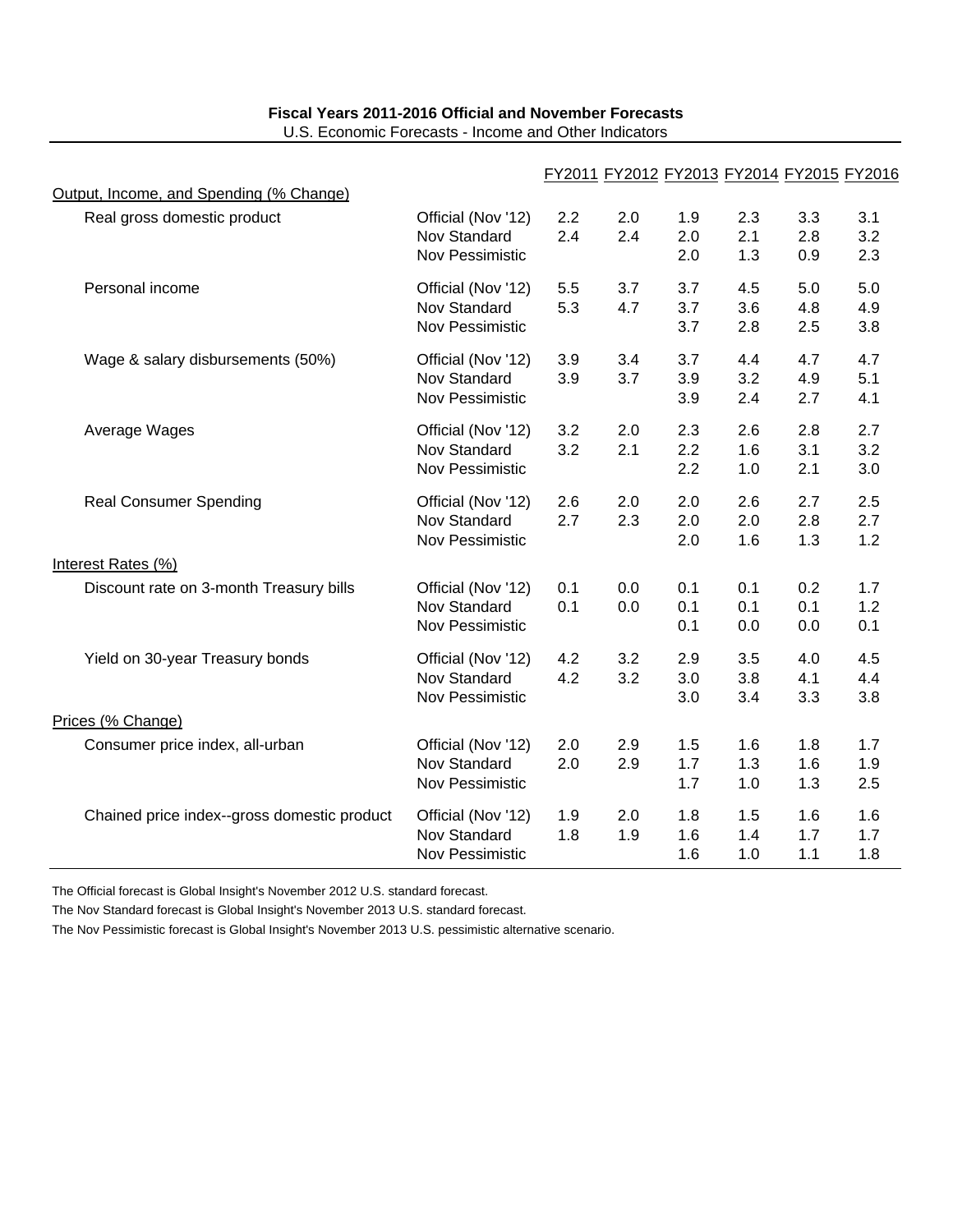**Fiscal Years 2011-2016 Official and November Forecasts**

U.S. Economic Forecasts - Income and Other Indicators

| | | FY2011 | FY2012 | FY2013 | FY2014 | FY2015 | FY2016 |
|---|---|---|---|---|---|---|---|
| Output, Income, and Spending (% Change) | | | | | | | |
| Real gross domestic product | Official (Nov '12) | 2.2 | 2.0 | 1.9 | 2.3 | 3.3 | 3.1 |
| | Nov Standard | 2.4 | 2.4 | 2.0 | 2.1 | 2.8 | 3.2 |
| | Nov Pessimistic | | | 2.0 | 1.3 | 0.9 | 2.3 |
| Personal income | Official (Nov '12) | 5.5 | 3.7 | 3.7 | 4.5 | 5.0 | 5.0 |
| | Nov Standard | 5.3 | 4.7 | 3.7 | 3.6 | 4.8 | 4.9 |
| | Nov Pessimistic | | | 3.7 | 2.8 | 2.5 | 3.8 |
| Wage & salary disbursements (50%) | Official (Nov '12) | 3.9 | 3.4 | 3.7 | 4.4 | 4.7 | 4.7 |
| | Nov Standard | 3.9 | 3.7 | 3.9 | 3.2 | 4.9 | 5.1 |
| | Nov Pessimistic | | | 3.9 | 2.4 | 2.7 | 4.1 |
| Average Wages | Official (Nov '12) | 3.2 | 2.0 | 2.3 | 2.6 | 2.8 | 2.7 |
| | Nov Standard | 3.2 | 2.1 | 2.2 | 1.6 | 3.1 | 3.2 |
| | Nov Pessimistic | | | 2.2 | 1.0 | 2.1 | 3.0 |
| Real Consumer Spending | Official (Nov '12) | 2.6 | 2.0 | 2.0 | 2.6 | 2.7 | 2.5 |
| | Nov Standard | 2.7 | 2.3 | 2.0 | 2.0 | 2.8 | 2.7 |
| | Nov Pessimistic | | | 2.0 | 1.6 | 1.3 | 1.2 |
| Interest Rates (%) | | | | | | | |
| Discount rate on 3-month Treasury bills | Official (Nov '12) | 0.1 | 0.0 | 0.1 | 0.1 | 0.2 | 1.7 |
| | Nov Standard | 0.1 | 0.0 | 0.1 | 0.1 | 0.1 | 1.2 |
| | Nov Pessimistic | | | 0.1 | 0.0 | 0.0 | 0.1 |
| Yield on 30-year Treasury bonds | Official (Nov '12) | 4.2 | 3.2 | 2.9 | 3.5 | 4.0 | 4.5 |
| | Nov Standard | 4.2 | 3.2 | 3.0 | 3.8 | 4.1 | 4.4 |
| | Nov Pessimistic | | | 3.0 | 3.4 | 3.3 | 3.8 |
| Prices (% Change) | | | | | | | |
| Consumer price index, all-urban | Official (Nov '12) | 2.0 | 2.9 | 1.5 | 1.6 | 1.8 | 1.7 |
| | Nov Standard | 2.0 | 2.9 | 1.7 | 1.3 | 1.6 | 1.9 |
| | Nov Pessimistic | | | 1.7 | 1.0 | 1.3 | 2.5 |
| Chained price index--gross domestic product | Official (Nov '12) | 1.9 | 2.0 | 1.8 | 1.5 | 1.6 | 1.6 |
| | Nov Standard | 1.8 | 1.9 | 1.6 | 1.4 | 1.7 | 1.7 |
| | Nov Pessimistic | | | 1.6 | 1.0 | 1.1 | 1.8 |

The Official forecast is Global Insight's November 2012 U.S. standard forecast.

The Nov Standard forecast is Global Insight's November 2013 U.S. standard forecast.

The Nov Pessimistic forecast is Global Insight's November 2013 U.S. pessimistic alternative scenario.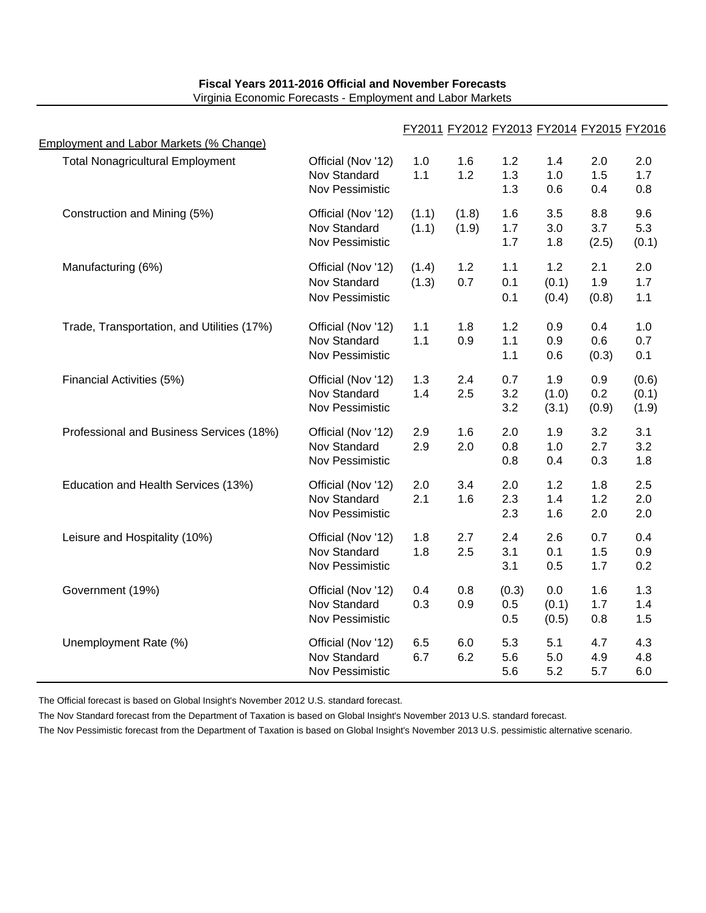**Fiscal Years 2011-2016 Official and November Forecasts**

Virginia Economic Forecasts - Employment and Labor Markets

| Employment and Labor Markets (% Change) | | FY2011 | FY2012 | FY2013 | FY2014 | FY2015 | FY2016 |
|---|---|---|---|---|---|---|---|
| Total Nonagricultural Employment | Official (Nov '12) | 1.0 | 1.6 | 1.2 | 1.4 | 2.0 | 2.0 |
| | Nov Standard | 1.1 | 1.2 | 1.3 | 1.0 | 1.5 | 1.7 |
| | Nov Pessimistic | | | 1.3 | 0.6 | 0.4 | 0.8 |
| Construction and Mining (5%) | Official (Nov '12) | (1.1) | (1.8) | 1.6 | 3.5 | 8.8 | 9.6 |
| | Nov Standard | (1.1) | (1.9) | 1.7 | 3.0 | 3.7 | 5.3 |
| | Nov Pessimistic | | | 1.7 | 1.8 | (2.5) | (0.1) |
| Manufacturing (6%) | Official (Nov '12) | (1.4) | 1.2 | 1.1 | 1.2 | 2.1 | 2.0 |
| | Nov Standard | (1.3) | 0.7 | 0.1 | (0.1) | 1.9 | 1.7 |
| | Nov Pessimistic | | | 0.1 | (0.4) | (0.8) | 1.1 |
| Trade, Transportation, and Utilities (17%) | Official (Nov '12) | 1.1 | 1.8 | 1.2 | 0.9 | 0.4 | 1.0 |
| | Nov Standard | 1.1 | 0.9 | 1.1 | 0.9 | 0.6 | 0.7 |
| | Nov Pessimistic | | | 1.1 | 0.6 | (0.3) | 0.1 |
| Financial Activities (5%) | Official (Nov '12) | 1.3 | 2.4 | 0.7 | 1.9 | 0.9 | (0.6) |
| | Nov Standard | 1.4 | 2.5 | 3.2 | (1.0) | 0.2 | (0.1) |
| | Nov Pessimistic | | | 3.2 | (3.1) | (0.9) | (1.9) |
| Professional and Business Services (18%) | Official (Nov '12) | 2.9 | 1.6 | 2.0 | 1.9 | 3.2 | 3.1 |
| | Nov Standard | 2.9 | 2.0 | 0.8 | 1.0 | 2.7 | 3.2 |
| | Nov Pessimistic | | | 0.8 | 0.4 | 0.3 | 1.8 |
| Education and Health Services (13%) | Official (Nov '12) | 2.0 | 3.4 | 2.0 | 1.2 | 1.8 | 2.5 |
| | Nov Standard | 2.1 | 1.6 | 2.3 | 1.4 | 1.2 | 2.0 |
| | Nov Pessimistic | | | 2.3 | 1.6 | 2.0 | 2.0 |
| Leisure and Hospitality (10%) | Official (Nov '12) | 1.8 | 2.7 | 2.4 | 2.6 | 0.7 | 0.4 |
| | Nov Standard | 1.8 | 2.5 | 3.1 | 0.1 | 1.5 | 0.9 |
| | Nov Pessimistic | | | 3.1 | 0.5 | 1.7 | 0.2 |
| Government (19%) | Official (Nov '12) | 0.4 | 0.8 | (0.3) | 0.0 | 1.6 | 1.3 |
| | Nov Standard | 0.3 | 0.9 | 0.5 | (0.1) | 1.7 | 1.4 |
| | Nov Pessimistic | | | 0.5 | (0.5) | 0.8 | 1.5 |
| Unemployment Rate (%) | Official (Nov '12) | 6.5 | 6.0 | 5.3 | 5.1 | 4.7 | 4.3 |
| | Nov Standard | 6.7 | 6.2 | 5.6 | 5.0 | 4.9 | 4.8 |
| | Nov Pessimistic | | | 5.6 | 5.2 | 5.7 | 6.0 |

The Official forecast is based on Global Insight's November 2012 U.S. standard forecast.

The Nov Standard forecast from the Department of Taxation is based on Global Insight's November 2013 U.S. standard forecast.

The Nov Pessimistic forecast from the Department of Taxation is based on Global Insight's November 2013 U.S. pessimistic alternative scenario.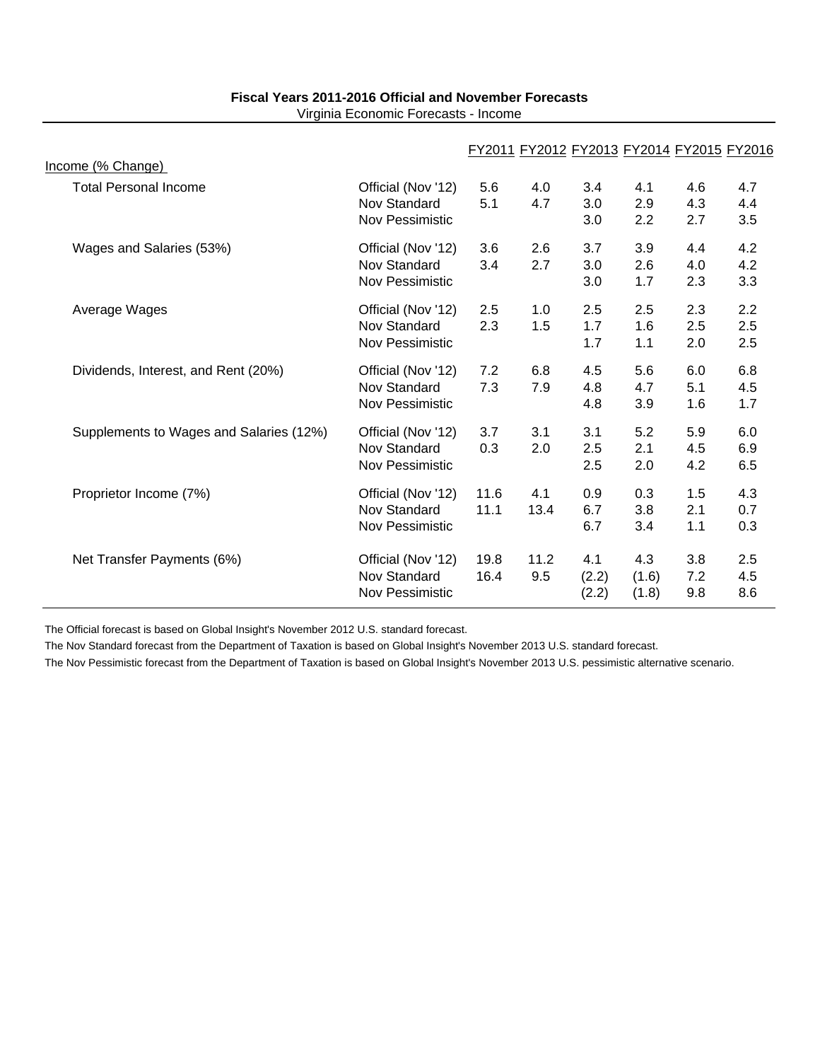**Fiscal Years 2011-2016 Official and November Forecasts**

Virginia Economic Forecasts - Income

| Income (% Change) | | FY2011 | FY2012 | FY2013 | FY2014 | FY2015 | FY2016 |
|---|---|---|---|---|---|---|---|
| Total Personal Income | Official (Nov '12) | 5.6 | 4.0 | 3.4 | 4.1 | 4.6 | 4.7 |
| | Nov Standard | 5.1 | 4.7 | 3.0 | 2.9 | 4.3 | 4.4 |
| | Nov Pessimistic | | | 3.0 | 2.2 | 2.7 | 3.5 |
| Wages and Salaries (53%) | Official (Nov '12) | 3.6 | 2.6 | 3.7 | 3.9 | 4.4 | 4.2 |
| | Nov Standard | 3.4 | 2.7 | 3.0 | 2.6 | 4.0 | 4.2 |
| | Nov Pessimistic | | | 3.0 | 1.7 | 2.3 | 3.3 |
| Average Wages | Official (Nov '12) | 2.5 | 1.0 | 2.5 | 2.5 | 2.3 | 2.2 |
| | Nov Standard | 2.3 | 1.5 | 1.7 | 1.6 | 2.5 | 2.5 |
| | Nov Pessimistic | | | 1.7 | 1.1 | 2.0 | 2.5 |
| Dividends, Interest, and Rent (20%) | Official (Nov '12) | 7.2 | 6.8 | 4.5 | 5.6 | 6.0 | 6.8 |
| | Nov Standard | 7.3 | 7.9 | 4.8 | 4.7 | 5.1 | 4.5 |
| | Nov Pessimistic | | | 4.8 | 3.9 | 1.6 | 1.7 |
| Supplements to Wages and Salaries (12%) | Official (Nov '12) | 3.7 | 3.1 | 3.1 | 5.2 | 5.9 | 6.0 |
| | Nov Standard | 0.3 | 2.0 | 2.5 | 2.1 | 4.5 | 6.9 |
| | Nov Pessimistic | | | 2.5 | 2.0 | 4.2 | 6.5 |
| Proprietor Income (7%) | Official (Nov '12) | 11.6 | 4.1 | 0.9 | 0.3 | 1.5 | 4.3 |
| | Nov Standard | 11.1 | 13.4 | 6.7 | 3.8 | 2.1 | 0.7 |
| | Nov Pessimistic | | | 6.7 | 3.4 | 1.1 | 0.3 |
| Net Transfer Payments (6%) | Official (Nov '12) | 19.8 | 11.2 | 4.1 | 4.3 | 3.8 | 2.5 |
| | Nov Standard | 16.4 | 9.5 | (2.2) | (1.6) | 7.2 | 4.5 |
| | Nov Pessimistic | | | (2.2) | (1.8) | 9.8 | 8.6 |

The Official forecast is based on Global Insight's November 2012 U.S. standard forecast.

The Nov Standard forecast from the Department of Taxation is based on Global Insight's November 2013 U.S. standard forecast.

The Nov Pessimistic forecast from the Department of Taxation is based on Global Insight's November 2013 U.S. pessimistic alternative scenario.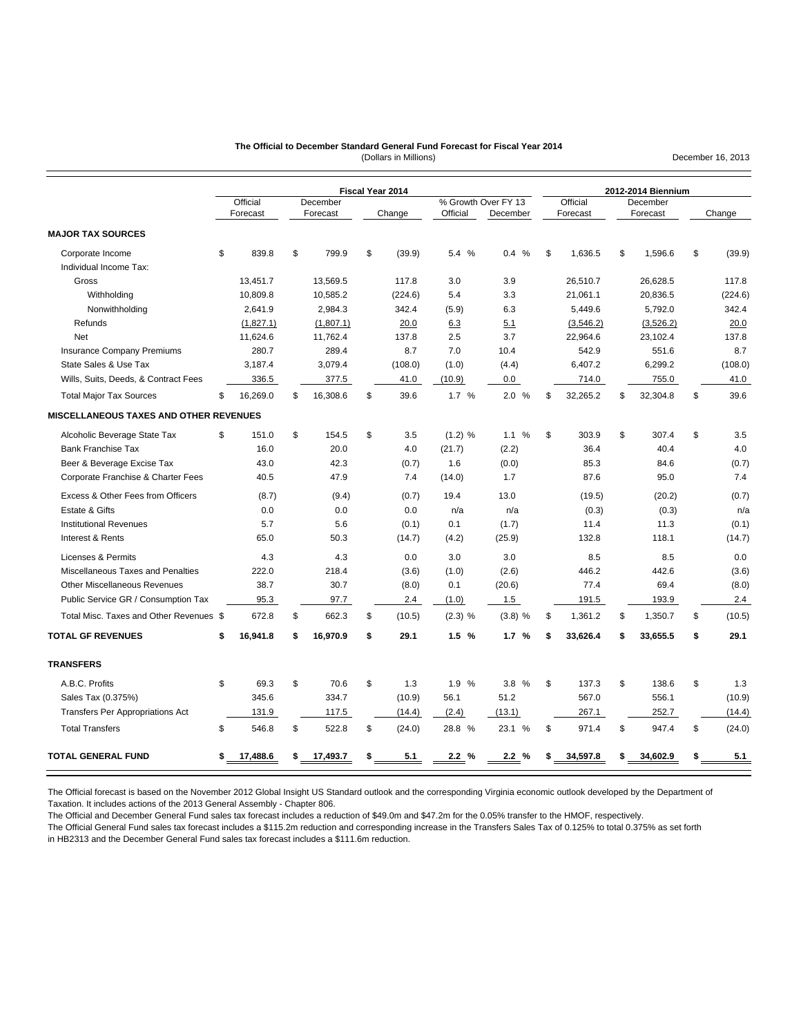**The Official to December Standard General Fund Forecast for Fiscal Year 2014**
(Dollars in Millions)

December 16, 2013

| | Fiscal Year 2014 | | | | | 2012-2014 Biennium | | |
|---|---|---|---|---|---|---|---|---|
| | Official Forecast | December Forecast | Change | % Growth Over FY 13 Official | % Growth Over FY 13 December | Official Forecast | December Forecast | Change |
| **MAJOR TAX SOURCES** | | | | | | | | |
| Corporate Income | $ 839.8 | $ 799.9 | $ (39.9) | 5.4 % | 0.4 % | $ 1,636.5 | $ 1,596.6 | $ (39.9) |
| Individual Income Tax: | | | | | | | | |
| Gross | 13,451.7 | 13,569.5 | 117.8 | 3.0 | 3.9 | 26,510.7 | 26,628.5 | 117.8 |
| Withholding | 10,809.8 | 10,585.2 | (224.6) | 5.4 | 3.3 | 21,061.1 | 20,836.5 | (224.6) |
| Nonwithholding | 2,641.9 | 2,984.3 | 342.4 | (5.9) | 6.3 | 5,449.6 | 5,792.0 | 342.4 |
| Refunds | (1,827.1) | (1,807.1) | 20.0 | 6.3 | 5.1 | (3,546.2) | (3,526.2) | 20.0 |
| Net | 11,624.6 | 11,762.4 | 137.8 | 2.5 | 3.7 | 22,964.6 | 23,102.4 | 137.8 |
| Insurance Company Premiums | 280.7 | 289.4 | 8.7 | 7.0 | 10.4 | 542.9 | 551.6 | 8.7 |
| State Sales & Use Tax | 3,187.4 | 3,079.4 | (108.0) | (1.0) | (4.4) | 6,407.2 | 6,299.2 | (108.0) |
| Wills, Suits, Deeds, & Contract Fees | 336.5 | 377.5 | 41.0 | (10.9) | 0.0 | 714.0 | 755.0 | 41.0 |
| Total Major Tax Sources | $ 16,269.0 | $ 16,308.6 | $ 39.6 | 1.7 % | 2.0 % | $ 32,265.2 | $ 32,304.8 | $ 39.6 |
| **MISCELLANEOUS TAXES AND OTHER REVENUES** | | | | | | | | |
| Alcoholic Beverage State Tax | $ 151.0 | $ 154.5 | $ 3.5 | (1.2) % | 1.1 % | $ 303.9 | $ 307.4 | $ 3.5 |
| Bank Franchise Tax | 16.0 | 20.0 | 4.0 | (21.7) | (2.2) | 36.4 | 40.4 | 4.0 |
| Beer & Beverage Excise Tax | 43.0 | 42.3 | (0.7) | 1.6 | (0.0) | 85.3 | 84.6 | (0.7) |
| Corporate Franchise & Charter Fees | 40.5 | 47.9 | 7.4 | (14.0) | 1.7 | 87.6 | 95.0 | 7.4 |
| Excess & Other Fees from Officers | (8.7) | (9.4) | (0.7) | 19.4 | 13.0 | (19.5) | (20.2) | (0.7) |
| Estate & Gifts | 0.0 | 0.0 | 0.0 | n/a | n/a | (0.3) | (0.3) | n/a |
| Institutional Revenues | 5.7 | 5.6 | (0.1) | 0.1 | (1.7) | 11.4 | 11.3 | (0.1) |
| Interest & Rents | 65.0 | 50.3 | (14.7) | (4.2) | (25.9) | 132.8 | 118.1 | (14.7) |
| Licenses & Permits | 4.3 | 4.3 | 0.0 | 3.0 | 3.0 | 8.5 | 8.5 | 0.0 |
| Miscellaneous Taxes and Penalties | 222.0 | 218.4 | (3.6) | (1.0) | (2.6) | 446.2 | 442.6 | (3.6) |
| Other Miscellaneous Revenues | 38.7 | 30.7 | (8.0) | 0.1 | (20.6) | 77.4 | 69.4 | (8.0) |
| Public Service GR / Consumption Tax | 95.3 | 97.7 | 2.4 | (1.0) | 1.5 | 191.5 | 193.9 | 2.4 |
| Total Misc. Taxes and Other Revenues | $ 672.8 | $ 662.3 | $ (10.5) | (2.3) % | (3.8) % | $ 1,361.2 | $ 1,350.7 | $ (10.5) |
| **TOTAL GF REVENUES** | **$ 16,941.8** | **$ 16,970.9** | **$ 29.1** | **1.5 %** | **1.7 %** | **$ 33,626.4** | **$ 33,655.5** | **$ 29.1** |
| **TRANSFERS** | | | | | | | | |
| A.B.C. Profits | $ 69.3 | $ 70.6 | $ 1.3 | 1.9 % | 3.8 % | $ 137.3 | $ 138.6 | $ 1.3 |
| Sales Tax (0.375%) | 345.6 | 334.7 | (10.9) | 56.1 | 51.2 | 567.0 | 556.1 | (10.9) |
| Transfers Per Appropriations Act | 131.9 | 117.5 | (14.4) | (2.4) | (13.1) | 267.1 | 252.7 | (14.4) |
| Total Transfers | $ 546.8 | $ 522.8 | $ (24.0) | 28.8 % | 23.1 % | $ 971.4 | $ 947.4 | $ (24.0) |
| **TOTAL GENERAL FUND** | **$ 17,488.6** | **$ 17,493.7** | **$ 5.1** | **2.2 %** | **2.2 %** | **$ 34,597.8** | **$ 34,602.9** | **$ 5.1** |

The Official forecast is based on the November 2012 Global Insight US Standard outlook and the corresponding Virginia economic outlook developed by the Department of Taxation. It includes actions of the 2013 General Assembly - Chapter 806.

The Official and December General Fund sales tax forecast includes a reduction of $49.0m and $47.2m for the 0.05% transfer to the HMOF, respectively.

The Official General Fund sales tax forecast includes a $115.2m reduction and corresponding increase in the Transfers Sales Tax of 0.125% to total 0.375% as set forth in HB2313 and the December General Fund sales tax forecast includes a $111.6m reduction.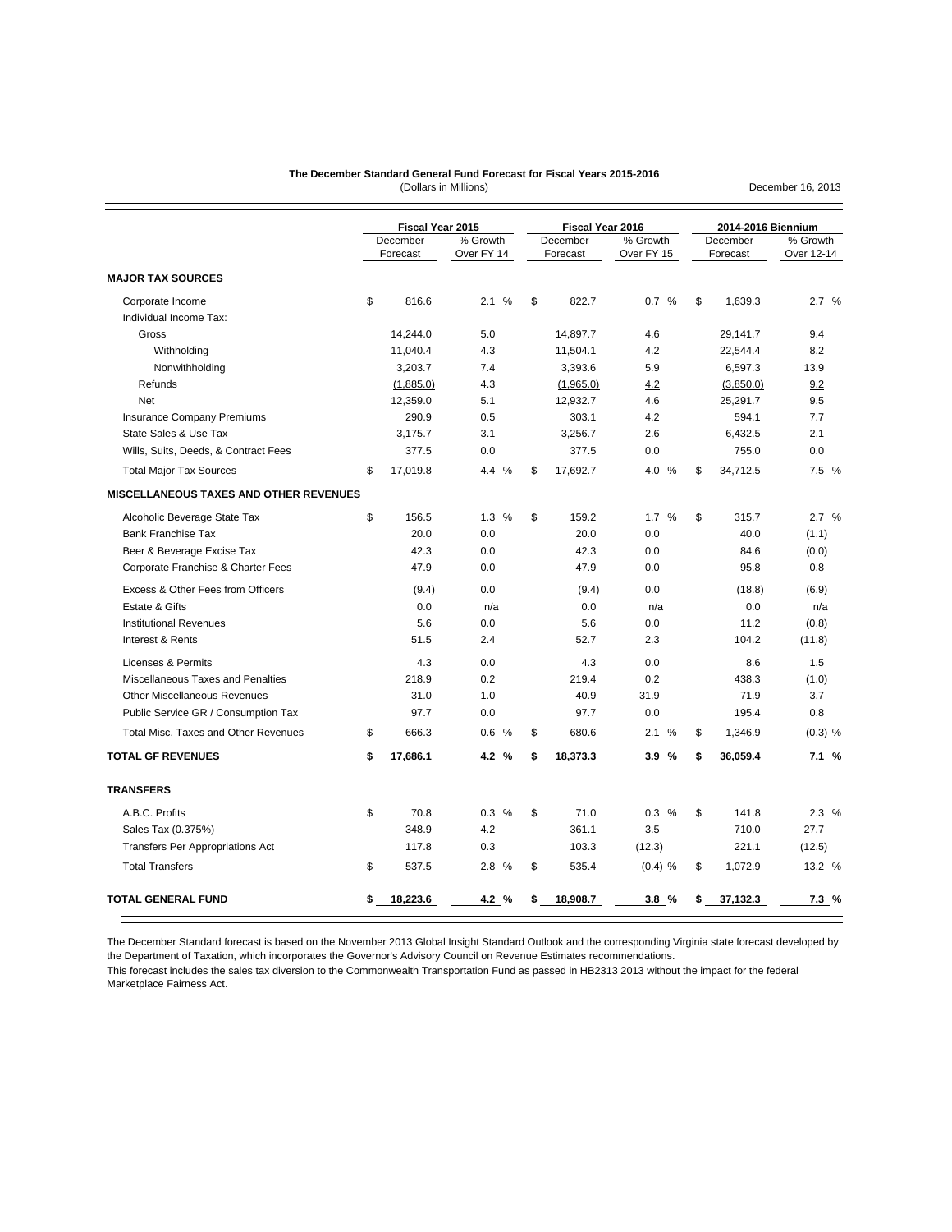**The December Standard General Fund Forecast for Fiscal Years 2015-2016**
(Dollars in Millions)

December 16, 2013

| | Fiscal Year 2015 | | Fiscal Year 2016 | | 2014-2016 Biennium | |
|---|---|---|---|---|---|---|
| | December Forecast | % Growth Over FY 14 | December Forecast | % Growth Over FY 15 | December Forecast | % Growth Over 12-14 |
| **MAJOR TAX SOURCES** | | | | | | |
| Corporate Income | $ 816.6 | 2.1 % | $ 822.7 | 0.7 % | $ 1,639.3 | 2.7 % |
| Individual Income Tax: | | | | | | |
| Gross | 14,244.0 | 5.0 | 14,897.7 | 4.6 | 29,141.7 | 9.4 |
| Withholding | 11,040.4 | 4.3 | 11,504.1 | 4.2 | 22,544.4 | 8.2 |
| Nonwithholding | 3,203.7 | 7.4 | 3,393.6 | 5.9 | 6,597.3 | 13.9 |
| Refunds | (1,885.0) | 4.3 | (1,965.0) | 4.2 | (3,850.0) | 9.2 |
| Net | 12,359.0 | 5.1 | 12,932.7 | 4.6 | 25,291.7 | 9.5 |
| Insurance Company Premiums | 290.9 | 0.5 | 303.1 | 4.2 | 594.1 | 7.7 |
| State Sales & Use Tax | 3,175.7 | 3.1 | 3,256.7 | 2.6 | 6,432.5 | 2.1 |
| Wills, Suits, Deeds, & Contract Fees | 377.5 | 0.0 | 377.5 | 0.0 | 755.0 | 0.0 |
| Total Major Tax Sources | $ 17,019.8 | 4.4 % | $ 17,692.7 | 4.0 % | $ 34,712.5 | 7.5 % |
| **MISCELLANEOUS TAXES AND OTHER REVENUES** | | | | | | |
| Alcoholic Beverage State Tax | $ 156.5 | 1.3 % | $ 159.2 | 1.7 % | $ 315.7 | 2.7 % |
| Bank Franchise Tax | 20.0 | 0.0 | 20.0 | 0.0 | 40.0 | (1.1) |
| Beer & Beverage Excise Tax | 42.3 | 0.0 | 42.3 | 0.0 | 84.6 | (0.0) |
| Corporate Franchise & Charter Fees | 47.9 | 0.0 | 47.9 | 0.0 | 95.8 | 0.8 |
| Excess & Other Fees from Officers | (9.4) | 0.0 | (9.4) | 0.0 | (18.8) | (6.9) |
| Estate & Gifts | 0.0 | n/a | 0.0 | n/a | 0.0 | n/a |
| Institutional Revenues | 5.6 | 0.0 | 5.6 | 0.0 | 11.2 | (0.8) |
| Interest & Rents | 51.5 | 2.4 | 52.7 | 2.3 | 104.2 | (11.8) |
| Licenses & Permits | 4.3 | 0.0 | 4.3 | 0.0 | 8.6 | 1.5 |
| Miscellaneous Taxes and Penalties | 218.9 | 0.2 | 219.4 | 0.2 | 438.3 | (1.0) |
| Other Miscellaneous Revenues | 31.0 | 1.0 | 40.9 | 31.9 | 71.9 | 3.7 |
| Public Service GR / Consumption Tax | 97.7 | 0.0 | 97.7 | 0.0 | 195.4 | 0.8 |
| Total Misc. Taxes and Other Revenues | $ 666.3 | 0.6 % | $ 680.6 | 2.1 % | $ 1,346.9 | (0.3) % |
| **TOTAL GF REVENUES** | **$ 17,686.1** | **4.2 %** | **$ 18,373.3** | **3.9 %** | **$ 36,059.4** | **7.1 %** |
| **TRANSFERS** | | | | | | |
| A.B.C. Profits | $ 70.8 | 0.3 % | $ 71.0 | 0.3 % | $ 141.8 | 2.3 % |
| Sales Tax (0.375%) | 348.9 | 4.2 | 361.1 | 3.5 | 710.0 | 27.7 |
| Transfers Per Appropriations Act | 117.8 | 0.3 | 103.3 | (12.3) | 221.1 | (12.5) |
| Total Transfers | $ 537.5 | 2.8 % | $ 535.4 | (0.4) % | $ 1,072.9 | 13.2 % |
| **TOTAL GENERAL FUND** | **$ 18,223.6** | **4.2 %** | **$ 18,908.7** | **3.8 %** | **$ 37,132.3** | **7.3 %** |

The December Standard forecast is based on the November 2013 Global Insight Standard Outlook and the corresponding Virginia state forecast developed by the Department of Taxation, which incorporates the Governor's Advisory Council on Revenue Estimates recommendations.
This forecast includes the sales tax diversion to the Commonwealth Transportation Fund as passed in HB2313 2013 without the impact for the federal Marketplace Fairness Act.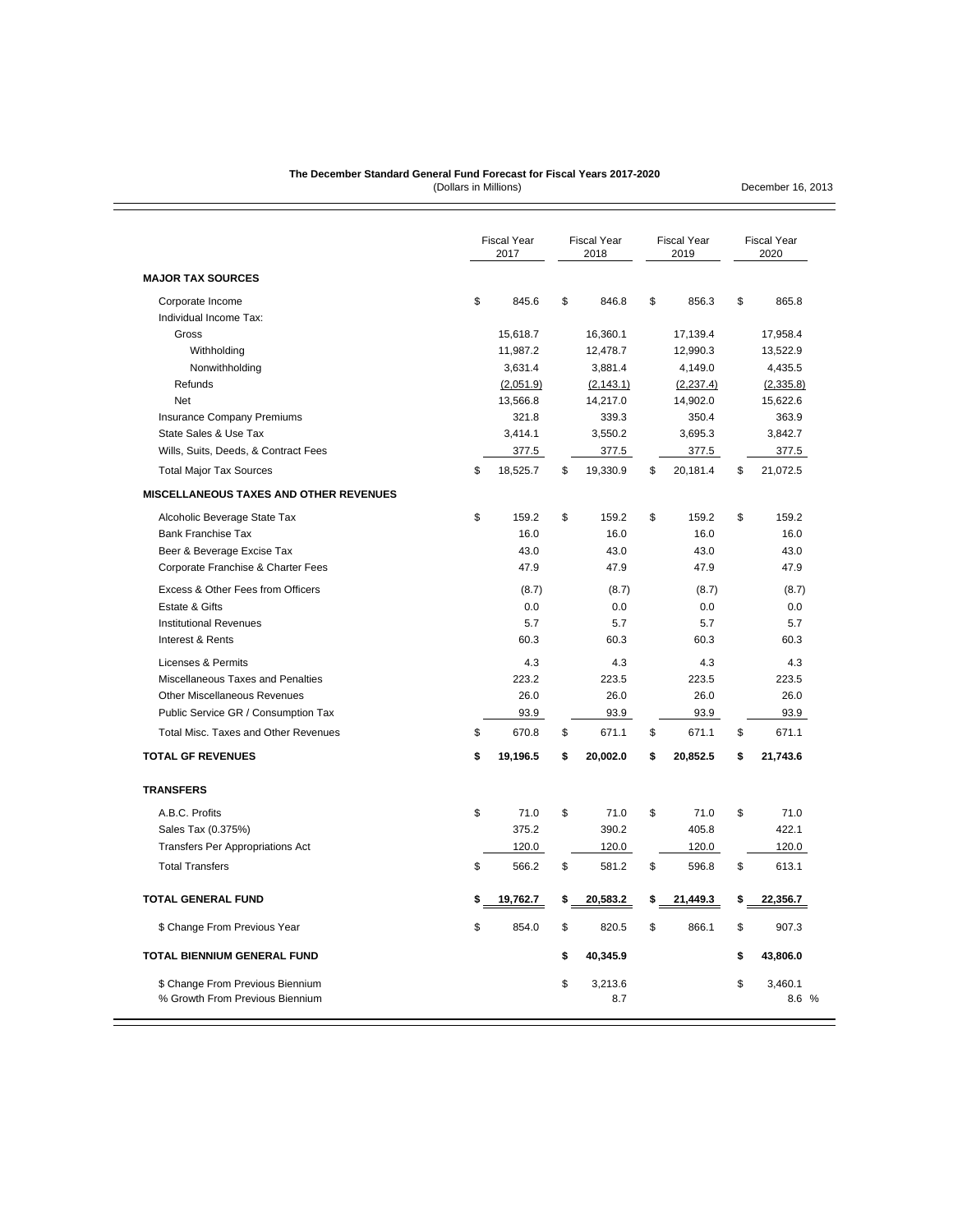**The December Standard General Fund Forecast for Fiscal Years 2017-2020**
(Dollars in Millions)

December 16, 2013

| | Fiscal Year 2017 | Fiscal Year 2018 | Fiscal Year 2019 | Fiscal Year 2020 |
|---|---|---|---|---|
| **MAJOR TAX SOURCES** | | | | |
| Corporate Income | $ 845.6 | $ 846.8 | $ 856.3 | $ 865.8 |
| Individual Income Tax: | | | | |
| Gross | 15,618.7 | 16,360.1 | 17,139.4 | 17,958.4 |
| Withholding | 11,987.2 | 12,478.7 | 12,990.3 | 13,522.9 |
| Nonwithholding | 3,631.4 | 3,881.4 | 4,149.0 | 4,435.5 |
| Refunds | (2,051.9) | (2,143.1) | (2,237.4) | (2,335.8) |
| Net | 13,566.8 | 14,217.0 | 14,902.0 | 15,622.6 |
| Insurance Company Premiums | 321.8 | 339.3 | 350.4 | 363.9 |
| State Sales & Use Tax | 3,414.1 | 3,550.2 | 3,695.3 | 3,842.7 |
| Wills, Suits, Deeds, & Contract Fees | 377.5 | 377.5 | 377.5 | 377.5 |
| Total Major Tax Sources | $ 18,525.7 | $ 19,330.9 | $ 20,181.4 | $ 21,072.5 |
| **MISCELLANEOUS TAXES AND OTHER REVENUES** | | | | |
| Alcoholic Beverage State Tax | $ 159.2 | $ 159.2 | $ 159.2 | $ 159.2 |
| Bank Franchise Tax | 16.0 | 16.0 | 16.0 | 16.0 |
| Beer & Beverage Excise Tax | 43.0 | 43.0 | 43.0 | 43.0 |
| Corporate Franchise & Charter Fees | 47.9 | 47.9 | 47.9 | 47.9 |
| Excess & Other Fees from Officers | (8.7) | (8.7) | (8.7) | (8.7) |
| Estate & Gifts | 0.0 | 0.0 | 0.0 | 0.0 |
| Institutional Revenues | 5.7 | 5.7 | 5.7 | 5.7 |
| Interest & Rents | 60.3 | 60.3 | 60.3 | 60.3 |
| Licenses & Permits | 4.3 | 4.3 | 4.3 | 4.3 |
| Miscellaneous Taxes and Penalties | 223.2 | 223.5 | 223.5 | 223.5 |
| Other Miscellaneous Revenues | 26.0 | 26.0 | 26.0 | 26.0 |
| Public Service GR / Consumption Tax | 93.9 | 93.9 | 93.9 | 93.9 |
| Total Misc. Taxes and Other Revenues | $ 670.8 | $ 671.1 | $ 671.1 | $ 671.1 |
| **TOTAL GF REVENUES** | **$ 19,196.5** | **$ 20,002.0** | **$ 20,852.5** | **$ 21,743.6** |
| **TRANSFERS** | | | | |
| A.B.C. Profits | $ 71.0 | $ 71.0 | $ 71.0 | $ 71.0 |
| Sales Tax (0.375%) | 375.2 | 390.2 | 405.8 | 422.1 |
| Transfers Per Appropriations Act | 120.0 | 120.0 | 120.0 | 120.0 |
| Total Transfers | $ 566.2 | $ 581.2 | $ 596.8 | $ 613.1 |
| **TOTAL GENERAL FUND** | **$ 19,762.7** | **$ 20,583.2** | **$ 21,449.3** | **$ 22,356.7** |
| $ Change From Previous Year | $ 854.0 | $ 820.5 | $ 866.1 | $ 907.3 |
| **TOTAL BIENNIUM GENERAL FUND** | | **$ 40,345.9** | | **$ 43,806.0** |
| $ Change From Previous Biennium | | $ 3,213.6 | | $ 3,460.1 |
| % Growth From Previous Biennium | | 8.7 | | 8.6 % |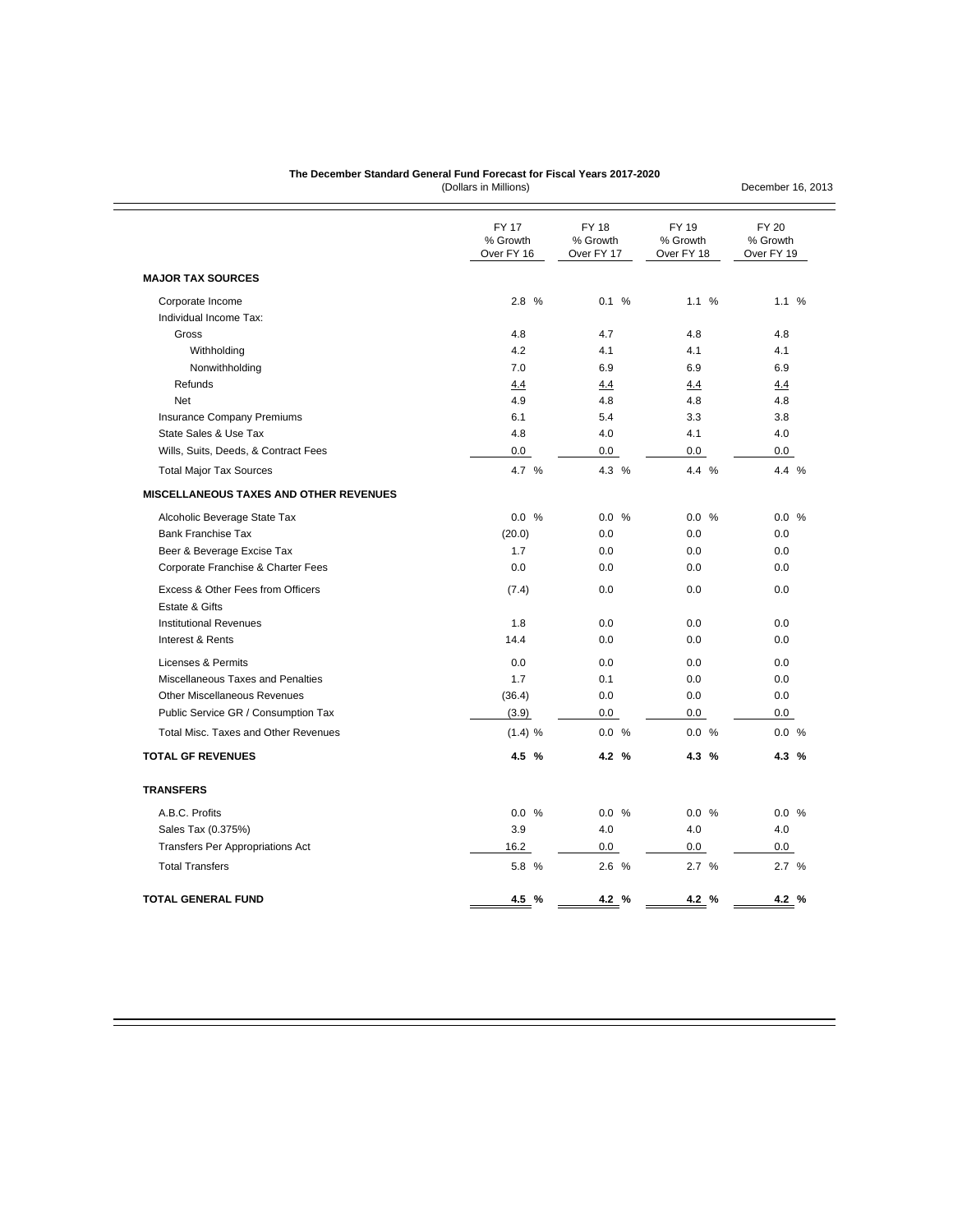**The December Standard General Fund Forecast for Fiscal Years 2017-2020**
(Dollars in Millions)

December 16, 2013

| | FY 17 % Growth Over FY 16 | FY 18 % Growth Over FY 17 | FY 19 % Growth Over FY 18 | FY 20 % Growth Over FY 19 |
|---|---|---|---|---|
| **MAJOR TAX SOURCES** | | | | |
| Corporate Income | 2.8 % | 0.1 % | 1.1 % | 1.1 % |
| Individual Income Tax: | | | | |
| Gross | 4.8 | 4.7 | 4.8 | 4.8 |
| Withholding | 4.2 | 4.1 | 4.1 | 4.1 |
| Nonwithholding | 7.0 | 6.9 | 6.9 | 6.9 |
| Refunds | 4.4 | 4.4 | 4.4 | 4.4 |
| Net | 4.9 | 4.8 | 4.8 | 4.8 |
| Insurance Company Premiums | 6.1 | 5.4 | 3.3 | 3.8 |
| State Sales & Use Tax | 4.8 | 4.0 | 4.1 | 4.0 |
| Wills, Suits, Deeds, & Contract Fees | 0.0 | 0.0 | 0.0 | 0.0 |
| Total Major Tax Sources | 4.7 % | 4.3 % | 4.4 % | 4.4 % |
| **MISCELLANEOUS TAXES AND OTHER REVENUES** | | | | |
| Alcoholic Beverage State Tax | 0.0 % | 0.0 % | 0.0 % | 0.0 % |
| Bank Franchise Tax | (20.0) | 0.0 | 0.0 | 0.0 |
| Beer & Beverage Excise Tax | 1.7 | 0.0 | 0.0 | 0.0 |
| Corporate Franchise & Charter Fees | 0.0 | 0.0 | 0.0 | 0.0 |
| Excess & Other Fees from Officers | (7.4) | 0.0 | 0.0 | 0.0 |
| Estate & Gifts | | | | |
| Institutional Revenues | 1.8 | 0.0 | 0.0 | 0.0 |
| Interest & Rents | 14.4 | 0.0 | 0.0 | 0.0 |
| Licenses & Permits | 0.0 | 0.0 | 0.0 | 0.0 |
| Miscellaneous Taxes and Penalties | 1.7 | 0.1 | 0.0 | 0.0 |
| Other Miscellaneous Revenues | (36.4) | 0.0 | 0.0 | 0.0 |
| Public Service GR / Consumption Tax | (3.9) | 0.0 | 0.0 | 0.0 |
| Total Misc. Taxes and Other Revenues | (1.4) % | 0.0 % | 0.0 % | 0.0 % |
| **TOTAL GF REVENUES** | **4.5 %** | **4.2 %** | **4.3 %** | **4.3 %** |
| **TRANSFERS** | | | | |
| A.B.C. Profits | 0.0 % | 0.0 % | 0.0 % | 0.0 % |
| Sales Tax (0.375%) | 3.9 | 4.0 | 4.0 | 4.0 |
| Transfers Per Appropriations Act | 16.2 | 0.0 | 0.0 | 0.0 |
| Total Transfers | 5.8 % | 2.6 % | 2.7 % | 2.7 % |
| **TOTAL GENERAL FUND** | **4.5 %** | **4.2 %** | **4.2 %** | **4.2 %** |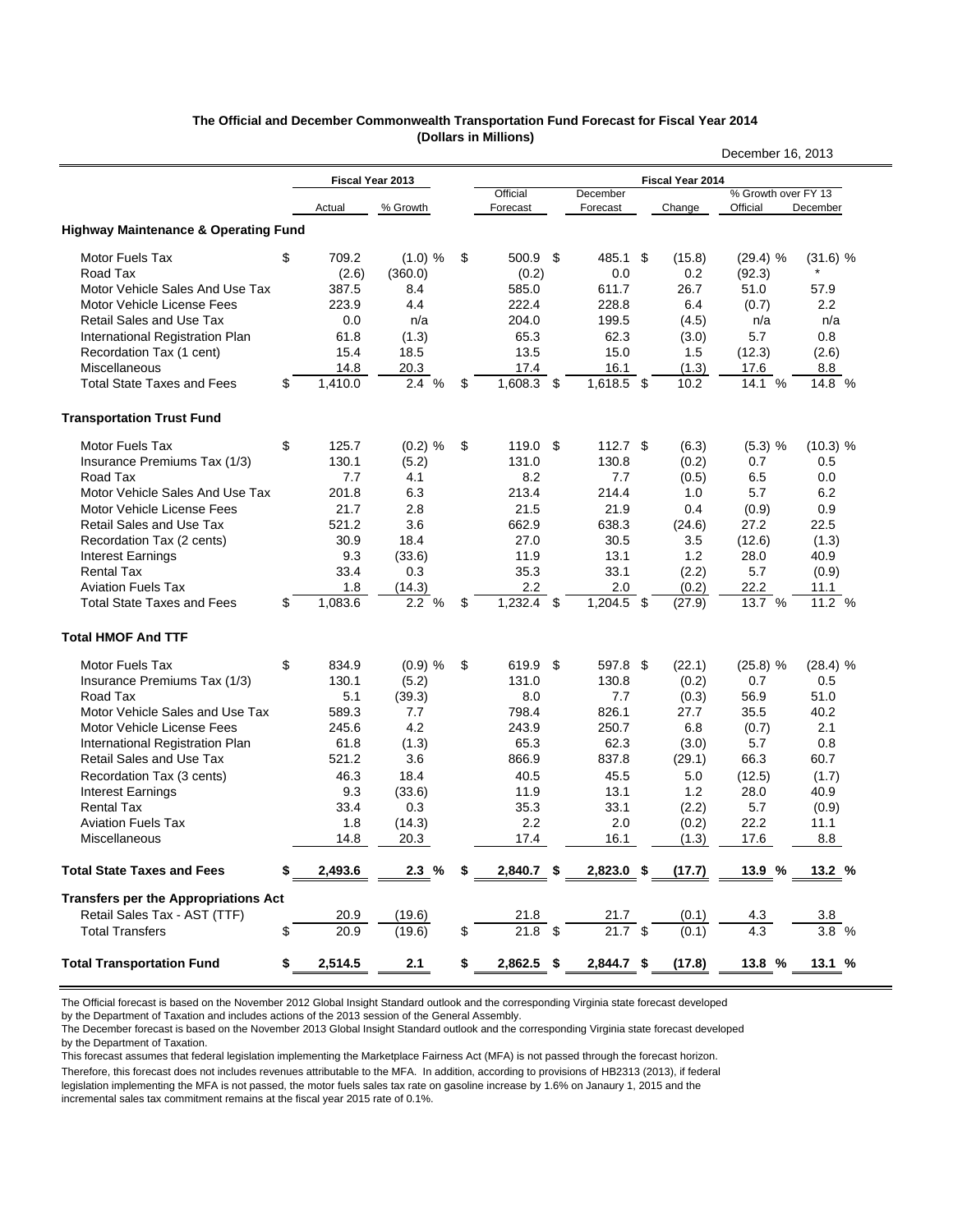**The Official and December Commonwealth Transportation Fund Forecast for Fiscal Year 2014**
**(Dollars in Millions)**

December 16, 2013

| | Fiscal Year 2013 | | Fiscal Year 2014 | | | | |
|---|---|---|---|---|---|---|---|
| | Actual | % Growth | Official Forecast | December Forecast | Change | % Growth over FY 13 Official | % Growth over FY 13 December |
| **Highway Maintenance & Operating Fund** | | | | | | | |
| Motor Fuels Tax | $ 709.2 | (1.0) % | $ 500.9 | $ 485.1 | $ (15.8) | (29.4) % | (31.6) % |
| Road Tax | (2.6) | (360.0) | (0.2) | 0.0 | 0.2 | (92.3) | * |
| Motor Vehicle Sales And Use Tax | 387.5 | 8.4 | 585.0 | 611.7 | 26.7 | 51.0 | 57.9 |
| Motor Vehicle License Fees | 223.9 | 4.4 | 222.4 | 228.8 | 6.4 | (0.7) | 2.2 |
| Retail Sales and Use Tax | 0.0 | n/a | 204.0 | 199.5 | (4.5) | n/a | n/a |
| International Registration Plan | 61.8 | (1.3) | 65.3 | 62.3 | (3.0) | 5.7 | 0.8 |
| Recordation Tax (1 cent) | 15.4 | 18.5 | 13.5 | 15.0 | 1.5 | (12.3) | (2.6) |
| Miscellaneous | 14.8 | 20.3 | 17.4 | 16.1 | (1.3) | 17.6 | 8.8 |
| Total State Taxes and Fees | $ 1,410.0 | 2.4 % | $ 1,608.3 | $ 1,618.5 | $ 10.2 | 14.1 % | 14.8 % |
| **Transportation Trust Fund** | | | | | | | |
| Motor Fuels Tax | $ 125.7 | (0.2) % | $ 119.0 | $ 112.7 | $ (6.3) | (5.3) % | (10.3) % |
| Insurance Premiums Tax (1/3) | 130.1 | (5.2) | 131.0 | 130.8 | (0.2) | 0.7 | 0.5 |
| Road Tax | 7.7 | 4.1 | 8.2 | 7.7 | (0.5) | 6.5 | 0.0 |
| Motor Vehicle Sales And Use Tax | 201.8 | 6.3 | 213.4 | 214.4 | 1.0 | 5.7 | 6.2 |
| Motor Vehicle License Fees | 21.7 | 2.8 | 21.5 | 21.9 | 0.4 | (0.9) | 0.9 |
| Retail Sales and Use Tax | 521.2 | 3.6 | 662.9 | 638.3 | (24.6) | 27.2 | 22.5 |
| Recordation Tax (2 cents) | 30.9 | 18.4 | 27.0 | 30.5 | 3.5 | (12.6) | (1.3) |
| Interest Earnings | 9.3 | (33.6) | 11.9 | 13.1 | 1.2 | 28.0 | 40.9 |
| Rental Tax | 33.4 | 0.3 | 35.3 | 33.1 | (2.2) | 5.7 | (0.9) |
| Aviation Fuels Tax | 1.8 | (14.3) | 2.2 | 2.0 | (0.2) | 22.2 | 11.1 |
| Total State Taxes and Fees | $ 1,083.6 | 2.2 % | $ 1,232.4 | $ 1,204.5 | $ (27.9) | 13.7 % | 11.2 % |
| **Total HMOF And TTF** | | | | | | | |
| Motor Fuels Tax | $ 834.9 | (0.9) % | $ 619.9 | $ 597.8 | $ (22.1) | (25.8) % | (28.4) % |
| Insurance Premiums Tax (1/3) | 130.1 | (5.2) | 131.0 | 130.8 | (0.2) | 0.7 | 0.5 |
| Road Tax | 5.1 | (39.3) | 8.0 | 7.7 | (0.3) | 56.9 | 51.0 |
| Motor Vehicle Sales and Use Tax | 589.3 | 7.7 | 798.4 | 826.1 | 27.7 | 35.5 | 40.2 |
| Motor Vehicle License Fees | 245.6 | 4.2 | 243.9 | 250.7 | 6.8 | (0.7) | 2.1 |
| International Registration Plan | 61.8 | (1.3) | 65.3 | 62.3 | (3.0) | 5.7 | 0.8 |
| Retail Sales and Use Tax | 521.2 | 3.6 | 866.9 | 837.8 | (29.1) | 66.3 | 60.7 |
| Recordation Tax (3 cents) | 46.3 | 18.4 | 40.5 | 45.5 | 5.0 | (12.5) | (1.7) |
| Interest Earnings | 9.3 | (33.6) | 11.9 | 13.1 | 1.2 | 28.0 | 40.9 |
| Rental Tax | 33.4 | 0.3 | 35.3 | 33.1 | (2.2) | 5.7 | (0.9) |
| Aviation Fuels Tax | 1.8 | (14.3) | 2.2 | 2.0 | (0.2) | 22.2 | 11.1 |
| Miscellaneous | 14.8 | 20.3 | 17.4 | 16.1 | (1.3) | 17.6 | 8.8 |
| **Total State Taxes and Fees** | **$ 2,493.6** | **2.3 %** | **$ 2,840.7** | **$ 2,823.0** | **$ (17.7)** | **13.9 %** | **13.2 %** |
| **Transfers per the Appropriations Act** | | | | | | | |
| Retail Sales Tax - AST (TTF) | 20.9 | (19.6) | 21.8 | 21.7 | (0.1) | 4.3 | 3.8 |
| Total Transfers | $ 20.9 | (19.6) | $ 21.8 | $ 21.7 | $ (0.1) | 4.3 | 3.8 % |
| **Total Transportation Fund** | **$ 2,514.5** | **2.1** | **$ 2,862.5** | **$ 2,844.7** | **$ (17.8)** | **13.8 %** | **13.1 %** |

The Official forecast is based on the November 2012 Global Insight Standard outlook and the corresponding Virginia state forecast developed by the Department of Taxation and includes actions of the 2013 session of the General Assembly.

The December forecast is based on the November 2013 Global Insight Standard outlook and the corresponding Virginia state forecast developed by the Department of Taxation.

This forecast assumes that federal legislation implementing the Marketplace Fairness Act (MFA) is not passed through the forecast horizon. Therefore, this forecast does not includes revenues attributable to the MFA. In addition, according to provisions of HB2313 (2013), if federal legislation implementing the MFA is not passed, the motor fuels sales tax rate on gasoline increase by 1.6% on Janaury 1, 2015 and the incremental sales tax commitment remains at the fiscal year 2015 rate of 0.1%.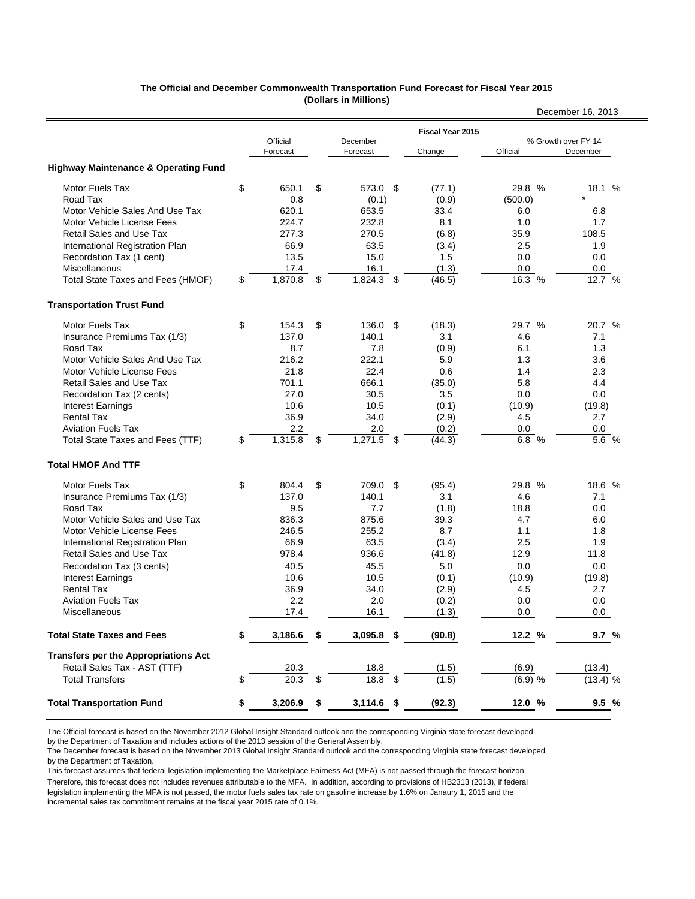**The Official and December Commonwealth Transportation Fund Forecast for Fiscal Year 2015**
**(Dollars in Millions)**

December 16, 2013

| | Fiscal Year 2015 | | | | |
|---|---|---|---|---|---|
| | Official Forecast | December Forecast | Change | % Growth over FY 14 Official | % Growth over FY 14 December |
| **Highway Maintenance & Operating Fund** | | | | | |
| Motor Fuels Tax | $ 650.1 | $ 573.0 | $ (77.1) | 29.8 % | 18.1 % |
| Road Tax | 0.8 | (0.1) | (0.9) | (500.0) | * |
| Motor Vehicle Sales And Use Tax | 620.1 | 653.5 | 33.4 | 6.0 | 6.8 |
| Motor Vehicle License Fees | 224.7 | 232.8 | 8.1 | 1.0 | 1.7 |
| Retail Sales and Use Tax | 277.3 | 270.5 | (6.8) | 35.9 | 108.5 |
| International Registration Plan | 66.9 | 63.5 | (3.4) | 2.5 | 1.9 |
| Recordation Tax (1 cent) | 13.5 | 15.0 | 1.5 | 0.0 | 0.0 |
| Miscellaneous | 17.4 | 16.1 | (1.3) | 0.0 | 0.0 |
| Total State Taxes and Fees (HMOF) | $ 1,870.8 | $ 1,824.3 | $ (46.5) | 16.3 % | 12.7 % |
| **Transportation Trust Fund** | | | | | |
| Motor Fuels Tax | $ 154.3 | $ 136.0 | $ (18.3) | 29.7 % | 20.7 % |
| Insurance Premiums Tax (1/3) | 137.0 | 140.1 | 3.1 | 4.6 | 7.1 |
| Road Tax | 8.7 | 7.8 | (0.9) | 6.1 | 1.3 |
| Motor Vehicle Sales And Use Tax | 216.2 | 222.1 | 5.9 | 1.3 | 3.6 |
| Motor Vehicle License Fees | 21.8 | 22.4 | 0.6 | 1.4 | 2.3 |
| Retail Sales and Use Tax | 701.1 | 666.1 | (35.0) | 5.8 | 4.4 |
| Recordation Tax (2 cents) | 27.0 | 30.5 | 3.5 | 0.0 | 0.0 |
| Interest Earnings | 10.6 | 10.5 | (0.1) | (10.9) | (19.8) |
| Rental Tax | 36.9 | 34.0 | (2.9) | 4.5 | 2.7 |
| Aviation Fuels Tax | 2.2 | 2.0 | (0.2) | 0.0 | 0.0 |
| Total State Taxes and Fees (TTF) | $ 1,315.8 | $ 1,271.5 | $ (44.3) | 6.8 % | 5.6 % |
| **Total HMOF And TTF** | | | | | |
| Motor Fuels Tax | $ 804.4 | $ 709.0 | $ (95.4) | 29.8 % | 18.6 % |
| Insurance Premiums Tax (1/3) | 137.0 | 140.1 | 3.1 | 4.6 | 7.1 |
| Road Tax | 9.5 | 7.7 | (1.8) | 18.8 | 0.0 |
| Motor Vehicle Sales and Use Tax | 836.3 | 875.6 | 39.3 | 4.7 | 6.0 |
| Motor Vehicle License Fees | 246.5 | 255.2 | 8.7 | 1.1 | 1.8 |
| International Registration Plan | 66.9 | 63.5 | (3.4) | 2.5 | 1.9 |
| Retail Sales and Use Tax | 978.4 | 936.6 | (41.8) | 12.9 | 11.8 |
| Recordation Tax (3 cents) | 40.5 | 45.5 | 5.0 | 0.0 | 0.0 |
| Interest Earnings | 10.6 | 10.5 | (0.1) | (10.9) | (19.8) |
| Rental Tax | 36.9 | 34.0 | (2.9) | 4.5 | 2.7 |
| Aviation Fuels Tax | 2.2 | 2.0 | (0.2) | 0.0 | 0.0 |
| Miscellaneous | 17.4 | 16.1 | (1.3) | 0.0 | 0.0 |
| **Total State Taxes and Fees** | **$ 3,186.6** | **$ 3,095.8** | **$ (90.8)** | **12.2 %** | **9.7 %** |
| **Transfers per the Appropriations Act** | | | | | |
| Retail Sales Tax - AST (TTF) | 20.3 | 18.8 | (1.5) | (6.9) | (13.4) |
| Total Transfers | $ 20.3 | $ 18.8 | $ (1.5) | (6.9) % | (13.4) % |
| **Total Transportation Fund** | **$ 3,206.9** | **$ 3,114.6** | **$ (92.3)** | **12.0 %** | **9.5 %** |

The Official forecast is based on the November 2012 Global Insight Standard outlook and the corresponding Virginia state forecast developed by the Department of Taxation and includes actions of the 2013 session of the General Assembly.

The December forecast is based on the November 2013 Global Insight Standard outlook and the corresponding Virginia state forecast developed by the Department of Taxation.

This forecast assumes that federal legislation implementing the Marketplace Fairness Act (MFA) is not passed through the forecast horizon. Therefore, this forecast does not includes revenues attributable to the MFA. In addition, according to provisions of HB2313 (2013), if federal legislation implementing the MFA is not passed, the motor fuels sales tax rate on gasoline increase by 1.6% on Janaury 1, 2015 and the incremental sales tax commitment remains at the fiscal year 2015 rate of 0.1%.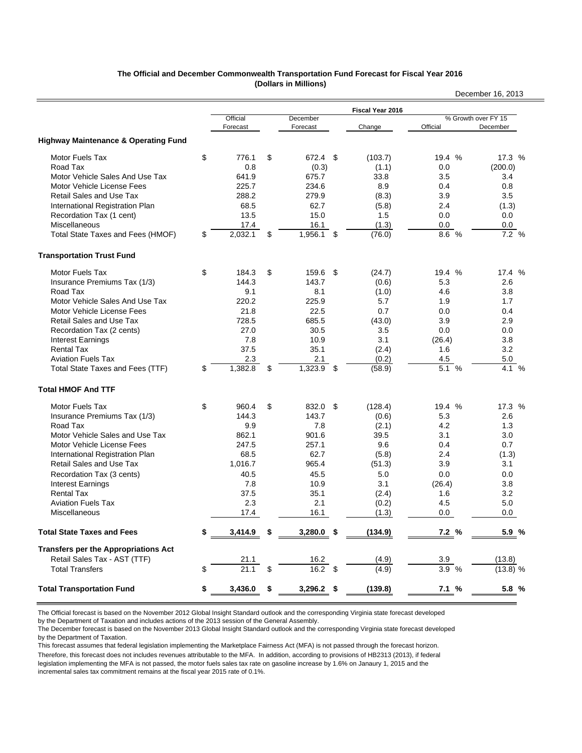**The Official and December Commonwealth Transportation Fund Forecast for Fiscal Year 2016**
**(Dollars in Millions)**

December 16, 2013

| | Fiscal Year 2016 | | | | |
|---|---|---|---|---|---|
| | Official Forecast | December Forecast | Change | % Growth over FY 15 Official | % Growth over FY 15 December |
| **Highway Maintenance & Operating Fund** | | | | | |
| Motor Fuels Tax | $ 776.1 | $ 672.4 | $ (103.7) | 19.4 % | 17.3 % |
| Road Tax | 0.8 | (0.3) | (1.1) | 0.0 | (200.0) |
| Motor Vehicle Sales And Use Tax | 641.9 | 675.7 | 33.8 | 3.5 | 3.4 |
| Motor Vehicle License Fees | 225.7 | 234.6 | 8.9 | 0.4 | 0.8 |
| Retail Sales and Use Tax | 288.2 | 279.9 | (8.3) | 3.9 | 3.5 |
| International Registration Plan | 68.5 | 62.7 | (5.8) | 2.4 | (1.3) |
| Recordation Tax (1 cent) | 13.5 | 15.0 | 1.5 | 0.0 | 0.0 |
| Miscellaneous | 17.4 | 16.1 | (1.3) | 0.0 | 0.0 |
| Total State Taxes and Fees (HMOF) | $ 2,032.1 | $ 1,956.1 | $ (76.0) | 8.6 % | 7.2 % |
| **Transportation Trust Fund** | | | | | |
| Motor Fuels Tax | $ 184.3 | $ 159.6 | $ (24.7) | 19.4 % | 17.4 % |
| Insurance Premiums Tax (1/3) | 144.3 | 143.7 | (0.6) | 5.3 | 2.6 |
| Road Tax | 9.1 | 8.1 | (1.0) | 4.6 | 3.8 |
| Motor Vehicle Sales And Use Tax | 220.2 | 225.9 | 5.7 | 1.9 | 1.7 |
| Motor Vehicle License Fees | 21.8 | 22.5 | 0.7 | 0.0 | 0.4 |
| Retail Sales and Use Tax | 728.5 | 685.5 | (43.0) | 3.9 | 2.9 |
| Recordation Tax (2 cents) | 27.0 | 30.5 | 3.5 | 0.0 | 0.0 |
| Interest Earnings | 7.8 | 10.9 | 3.1 | (26.4) | 3.8 |
| Rental Tax | 37.5 | 35.1 | (2.4) | 1.6 | 3.2 |
| Aviation Fuels Tax | 2.3 | 2.1 | (0.2) | 4.5 | 5.0 |
| Total State Taxes and Fees (TTF) | $ 1,382.8 | $ 1,323.9 | $ (58.9) | 5.1 % | 4.1 % |
| **Total HMOF And TTF** | | | | | |
| Motor Fuels Tax | $ 960.4 | $ 832.0 | $ (128.4) | 19.4 % | 17.3 % |
| Insurance Premiums Tax (1/3) | 144.3 | 143.7 | (0.6) | 5.3 | 2.6 |
| Road Tax | 9.9 | 7.8 | (2.1) | 4.2 | 1.3 |
| Motor Vehicle Sales and Use Tax | 862.1 | 901.6 | 39.5 | 3.1 | 3.0 |
| Motor Vehicle License Fees | 247.5 | 257.1 | 9.6 | 0.4 | 0.7 |
| International Registration Plan | 68.5 | 62.7 | (5.8) | 2.4 | (1.3) |
| Retail Sales and Use Tax | 1,016.7 | 965.4 | (51.3) | 3.9 | 3.1 |
| Recordation Tax (3 cents) | 40.5 | 45.5 | 5.0 | 0.0 | 0.0 |
| Interest Earnings | 7.8 | 10.9 | 3.1 | (26.4) | 3.8 |
| Rental Tax | 37.5 | 35.1 | (2.4) | 1.6 | 3.2 |
| Aviation Fuels Tax | 2.3 | 2.1 | (0.2) | 4.5 | 5.0 |
| Miscellaneous | 17.4 | 16.1 | (1.3) | 0.0 | 0.0 |
| **Total State Taxes and Fees** | **$ 3,414.9** | **$ 3,280.0** | **$ (134.9)** | **7.2 %** | **5.9 %** |
| **Transfers per the Appropriations Act** | | | | | |
| Retail Sales Tax - AST (TTF) | 21.1 | 16.2 | (4.9) | 3.9 | (13.8) |
| Total Transfers | $ 21.1 | $ 16.2 | $ (4.9) | 3.9 % | (13.8) % |
| **Total Transportation Fund** | **$ 3,436.0** | **$ 3,296.2** | **$ (139.8)** | **7.1 %** | **5.8 %** |

The Official forecast is based on the November 2012 Global Insight Standard outlook and the corresponding Virginia state forecast developed by the Department of Taxation and includes actions of the 2013 session of the General Assembly.

The December forecast is based on the November 2013 Global Insight Standard outlook and the corresponding Virginia state forecast developed by the Department of Taxation.

This forecast assumes that federal legislation implementing the Marketplace Fairness Act (MFA) is not passed through the forecast horizon. Therefore, this forecast does not includes revenues attributable to the MFA. In addition, according to provisions of HB2313 (2013), if federal legislation implementing the MFA is not passed, the motor fuels sales tax rate on gasoline increase by 1.6% on Janaury 1, 2015 and the incremental sales tax commitment remains at the fiscal year 2015 rate of 0.1%.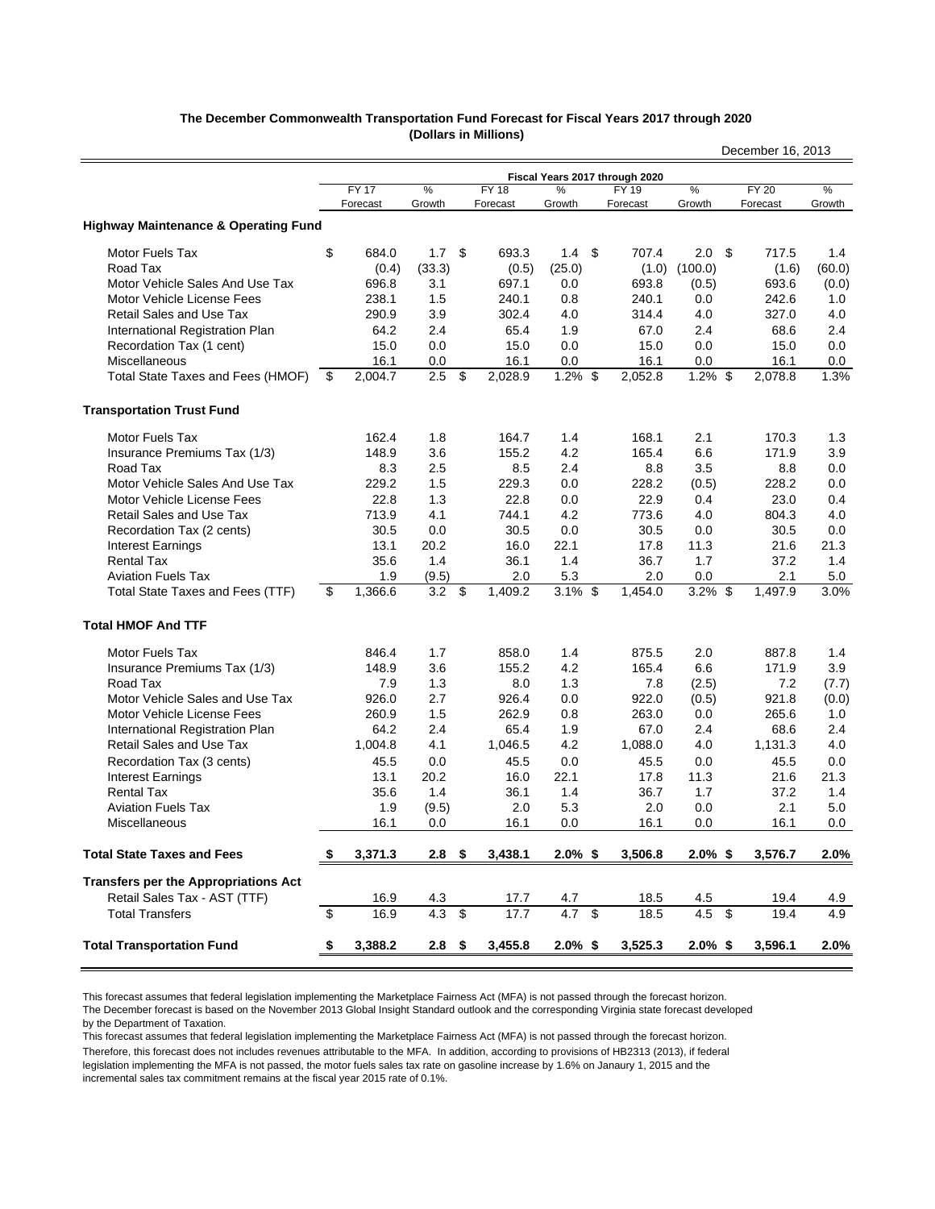**The December Commonwealth Transportation Fund Forecast for Fiscal Years 2017 through 2020**
**(Dollars in Millions)**

December 16, 2013

| | Fiscal Years 2017 through 2020 | | | | | | | |
|---|---|---|---|---|---|---|---|---|
| | FY 17 Forecast | % Growth | FY 18 Forecast | % Growth | FY 19 Forecast | % Growth | FY 20 Forecast | % Growth |
| **Highway Maintenance & Operating Fund** | | | | | | | | |
| Motor Fuels Tax | $ 684.0 | 1.7 | $ 693.3 | 1.4 | $ 707.4 | 2.0 | $ 717.5 | 1.4 |
| Road Tax | (0.4) | (33.3) | (0.5) | (25.0) | (1.0) | (100.0) | (1.6) | (60.0) |
| Motor Vehicle Sales And Use Tax | 696.8 | 3.1 | 697.1 | 0.0 | 693.8 | (0.5) | 693.6 | (0.0) |
| Motor Vehicle License Fees | 238.1 | 1.5 | 240.1 | 0.8 | 240.1 | 0.0 | 242.6 | 1.0 |
| Retail Sales and Use Tax | 290.9 | 3.9 | 302.4 | 4.0 | 314.4 | 4.0 | 327.0 | 4.0 |
| International Registration Plan | 64.2 | 2.4 | 65.4 | 1.9 | 67.0 | 2.4 | 68.6 | 2.4 |
| Recordation Tax (1 cent) | 15.0 | 0.0 | 15.0 | 0.0 | 15.0 | 0.0 | 15.0 | 0.0 |
| Miscellaneous | 16.1 | 0.0 | 16.1 | 0.0 | 16.1 | 0.0 | 16.1 | 0.0 |
| Total State Taxes and Fees (HMOF) | $ 2,004.7 | 2.5 | $ 2,028.9 | 1.2% | $ 2,052.8 | 1.2% | $ 2,078.8 | 1.3% |
| **Transportation Trust Fund** | | | | | | | | |
| Motor Fuels Tax | 162.4 | 1.8 | 164.7 | 1.4 | 168.1 | 2.1 | 170.3 | 1.3 |
| Insurance Premiums Tax (1/3) | 148.9 | 3.6 | 155.2 | 4.2 | 165.4 | 6.6 | 171.9 | 3.9 |
| Road Tax | 8.3 | 2.5 | 8.5 | 2.4 | 8.8 | 3.5 | 8.8 | 0.0 |
| Motor Vehicle Sales And Use Tax | 229.2 | 1.5 | 229.3 | 0.0 | 228.2 | (0.5) | 228.2 | 0.0 |
| Motor Vehicle License Fees | 22.8 | 1.3 | 22.8 | 0.0 | 22.9 | 0.4 | 23.0 | 0.4 |
| Retail Sales and Use Tax | 713.9 | 4.1 | 744.1 | 4.2 | 773.6 | 4.0 | 804.3 | 4.0 |
| Recordation Tax (2 cents) | 30.5 | 0.0 | 30.5 | 0.0 | 30.5 | 0.0 | 30.5 | 0.0 |
| Interest Earnings | 13.1 | 20.2 | 16.0 | 22.1 | 17.8 | 11.3 | 21.6 | 21.3 |
| Rental Tax | 35.6 | 1.4 | 36.1 | 1.4 | 36.7 | 1.7 | 37.2 | 1.4 |
| Aviation Fuels Tax | 1.9 | (9.5) | 2.0 | 5.3 | 2.0 | 0.0 | 2.1 | 5.0 |
| Total State Taxes and Fees (TTF) | $ 1,366.6 | 3.2 | $ 1,409.2 | 3.1% | $ 1,454.0 | 3.2% | $ 1,497.9 | 3.0% |
| **Total HMOF And TTF** | | | | | | | | |
| Motor Fuels Tax | 846.4 | 1.7 | 858.0 | 1.4 | 875.5 | 2.0 | 887.8 | 1.4 |
| Insurance Premiums Tax (1/3) | 148.9 | 3.6 | 155.2 | 4.2 | 165.4 | 6.6 | 171.9 | 3.9 |
| Road Tax | 7.9 | 1.3 | 8.0 | 1.3 | 7.8 | (2.5) | 7.2 | (7.7) |
| Motor Vehicle Sales and Use Tax | 926.0 | 2.7 | 926.4 | 0.0 | 922.0 | (0.5) | 921.8 | (0.0) |
| Motor Vehicle License Fees | 260.9 | 1.5 | 262.9 | 0.8 | 263.0 | 0.0 | 265.6 | 1.0 |
| International Registration Plan | 64.2 | 2.4 | 65.4 | 1.9 | 67.0 | 2.4 | 68.6 | 2.4 |
| Retail Sales and Use Tax | 1,004.8 | 4.1 | 1,046.5 | 4.2 | 1,088.0 | 4.0 | 1,131.3 | 4.0 |
| Recordation Tax (3 cents) | 45.5 | 0.0 | 45.5 | 0.0 | 45.5 | 0.0 | 45.5 | 0.0 |
| Interest Earnings | 13.1 | 20.2 | 16.0 | 22.1 | 17.8 | 11.3 | 21.6 | 21.3 |
| Rental Tax | 35.6 | 1.4 | 36.1 | 1.4 | 36.7 | 1.7 | 37.2 | 1.4 |
| Aviation Fuels Tax | 1.9 | (9.5) | 2.0 | 5.3 | 2.0 | 0.0 | 2.1 | 5.0 |
| Miscellaneous | 16.1 | 0.0 | 16.1 | 0.0 | 16.1 | 0.0 | 16.1 | 0.0 |
| **Total State Taxes and Fees** | **$ 3,371.3** | **2.8** | **$ 3,438.1** | **2.0%** | **$ 3,506.8** | **2.0%** | **$ 3,576.7** | **2.0%** |
| **Transfers per the Appropriations Act** | | | | | | | | |
| Retail Sales Tax - AST (TTF) | 16.9 | 4.3 | 17.7 | 4.7 | 18.5 | 4.5 | 19.4 | 4.9 |
| Total Transfers | $ 16.9 | 4.3 | $ 17.7 | 4.7 | $ 18.5 | 4.5 | $ 19.4 | 4.9 |
| **Total Transportation Fund** | **$ 3,388.2** | **2.8** | **$ 3,455.8** | **2.0%** | **$ 3,525.3** | **2.0%** | **$ 3,596.1** | **2.0%** |

This forecast assumes that federal legislation implementing the Marketplace Fairness Act (MFA) is not passed through the forecast horizon.
The December forecast is based on the November 2013 Global Insight Standard outlook and the corresponding Virginia state forecast developed by the Department of Taxation.
This forecast assumes that federal legislation implementing the Marketplace Fairness Act (MFA) is not passed through the forecast horizon.
Therefore, this forecast does not includes revenues attributable to the MFA. In addition, according to provisions of HB2313 (2013), if federal legislation implementing the MFA is not passed, the motor fuels sales tax rate on gasoline increase by 1.6% on Janaury 1, 2015 and the incremental sales tax commitment remains at the fiscal year 2015 rate of 0.1%.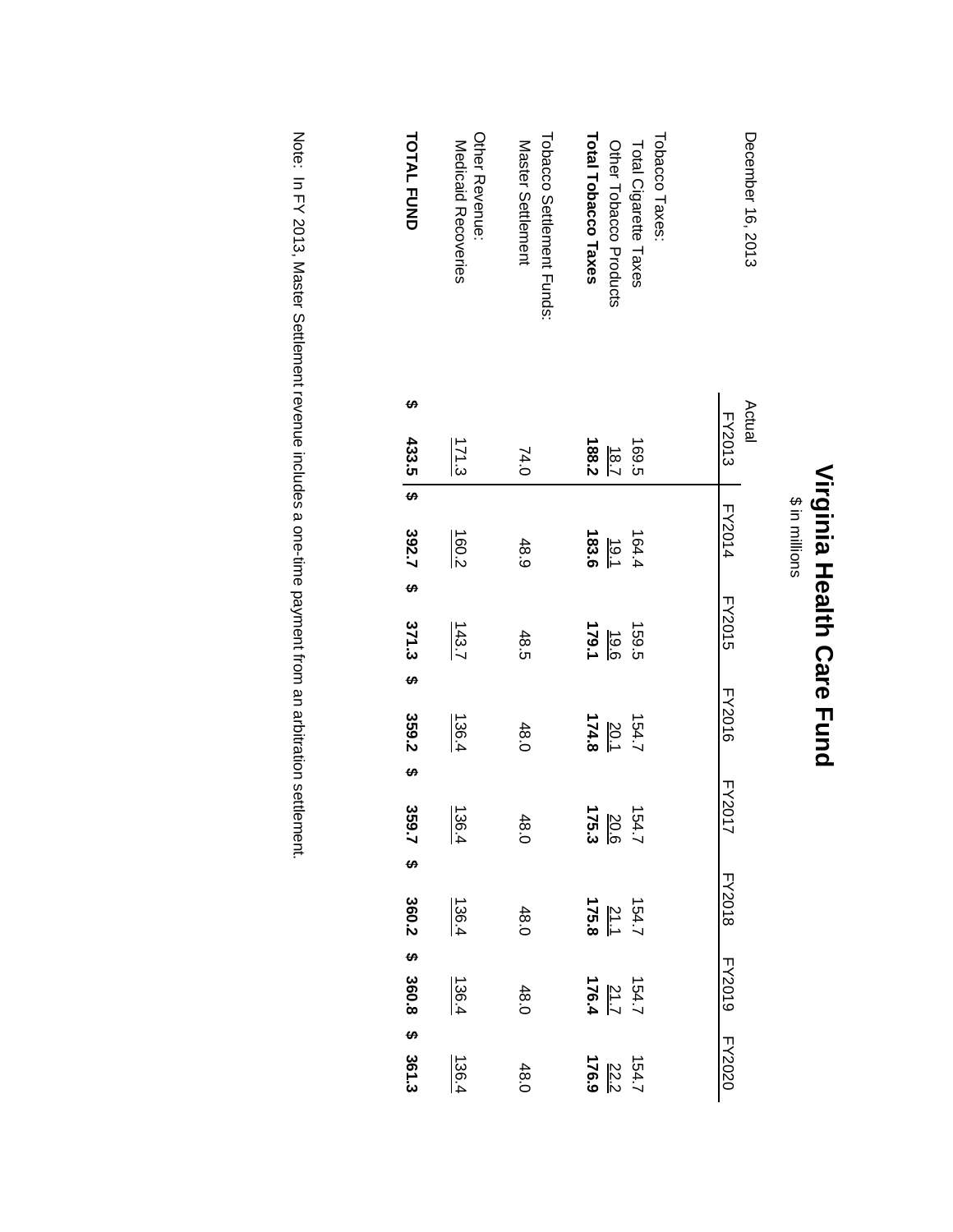# Virginia Health Care Fund

$ in millions

December 16, 2013

| | Actual FY2013 | FY2014 | FY2015 | FY2016 | FY2017 | FY2018 | FY2019 | FY2020 |
|---|---|---|---|---|---|---|---|---|
| Tobacco Taxes: | | | | | | | | |
| Total Cigarette Taxes | 169.5 | 164.4 | 159.5 | 154.7 | 154.7 | 154.7 | 154.7 | 154.7 |
| Other Tobacco Products | 18.7 | 19.1 | 19.6 | 20.1 | 20.6 | 21.1 | 21.7 | 22.2 |
| **Total Tobacco Taxes** | **188.2** | **183.6** | **179.1** | **174.8** | **175.3** | **175.8** | **176.4** | **176.9** |
| Tobacco Settlement Funds: | | | | | | | | |
| Master Settlement | 74.0 | 48.9 | 48.5 | 48.0 | 48.0 | 48.0 | 48.0 | 48.0 |
| Other Revenue: | | | | | | | | |
| Medicaid Recoveries | 171.3 | 160.2 | 143.7 | 136.4 | 136.4 | 136.4 | 136.4 | 136.4 |
| **TOTAL FUND** | **$ 433.5** | **$ 392.7** | **$ 371.3** | **$ 359.2** | **$ 359.7** | **$ 360.2** | **$ 360.8** | **$ 361.3** |

Note: In FY 2013, Master Settlement revenue includes a one-time payment from an arbitration settlement.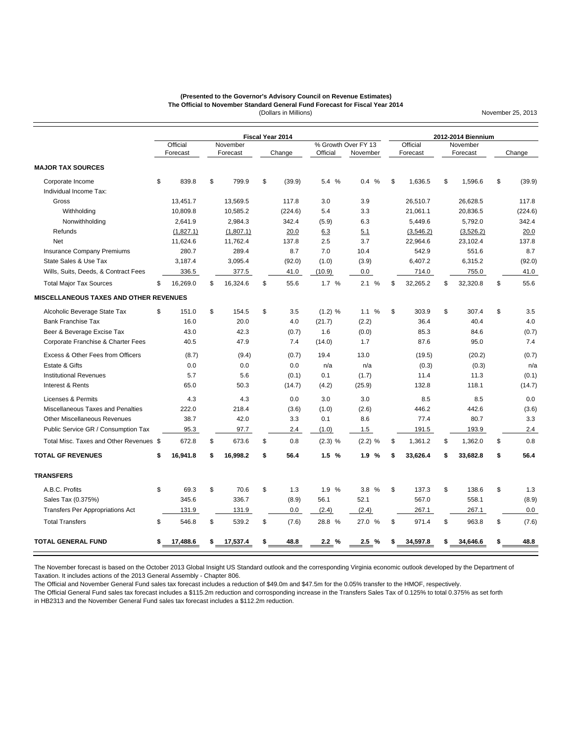**(Presented to the Governor's Advisory Council on Revenue Estimates)**
**The Official to November Standard General Fund Forecast for Fiscal Year 2014**
(Dollars in Millions)

November 25, 2013

| | Fiscal Year 2014 | | | | | 2012-2014 Biennium | | |
|---|---|---|---|---|---|---|---|---|
| | Official Forecast | November Forecast | Change | % Growth Over FY 13 Official | % Growth Over FY 13 November | Official Forecast | November Forecast | Change |
| **MAJOR TAX SOURCES** | | | | | | | | |
| Corporate Income | $ 839.8 | $ 799.9 | $ (39.9) | 5.4 % | 0.4 % | $ 1,636.5 | $ 1,596.6 | $ (39.9) |
| Individual Income Tax: | | | | | | | | |
| Gross | 13,451.7 | 13,569.5 | 117.8 | 3.0 | 3.9 | 26,510.7 | 26,628.5 | 117.8 |
| Withholding | 10,809.8 | 10,585.2 | (224.6) | 5.4 | 3.3 | 21,061.1 | 20,836.5 | (224.6) |
| Nonwithholding | 2,641.9 | 2,984.3 | 342.4 | (5.9) | 6.3 | 5,449.6 | 5,792.0 | 342.4 |
| Refunds | (1,827.1) | (1,807.1) | 20.0 | 6.3 | 5.1 | (3,546.2) | (3,526.2) | 20.0 |
| Net | 11,624.6 | 11,762.4 | 137.8 | 2.5 | 3.7 | 22,964.6 | 23,102.4 | 137.8 |
| Insurance Company Premiums | 280.7 | 289.4 | 8.7 | 7.0 | 10.4 | 542.9 | 551.6 | 8.7 |
| State Sales & Use Tax | 3,187.4 | 3,095.4 | (92.0) | (1.0) | (3.9) | 6,407.2 | 6,315.2 | (92.0) |
| Wills, Suits, Deeds, & Contract Fees | 336.5 | 377.5 | 41.0 | (10.9) | 0.0 | 714.0 | 755.0 | 41.0 |
| Total Major Tax Sources | $ 16,269.0 | $ 16,324.6 | $ 55.6 | 1.7 % | 2.1 % | $ 32,265.2 | $ 32,320.8 | $ 55.6 |
| **MISCELLANEOUS TAXES AND OTHER REVENUES** | | | | | | | | |
| Alcoholic Beverage State Tax | $ 151.0 | $ 154.5 | $ 3.5 | (1.2) % | 1.1 % | $ 303.9 | $ 307.4 | $ 3.5 |
| Bank Franchise Tax | 16.0 | 20.0 | 4.0 | (21.7) | (2.2) | 36.4 | 40.4 | 4.0 |
| Beer & Beverage Excise Tax | 43.0 | 42.3 | (0.7) | 1.6 | (0.0) | 85.3 | 84.6 | (0.7) |
| Corporate Franchise & Charter Fees | 40.5 | 47.9 | 7.4 | (14.0) | 1.7 | 87.6 | 95.0 | 7.4 |
| Excess & Other Fees from Officers | (8.7) | (9.4) | (0.7) | 19.4 | 13.0 | (19.5) | (20.2) | (0.7) |
| Estate & Gifts | 0.0 | 0.0 | 0.0 | n/a | n/a | (0.3) | (0.3) | n/a |
| Institutional Revenues | 5.7 | 5.6 | (0.1) | 0.1 | (1.7) | 11.4 | 11.3 | (0.1) |
| Interest & Rents | 65.0 | 50.3 | (14.7) | (4.2) | (25.9) | 132.8 | 118.1 | (14.7) |
| Licenses & Permits | 4.3 | 4.3 | 0.0 | 3.0 | 3.0 | 8.5 | 8.5 | 0.0 |
| Miscellaneous Taxes and Penalties | 222.0 | 218.4 | (3.6) | (1.0) | (2.6) | 446.2 | 442.6 | (3.6) |
| Other Miscellaneous Revenues | 38.7 | 42.0 | 3.3 | 0.1 | 8.6 | 77.4 | 80.7 | 3.3 |
| Public Service GR / Consumption Tax | 95.3 | 97.7 | 2.4 | (1.0) | 1.5 | 191.5 | 193.9 | 2.4 |
| Total Misc. Taxes and Other Revenues | $ 672.8 | $ 673.6 | $ 0.8 | (2.3) % | (2.2) % | $ 1,361.2 | $ 1,362.0 | $ 0.8 |
| **TOTAL GF REVENUES** | **$ 16,941.8** | **$ 16,998.2** | **$ 56.4** | **1.5 %** | **1.9 %** | **$ 33,626.4** | **$ 33,682.8** | **$ 56.4** |
| **TRANSFERS** | | | | | | | | |
| A.B.C. Profits | $ 69.3 | $ 70.6 | $ 1.3 | 1.9 % | 3.8 % | $ 137.3 | $ 138.6 | $ 1.3 |
| Sales Tax (0.375%) | 345.6 | 336.7 | (8.9) | 56.1 | 52.1 | 567.0 | 558.1 | (8.9) |
| Transfers Per Appropriations Act | 131.9 | 131.9 | 0.0 | (2.4) | (2.4) | 267.1 | 267.1 | 0.0 |
| Total Transfers | $ 546.8 | $ 539.2 | $ (7.6) | 28.8 % | 27.0 % | $ 971.4 | $ 963.8 | $ (7.6) |
| **TOTAL GENERAL FUND** | **$ 17,488.6** | **$ 17,537.4** | **$ 48.8** | **2.2 %** | **2.5 %** | **$ 34,597.8** | **$ 34,646.6** | **$ 48.8** |

The November forecast is based on the October 2013 Global Insight US Standard outlook and the corresponding Virginia economic outlook developed by the Department of Taxation. It includes actions of the 2013 General Assembly - Chapter 806.

The Official and November General Fund sales tax forecast includes a reduction of $49.0m and $47.5m for the 0.05% transfer to the HMOF, respectively.

The Official General Fund sales tax forecast includes a $115.2m reduction and corrosponding increase in the Transfers Sales Tax of 0.125% to total 0.375% as set forth in HB2313 and the November General Fund sales tax forecast includes a $112.2m reduction.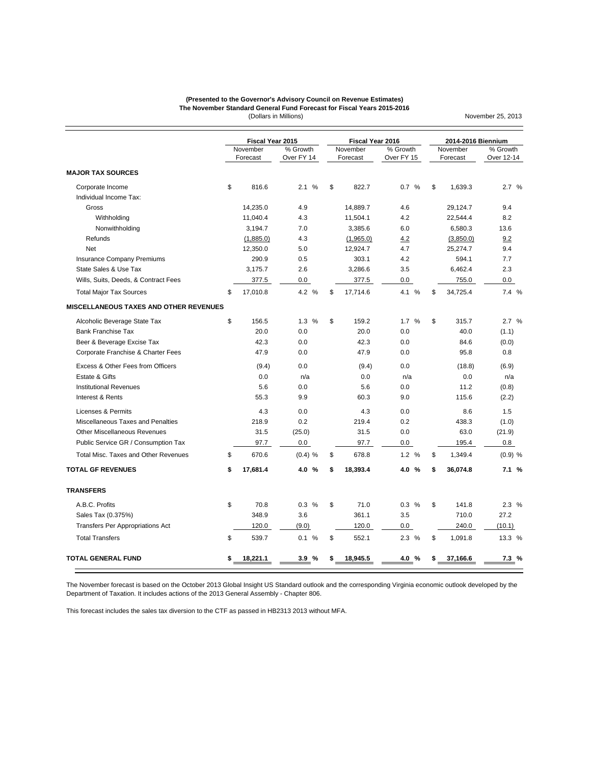**(Presented to the Governor's Advisory Council on Revenue Estimates)**
**The November Standard General Fund Forecast for Fiscal Years 2015-2016**
(Dollars in Millions)

November 25, 2013

| | Fiscal Year 2015 | | Fiscal Year 2016 | | 2014-2016 Biennium | |
|---|---|---|---|---|---|---|
| | November Forecast | % Growth Over FY 14 | November Forecast | % Growth Over FY 15 | November Forecast | % Growth Over 12-14 |
| **MAJOR TAX SOURCES** | | | | | | |
| Corporate Income | $ 816.6 | 2.1 % | $ 822.7 | 0.7 % | $ 1,639.3 | 2.7 % |
| Individual Income Tax: | | | | | | |
| Gross | 14,235.0 | 4.9 | 14,889.7 | 4.6 | 29,124.7 | 9.4 |
| Withholding | 11,040.4 | 4.3 | 11,504.1 | 4.2 | 22,544.4 | 8.2 |
| Nonwithholding | 3,194.7 | 7.0 | 3,385.6 | 6.0 | 6,580.3 | 13.6 |
| Refunds | (1,885.0) | 4.3 | (1,965.0) | 4.2 | (3,850.0) | 9.2 |
| Net | 12,350.0 | 5.0 | 12,924.7 | 4.7 | 25,274.7 | 9.4 |
| Insurance Company Premiums | 290.9 | 0.5 | 303.1 | 4.2 | 594.1 | 7.7 |
| State Sales & Use Tax | 3,175.7 | 2.6 | 3,286.6 | 3.5 | 6,462.4 | 2.3 |
| Wills, Suits, Deeds, & Contract Fees | 377.5 | 0.0 | 377.5 | 0.0 | 755.0 | 0.0 |
| Total Major Tax Sources | $ 17,010.8 | 4.2 % | $ 17,714.6 | 4.1 % | $ 34,725.4 | 7.4 % |
| **MISCELLANEOUS TAXES AND OTHER REVENUES** | | | | | | |
| Alcoholic Beverage State Tax | $ 156.5 | 1.3 % | $ 159.2 | 1.7 % | $ 315.7 | 2.7 % |
| Bank Franchise Tax | 20.0 | 0.0 | 20.0 | 0.0 | 40.0 | (1.1) |
| Beer & Beverage Excise Tax | 42.3 | 0.0 | 42.3 | 0.0 | 84.6 | (0.0) |
| Corporate Franchise & Charter Fees | 47.9 | 0.0 | 47.9 | 0.0 | 95.8 | 0.8 |
| Excess & Other Fees from Officers | (9.4) | 0.0 | (9.4) | 0.0 | (18.8) | (6.9) |
| Estate & Gifts | 0.0 | n/a | 0.0 | n/a | 0.0 | n/a |
| Institutional Revenues | 5.6 | 0.0 | 5.6 | 0.0 | 11.2 | (0.8) |
| Interest & Rents | 55.3 | 9.9 | 60.3 | 9.0 | 115.6 | (2.2) |
| Licenses & Permits | 4.3 | 0.0 | 4.3 | 0.0 | 8.6 | 1.5 |
| Miscellaneous Taxes and Penalties | 218.9 | 0.2 | 219.4 | 0.2 | 438.3 | (1.0) |
| Other Miscellaneous Revenues | 31.5 | (25.0) | 31.5 | 0.0 | 63.0 | (21.9) |
| Public Service GR / Consumption Tax | 97.7 | 0.0 | 97.7 | 0.0 | 195.4 | 0.8 |
| Total Misc. Taxes and Other Revenues | $ 670.6 | (0.4) % | $ 678.8 | 1.2 % | $ 1,349.4 | (0.9) % |
| **TOTAL GF REVENUES** | **$ 17,681.4** | **4.0 %** | **$ 18,393.4** | **4.0 %** | **$ 36,074.8** | **7.1 %** |
| **TRANSFERS** | | | | | | |
| A.B.C. Profits | $ 70.8 | 0.3 % | $ 71.0 | 0.3 % | $ 141.8 | 2.3 % |
| Sales Tax (0.375%) | 348.9 | 3.6 | 361.1 | 3.5 | 710.0 | 27.2 |
| Transfers Per Appropriations Act | 120.0 | (9.0) | 120.0 | 0.0 | 240.0 | (10.1) |
| Total Transfers | $ 539.7 | 0.1 % | $ 552.1 | 2.3 % | $ 1,091.8 | 13.3 % |
| **TOTAL GENERAL FUND** | **$ 18,221.1** | **3.9 %** | **$ 18,945.5** | **4.0 %** | **$ 37,166.6** | **7.3 %** |

The November forecast is based on the October 2013 Global Insight US Standard outlook and the corresponding Virginia economic outlook developed by the Department of Taxation. It includes actions of the 2013 General Assembly - Chapter 806.

This forecast includes the sales tax diversion to the CTF as passed in HB2313 2013 without MFA.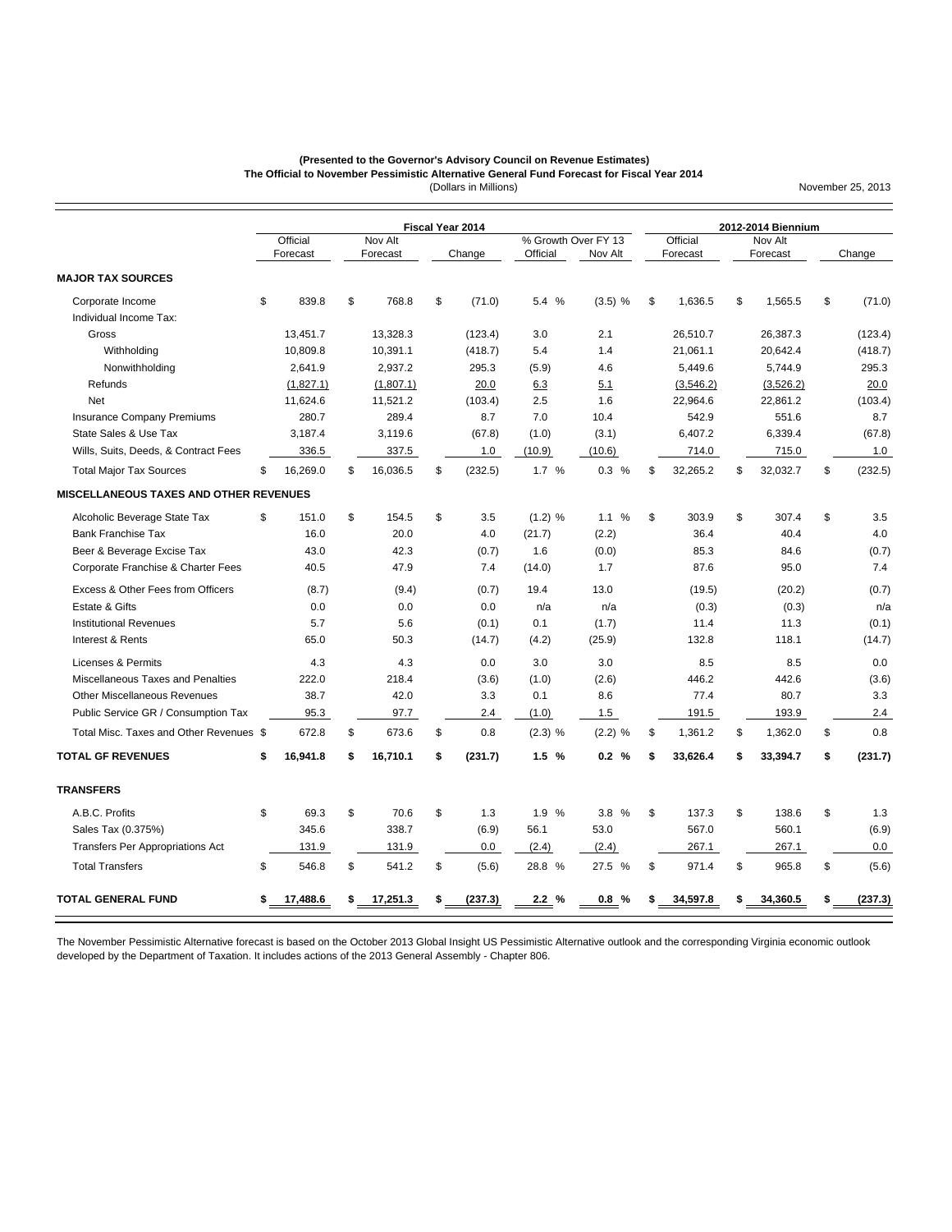**(Presented to the Governor's Advisory Council on Revenue Estimates)**
**The Official to November Pessimistic Alternative General Fund Forecast for Fiscal Year 2014**
(Dollars in Millions)

November 25, 2013

| | Fiscal Year 2014 | | | | | 2012-2014 Biennium | | |
|---|---|---|---|---|---|---|---|---|
| | Official Forecast | Nov Alt Forecast | Change | % Growth Over FY 13 Official | % Growth Over FY 13 Nov Alt | Official Forecast | Nov Alt Forecast | Change |
| **MAJOR TAX SOURCES** | | | | | | | | |
| Corporate Income | $ 839.8 | $ 768.8 | $ (71.0) | 5.4 % | (3.5) % | $ 1,636.5 | $ 1,565.5 | $ (71.0) |
| Individual Income Tax: | | | | | | | | |
| Gross | 13,451.7 | 13,328.3 | (123.4) | 3.0 | 2.1 | 26,510.7 | 26,387.3 | (123.4) |
| Withholding | 10,809.8 | 10,391.1 | (418.7) | 5.4 | 1.4 | 21,061.1 | 20,642.4 | (418.7) |
| Nonwithholding | 2,641.9 | 2,937.2 | 295.3 | (5.9) | 4.6 | 5,449.6 | 5,744.9 | 295.3 |
| Refunds | (1,827.1) | (1,807.1) | 20.0 | 6.3 | 5.1 | (3,546.2) | (3,526.2) | 20.0 |
| Net | 11,624.6 | 11,521.2 | (103.4) | 2.5 | 1.6 | 22,964.6 | 22,861.2 | (103.4) |
| Insurance Company Premiums | 280.7 | 289.4 | 8.7 | 7.0 | 10.4 | 542.9 | 551.6 | 8.7 |
| State Sales & Use Tax | 3,187.4 | 3,119.6 | (67.8) | (1.0) | (3.1) | 6,407.2 | 6,339.4 | (67.8) |
| Wills, Suits, Deeds, & Contract Fees | 336.5 | 337.5 | 1.0 | (10.9) | (10.6) | 714.0 | 715.0 | 1.0 |
| Total Major Tax Sources | $ 16,269.0 | $ 16,036.5 | $ (232.5) | 1.7 % | 0.3 % | $ 32,265.2 | $ 32,032.7 | $ (232.5) |
| **MISCELLANEOUS TAXES AND OTHER REVENUES** | | | | | | | | |
| Alcoholic Beverage State Tax | $ 151.0 | $ 154.5 | $ 3.5 | (1.2) % | 1.1 % | $ 303.9 | $ 307.4 | $ 3.5 |
| Bank Franchise Tax | 16.0 | 20.0 | 4.0 | (21.7) | (2.2) | 36.4 | 40.4 | 4.0 |
| Beer & Beverage Excise Tax | 43.0 | 42.3 | (0.7) | 1.6 | (0.0) | 85.3 | 84.6 | (0.7) |
| Corporate Franchise & Charter Fees | 40.5 | 47.9 | 7.4 | (14.0) | 1.7 | 87.6 | 95.0 | 7.4 |
| Excess & Other Fees from Officers | (8.7) | (9.4) | (0.7) | 19.4 | 13.0 | (19.5) | (20.2) | (0.7) |
| Estate & Gifts | 0.0 | 0.0 | 0.0 | n/a | n/a | (0.3) | (0.3) | n/a |
| Institutional Revenues | 5.7 | 5.6 | (0.1) | 0.1 | (1.7) | 11.4 | 11.3 | (0.1) |
| Interest & Rents | 65.0 | 50.3 | (14.7) | (4.2) | (25.9) | 132.8 | 118.1 | (14.7) |
| Licenses & Permits | 4.3 | 4.3 | 0.0 | 3.0 | 3.0 | 8.5 | 8.5 | 0.0 |
| Miscellaneous Taxes and Penalties | 222.0 | 218.4 | (3.6) | (1.0) | (2.6) | 446.2 | 442.6 | (3.6) |
| Other Miscellaneous Revenues | 38.7 | 42.0 | 3.3 | 0.1 | 8.6 | 77.4 | 80.7 | 3.3 |
| Public Service GR / Consumption Tax | 95.3 | 97.7 | 2.4 | (1.0) | 1.5 | 191.5 | 193.9 | 2.4 |
| Total Misc. Taxes and Other Revenues | $ 672.8 | $ 673.6 | $ 0.8 | (2.3) % | (2.2) % | $ 1,361.2 | $ 1,362.0 | $ 0.8 |
| **TOTAL GF REVENUES** | **$ 16,941.8** | **$ 16,710.1** | **$ (231.7)** | **1.5 %** | **0.2 %** | **$ 33,626.4** | **$ 33,394.7** | **$ (231.7)** |
| **TRANSFERS** | | | | | | | | |
| A.B.C. Profits | $ 69.3 | $ 70.6 | $ 1.3 | 1.9 % | 3.8 % | $ 137.3 | $ 138.6 | $ 1.3 |
| Sales Tax (0.375%) | 345.6 | 338.7 | (6.9) | 56.1 | 53.0 | 567.0 | 560.1 | (6.9) |
| Transfers Per Appropriations Act | 131.9 | 131.9 | 0.0 | (2.4) | (2.4) | 267.1 | 267.1 | 0.0 |
| Total Transfers | $ 546.8 | $ 541.2 | $ (5.6) | 28.8 % | 27.5 % | $ 971.4 | $ 965.8 | $ (5.6) |
| **TOTAL GENERAL FUND** | **$ 17,488.6** | **$ 17,251.3** | **$ (237.3)** | **2.2 %** | **0.8 %** | **$ 34,597.8** | **$ 34,360.5** | **$ (237.3)** |

The November Pessimistic Alternative forecast is based on the October 2013 Global Insight US Pessimistic Alternative outlook and the corresponding Virginia economic outlook developed by the Department of Taxation. It includes actions of the 2013 General Assembly - Chapter 806.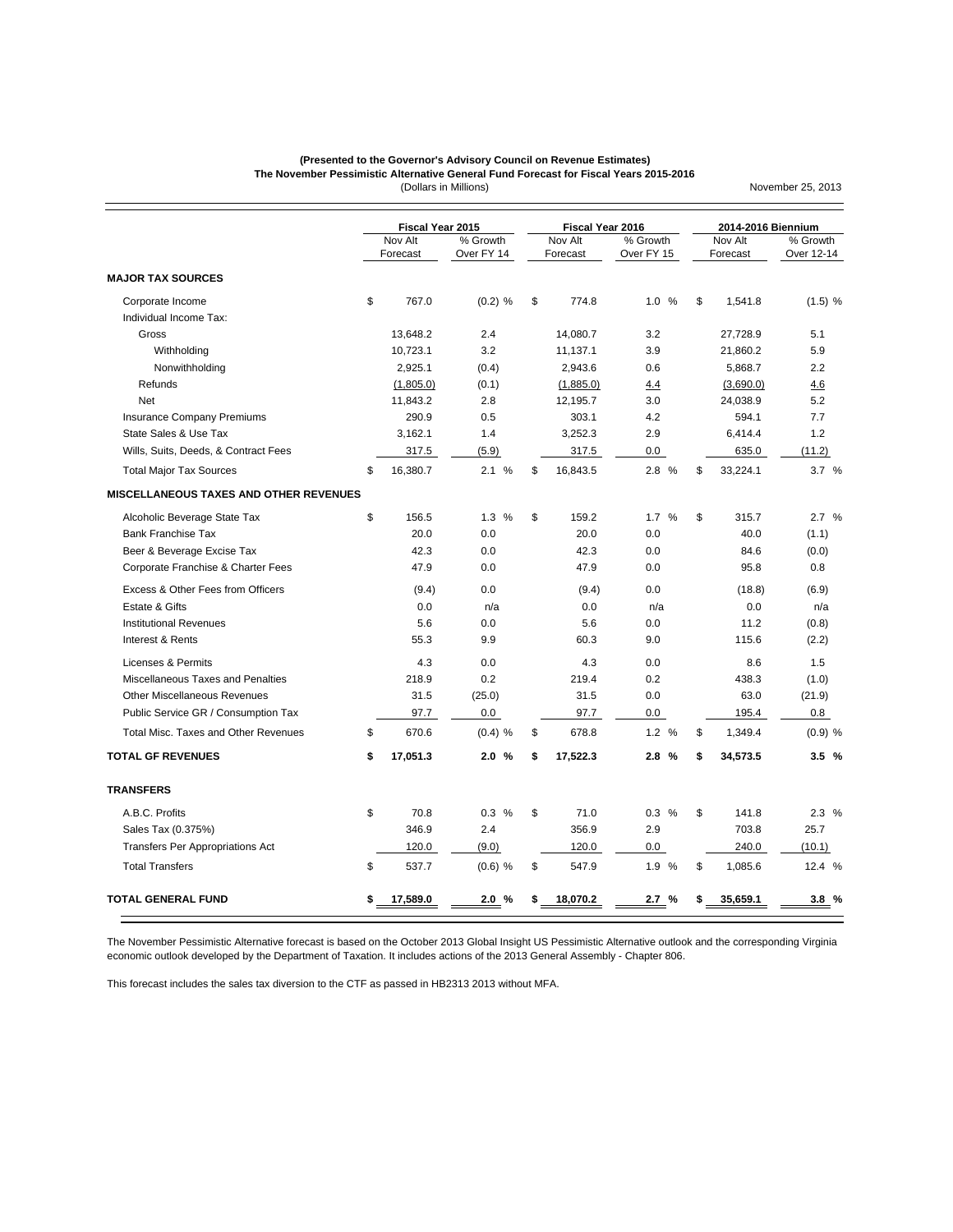**(Presented to the Governor's Advisory Council on Revenue Estimates)**
**The November Pessimistic Alternative General Fund Forecast for Fiscal Years 2015-2016**
(Dollars in Millions)

November 25, 2013

| | Fiscal Year 2015 | | Fiscal Year 2016 | | 2014-2016 Biennium | |
|---|---|---|---|---|---|---|
| | Nov Alt Forecast | % Growth Over FY 14 | Nov Alt Forecast | % Growth Over FY 15 | Nov Alt Forecast | % Growth Over 12-14 |
| **MAJOR TAX SOURCES** | | | | | | |
| Corporate Income | $ 767.0 | (0.2) % | $ 774.8 | 1.0 % | $ 1,541.8 | (1.5) % |
| Individual Income Tax: | | | | | | |
| Gross | 13,648.2 | 2.4 | 14,080.7 | 3.2 | 27,728.9 | 5.1 |
| Withholding | 10,723.1 | 3.2 | 11,137.1 | 3.9 | 21,860.2 | 5.9 |
| Nonwithholding | 2,925.1 | (0.4) | 2,943.6 | 0.6 | 5,868.7 | 2.2 |
| Refunds | (1,805.0) | (0.1) | (1,885.0) | 4.4 | (3,690.0) | 4.6 |
| Net | 11,843.2 | 2.8 | 12,195.7 | 3.0 | 24,038.9 | 5.2 |
| Insurance Company Premiums | 290.9 | 0.5 | 303.1 | 4.2 | 594.1 | 7.7 |
| State Sales & Use Tax | 3,162.1 | 1.4 | 3,252.3 | 2.9 | 6,414.4 | 1.2 |
| Wills, Suits, Deeds, & Contract Fees | 317.5 | (5.9) | 317.5 | 0.0 | 635.0 | (11.2) |
| Total Major Tax Sources | $ 16,380.7 | 2.1 % | $ 16,843.5 | 2.8 % | $ 33,224.1 | 3.7 % |
| **MISCELLANEOUS TAXES AND OTHER REVENUES** | | | | | | |
| Alcoholic Beverage State Tax | $ 156.5 | 1.3 % | $ 159.2 | 1.7 % | $ 315.7 | 2.7 % |
| Bank Franchise Tax | 20.0 | 0.0 | 20.0 | 0.0 | 40.0 | (1.1) |
| Beer & Beverage Excise Tax | 42.3 | 0.0 | 42.3 | 0.0 | 84.6 | (0.0) |
| Corporate Franchise & Charter Fees | 47.9 | 0.0 | 47.9 | 0.0 | 95.8 | 0.8 |
| Excess & Other Fees from Officers | (9.4) | 0.0 | (9.4) | 0.0 | (18.8) | (6.9) |
| Estate & Gifts | 0.0 | n/a | 0.0 | n/a | 0.0 | n/a |
| Institutional Revenues | 5.6 | 0.0 | 5.6 | 0.0 | 11.2 | (0.8) |
| Interest & Rents | 55.3 | 9.9 | 60.3 | 9.0 | 115.6 | (2.2) |
| Licenses & Permits | 4.3 | 0.0 | 4.3 | 0.0 | 8.6 | 1.5 |
| Miscellaneous Taxes and Penalties | 218.9 | 0.2 | 219.4 | 0.2 | 438.3 | (1.0) |
| Other Miscellaneous Revenues | 31.5 | (25.0) | 31.5 | 0.0 | 63.0 | (21.9) |
| Public Service GR / Consumption Tax | 97.7 | 0.0 | 97.7 | 0.0 | 195.4 | 0.8 |
| Total Misc. Taxes and Other Revenues | $ 670.6 | (0.4) % | $ 678.8 | 1.2 % | $ 1,349.4 | (0.9) % |
| **TOTAL GF REVENUES** | **$ 17,051.3** | **2.0 %** | **$ 17,522.3** | **2.8 %** | **$ 34,573.5** | **3.5 %** |
| **TRANSFERS** | | | | | | |
| A.B.C. Profits | $ 70.8 | 0.3 % | $ 71.0 | 0.3 % | $ 141.8 | 2.3 % |
| Sales Tax (0.375%) | 346.9 | 2.4 | 356.9 | 2.9 | 703.8 | 25.7 |
| Transfers Per Appropriations Act | 120.0 | (9.0) | 120.0 | 0.0 | 240.0 | (10.1) |
| Total Transfers | $ 537.7 | (0.6) % | $ 547.9 | 1.9 % | $ 1,085.6 | 12.4 % |
| **TOTAL GENERAL FUND** | **$ 17,589.0** | **2.0 %** | **$ 18,070.2** | **2.7 %** | **$ 35,659.1** | **3.8 %** |

The November Pessimistic Alternative forecast is based on the October 2013 Global Insight US Pessimistic Alternative outlook and the corresponding Virginia economic outlook developed by the Department of Taxation. It includes actions of the 2013 General Assembly - Chapter 806.

This forecast includes the sales tax diversion to the CTF as passed in HB2313 2013 without MFA.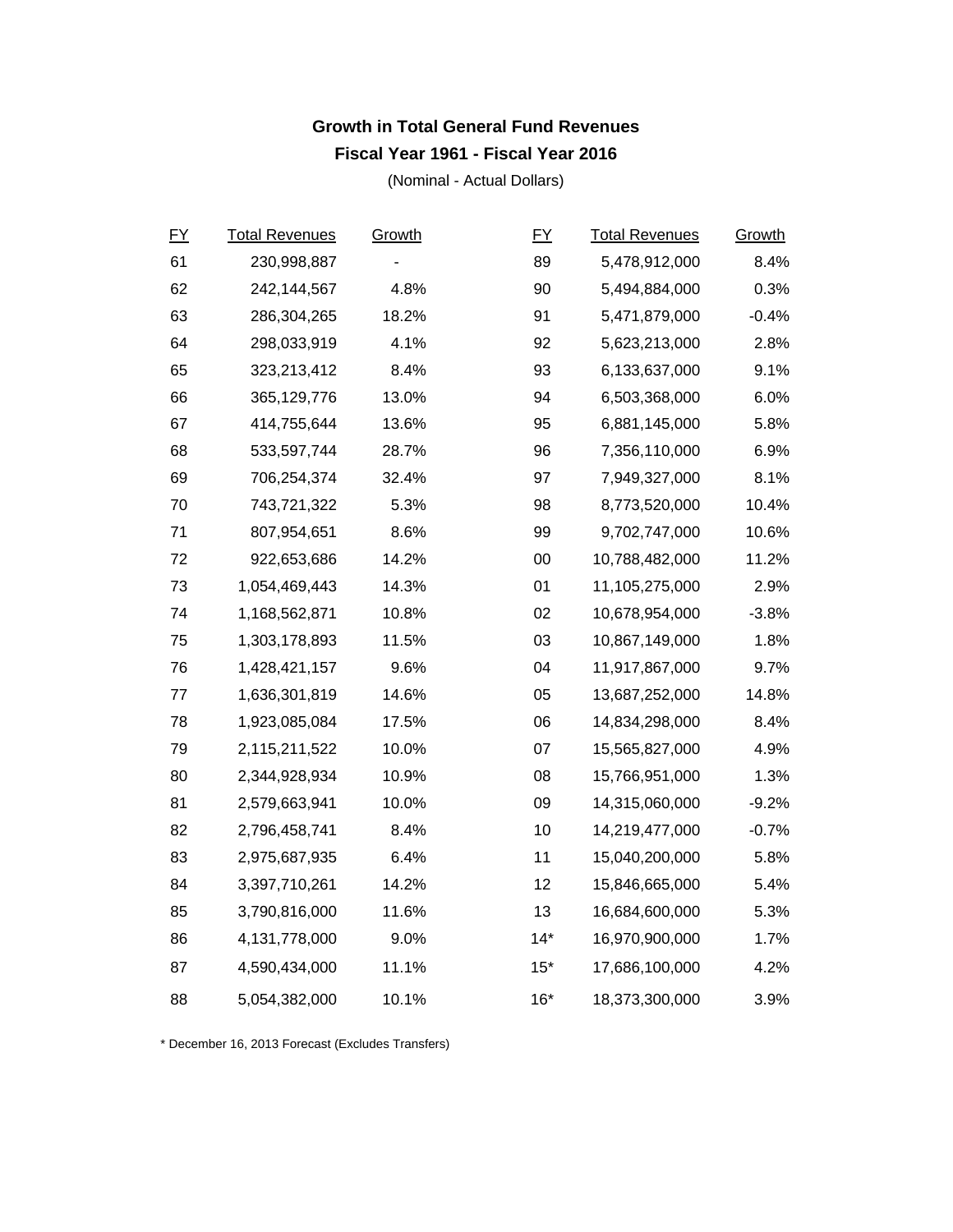## Growth in Total General Fund Revenues

### Fiscal Year 1961 - Fiscal Year 2016

(Nominal - Actual Dollars)

| FY | Total Revenues | Growth | FY | Total Revenues | Growth |
|---|---|---|---|---|---|
| 61 | 230,998,887 | - | 89 | 5,478,912,000 | 8.4% |
| 62 | 242,144,567 | 4.8% | 90 | 5,494,884,000 | 0.3% |
| 63 | 286,304,265 | 18.2% | 91 | 5,471,879,000 | -0.4% |
| 64 | 298,033,919 | 4.1% | 92 | 5,623,213,000 | 2.8% |
| 65 | 323,213,412 | 8.4% | 93 | 6,133,637,000 | 9.1% |
| 66 | 365,129,776 | 13.0% | 94 | 6,503,368,000 | 6.0% |
| 67 | 414,755,644 | 13.6% | 95 | 6,881,145,000 | 5.8% |
| 68 | 533,597,744 | 28.7% | 96 | 7,356,110,000 | 6.9% |
| 69 | 706,254,374 | 32.4% | 97 | 7,949,327,000 | 8.1% |
| 70 | 743,721,322 | 5.3% | 98 | 8,773,520,000 | 10.4% |
| 71 | 807,954,651 | 8.6% | 99 | 9,702,747,000 | 10.6% |
| 72 | 922,653,686 | 14.2% | 00 | 10,788,482,000 | 11.2% |
| 73 | 1,054,469,443 | 14.3% | 01 | 11,105,275,000 | 2.9% |
| 74 | 1,168,562,871 | 10.8% | 02 | 10,678,954,000 | -3.8% |
| 75 | 1,303,178,893 | 11.5% | 03 | 10,867,149,000 | 1.8% |
| 76 | 1,428,421,157 | 9.6% | 04 | 11,917,867,000 | 9.7% |
| 77 | 1,636,301,819 | 14.6% | 05 | 13,687,252,000 | 14.8% |
| 78 | 1,923,085,084 | 17.5% | 06 | 14,834,298,000 | 8.4% |
| 79 | 2,115,211,522 | 10.0% | 07 | 15,565,827,000 | 4.9% |
| 80 | 2,344,928,934 | 10.9% | 08 | 15,766,951,000 | 1.3% |
| 81 | 2,579,663,941 | 10.0% | 09 | 14,315,060,000 | -9.2% |
| 82 | 2,796,458,741 | 8.4% | 10 | 14,219,477,000 | -0.7% |
| 83 | 2,975,687,935 | 6.4% | 11 | 15,040,200,000 | 5.8% |
| 84 | 3,397,710,261 | 14.2% | 12 | 15,846,665,000 | 5.4% |
| 85 | 3,790,816,000 | 11.6% | 13 | 16,684,600,000 | 5.3% |
| 86 | 4,131,778,000 | 9.0% | 14* | 16,970,900,000 | 1.7% |
| 87 | 4,590,434,000 | 11.1% | 15* | 17,686,100,000 | 4.2% |
| 88 | 5,054,382,000 | 10.1% | 16* | 18,373,300,000 | 3.9% |

\* December 16, 2013 Forecast (Excludes Transfers)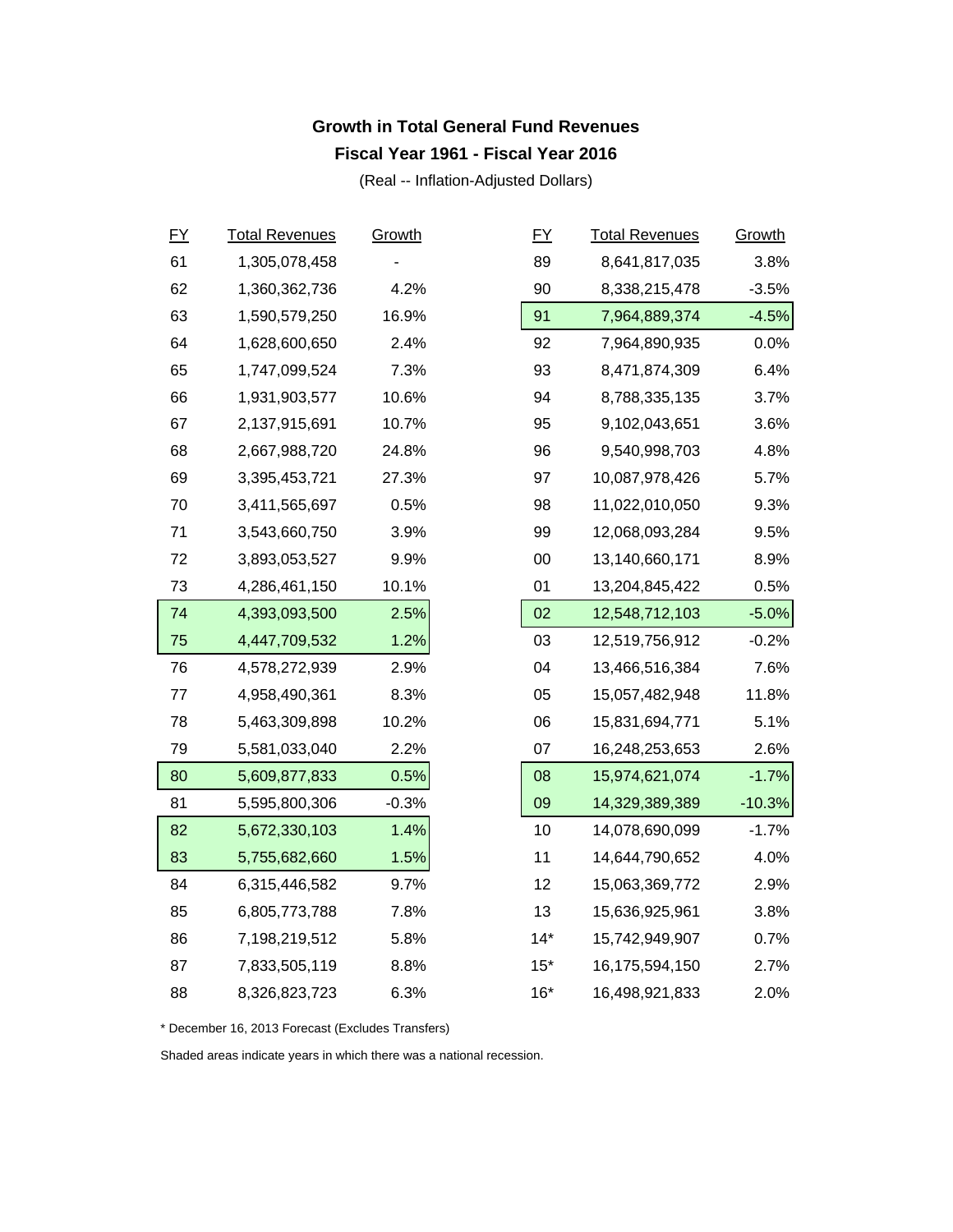**Growth in Total General Fund Revenues**

**Fiscal Year 1961 - Fiscal Year 2016**

(Real -- Inflation-Adjusted Dollars)

| FY | Total Revenues | Growth | FY | Total Revenues | Growth |
|---|---|---|---|---|---|
| 61 | 1,305,078,458 | - | 89 | 8,641,817,035 | 3.8% |
| 62 | 1,360,362,736 | 4.2% | 90 | 8,338,215,478 | -3.5% |
| 63 | 1,590,579,250 | 16.9% | 91 | 7,964,889,374 | -4.5% |
| 64 | 1,628,600,650 | 2.4% | 92 | 7,964,890,935 | 0.0% |
| 65 | 1,747,099,524 | 7.3% | 93 | 8,471,874,309 | 6.4% |
| 66 | 1,931,903,577 | 10.6% | 94 | 8,788,335,135 | 3.7% |
| 67 | 2,137,915,691 | 10.7% | 95 | 9,102,043,651 | 3.6% |
| 68 | 2,667,988,720 | 24.8% | 96 | 9,540,998,703 | 4.8% |
| 69 | 3,395,453,721 | 27.3% | 97 | 10,087,978,426 | 5.7% |
| 70 | 3,411,565,697 | 0.5% | 98 | 11,022,010,050 | 9.3% |
| 71 | 3,543,660,750 | 3.9% | 99 | 12,068,093,284 | 9.5% |
| 72 | 3,893,053,527 | 9.9% | 00 | 13,140,660,171 | 8.9% |
| 73 | 4,286,461,150 | 10.1% | 01 | 13,204,845,422 | 0.5% |
| 74 | 4,393,093,500 | 2.5% | 02 | 12,548,712,103 | -5.0% |
| 75 | 4,447,709,532 | 1.2% | 03 | 12,519,756,912 | -0.2% |
| 76 | 4,578,272,939 | 2.9% | 04 | 13,466,516,384 | 7.6% |
| 77 | 4,958,490,361 | 8.3% | 05 | 15,057,482,948 | 11.8% |
| 78 | 5,463,309,898 | 10.2% | 06 | 15,831,694,771 | 5.1% |
| 79 | 5,581,033,040 | 2.2% | 07 | 16,248,253,653 | 2.6% |
| 80 | 5,609,877,833 | 0.5% | 08 | 15,974,621,074 | -1.7% |
| 81 | 5,595,800,306 | -0.3% | 09 | 14,329,389,389 | -10.3% |
| 82 | 5,672,330,103 | 1.4% | 10 | 14,078,690,099 | -1.7% |
| 83 | 5,755,682,660 | 1.5% | 11 | 14,644,790,652 | 4.0% |
| 84 | 6,315,446,582 | 9.7% | 12 | 15,063,369,772 | 2.9% |
| 85 | 6,805,773,788 | 7.8% | 13 | 15,636,925,961 | 3.8% |
| 86 | 7,198,219,512 | 5.8% | 14* | 15,742,949,907 | 0.7% |
| 87 | 7,833,505,119 | 8.8% | 15* | 16,175,594,150 | 2.7% |
| 88 | 8,326,823,723 | 6.3% | 16* | 16,498,921,833 | 2.0% |

* December 16, 2013 Forecast (Excludes Transfers)

Shaded areas indicate years in which there was a national recession.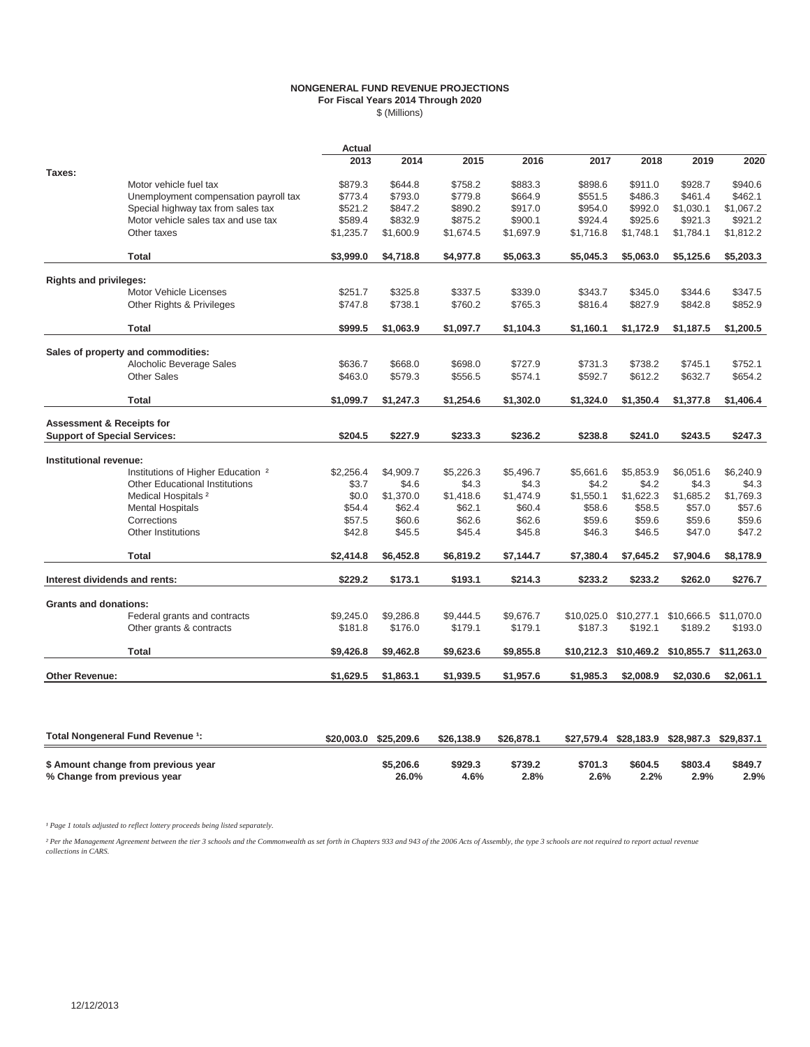**NONGENERAL FUND REVENUE PROJECTIONS**
**For Fiscal Years 2014 Through 2020**
$ (Millions)

| | Actual 2013 | 2014 | 2015 | 2016 | 2017 | 2018 | 2019 | 2020 |
|---|---|---|---|---|---|---|---|---|
| **Taxes:** | | | | | | | | |
| Motor vehicle fuel tax | $879.3 | $644.8 | $758.2 | $883.3 | $898.6 | $911.0 | $928.7 | $940.6 |
| Unemployment compensation payroll tax | $773.4 | $793.0 | $779.8 | $664.9 | $551.5 | $486.3 | $461.4 | $462.1 |
| Special highway tax from sales tax | $521.2 | $847.2 | $890.2 | $917.0 | $954.0 | $992.0 | $1,030.1 | $1,067.2 |
| Motor vehicle sales tax and use tax | $589.4 | $832.9 | $875.2 | $900.1 | $924.4 | $925.6 | $921.3 | $921.2 |
| Other taxes | $1,235.7 | $1,600.9 | $1,674.5 | $1,697.9 | $1,716.8 | $1,748.1 | $1,784.1 | $1,812.2 |
| **Total** | **$3,999.0** | **$4,718.8** | **$4,977.8** | **$5,063.3** | **$5,045.3** | **$5,063.0** | **$5,125.6** | **$5,203.3** |
| **Rights and privileges:** | | | | | | | | |
| Motor Vehicle Licenses | $251.7 | $325.8 | $337.5 | $339.0 | $343.7 | $345.0 | $344.6 | $347.5 |
| Other Rights & Privileges | $747.8 | $738.1 | $760.2 | $765.3 | $816.4 | $827.9 | $842.8 | $852.9 |
| **Total** | **$999.5** | **$1,063.9** | **$1,097.7** | **$1,104.3** | **$1,160.1** | **$1,172.9** | **$1,187.5** | **$1,200.5** |
| **Sales of property and commodities:** | | | | | | | | |
| Alocholic Beverage Sales | $636.7 | $668.0 | $698.0 | $727.9 | $731.3 | $738.2 | $745.1 | $752.1 |
| Other Sales | $463.0 | $579.3 | $556.5 | $574.1 | $592.7 | $612.2 | $632.7 | $654.2 |
| **Total** | **$1,099.7** | **$1,247.3** | **$1,254.6** | **$1,302.0** | **$1,324.0** | **$1,350.4** | **$1,377.8** | **$1,406.4** |
| **Assessment & Receipts for Support of Special Services:** | **$204.5** | **$227.9** | **$233.3** | **$236.2** | **$238.8** | **$241.0** | **$243.5** | **$247.3** |
| **Institutional revenue:** | | | | | | | | |
| Institutions of Higher Education [2] | $2,256.4 | $4,909.7 | $5,226.3 | $5,496.7 | $5,661.6 | $5,853.9 | $6,051.6 | $6,240.9 |
| Other Educational Institutions | $3.7 | $4.6 | $4.3 | $4.3 | $4.2 | $4.2 | $4.3 | $4.3 |
| Medical Hospitals [2] | $0.0 | $1,370.0 | $1,418.6 | $1,474.9 | $1,550.1 | $1,622.3 | $1,685.2 | $1,769.3 |
| Mental Hospitals | $54.4 | $62.4 | $62.1 | $60.4 | $58.6 | $58.5 | $57.0 | $57.6 |
| Corrections | $57.5 | $60.6 | $62.6 | $62.6 | $59.6 | $59.6 | $59.6 | $59.6 |
| Other Institutions | $42.8 | $45.5 | $45.4 | $45.8 | $46.3 | $46.5 | $47.0 | $47.2 |
| **Total** | **$2,414.8** | **$6,452.8** | **$6,819.2** | **$7,144.7** | **$7,380.4** | **$7,645.2** | **$7,904.6** | **$8,178.9** |
| **Interest dividends and rents:** | **$229.2** | **$173.1** | **$193.1** | **$214.3** | **$233.2** | **$233.2** | **$262.0** | **$276.7** |
| **Grants and donations:** | | | | | | | | |
| Federal grants and contracts | $9,245.0 | $9,286.8 | $9,444.5 | $9,676.7 | $10,025.0 | $10,277.1 | $10,666.5 | $11,070.0 |
| Other grants & contracts | $181.8 | $176.0 | $179.1 | $179.1 | $187.3 | $192.1 | $189.2 | $193.0 |
| **Total** | **$9,426.8** | **$9,462.8** | **$9,623.6** | **$9,855.8** | **$10,212.3** | **$10,469.2** | **$10,855.7** | **$11,263.0** |
| **Other Revenue:** | **$1,629.5** | **$1,863.1** | **$1,939.5** | **$1,957.6** | **$1,985.3** | **$2,008.9** | **$2,030.6** | **$2,061.1** |
| **Total Nongeneral Fund Revenue [1]:** | **$20,003.0** | **$25,209.6** | **$26,138.9** | **$26,878.1** | **$27,579.4** | **$28,183.9** | **$28,987.3** | **$29,837.1** |
| **$ Amount change from previous year** | | **$5,206.6** | **$929.3** | **$739.2** | **$701.3** | **$604.5** | **$803.4** | **$849.7** |
| **% Change from previous year** | | **26.0%** | **4.6%** | **2.8%** | **2.6%** | **2.2%** | **2.9%** | **2.9%** |

*[1] Page 1 totals adjusted to reflect lottery proceeds being listed separately.*

*[2] Per the Management Agreement between the tier 3 schools and the Commonwealth as set forth in Chapters 933 and 943 of the 2006 Acts of Assembly, the type 3 schools are not required to report actual revenue collections in CARS.*

12/12/2013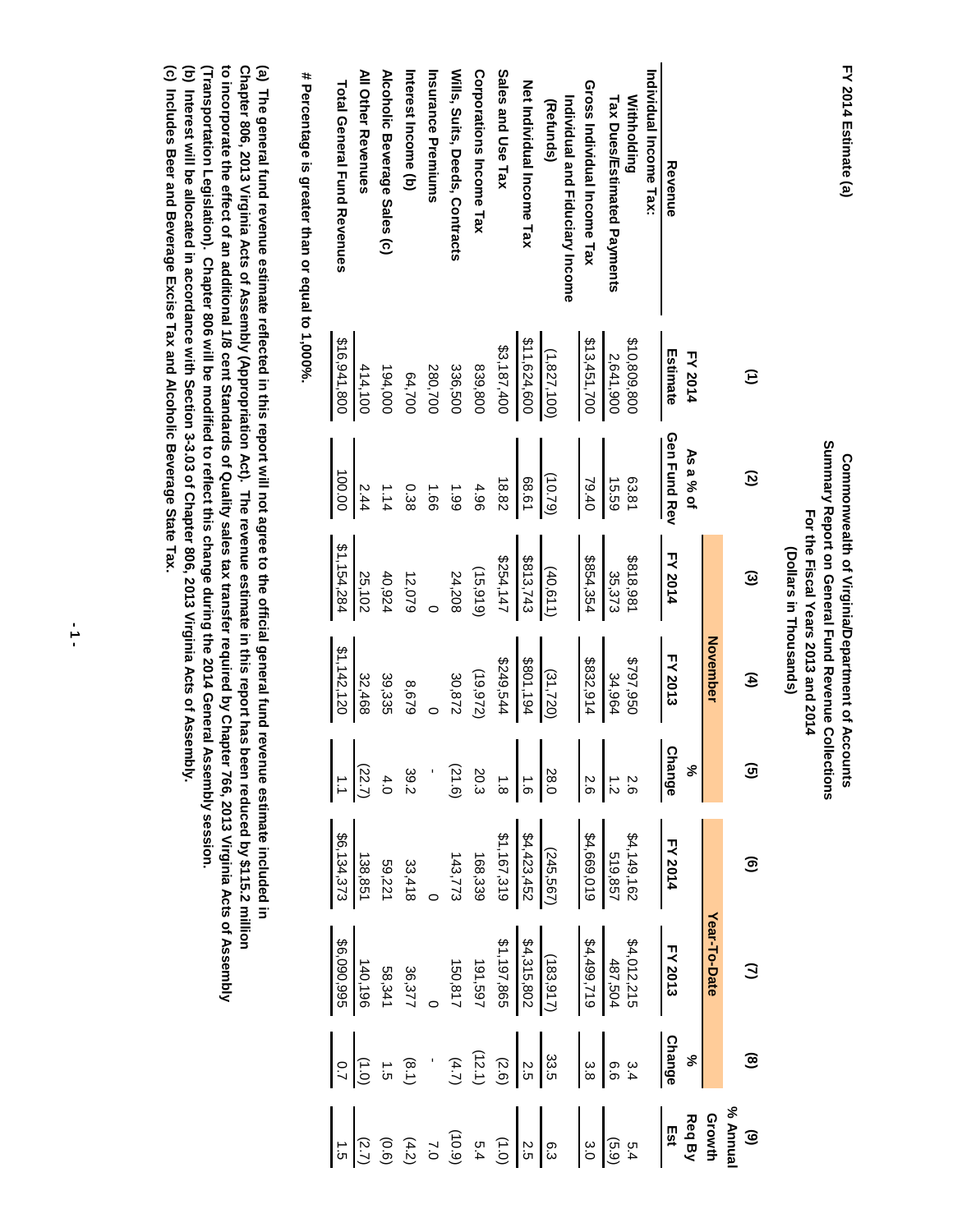FY 2014 Estimate (a)

**Commonwealth of Virginia/Department of Accounts**
**Summary Report on General Fund Revenue Collections**
**For the Fiscal Years 2013 and 2014**
**(Dollars in Thousands)**

| | (1) | (2) | (3) | (4) | (5) | (6) | (7) | (8) | (9) |
|---|---|---|---|---|---|---|---|---|---|
| | | | November | | | Year-To-Date | | | |
| Revenue | FY 2014 Estimate | As a % of Gen Fund Rev | FY 2014 | FY 2013 | % Change | FY 2014 | FY 2013 | % Change | % Annual Growth Req By Est |
| **Individual Income Tax:** | | | | | | | | | |
| Withholding | $10,809,800 | 63.81 | $818,981 | $797,950 | 2.6 | $4,149,162 | $4,012,215 | 3.4 | 5.4 |
| Tax Dues/Estimated Payments | 2,641,900 | 15.59 | 35,373 | 34,964 | 1.2 | 519,857 | 487,504 | 6.6 | (5.9) |
| **Gross Individual Income Tax** | $13,451,700 | 79.40 | $854,354 | $832,914 | 2.6 | $4,669,019 | $4,499,719 | 3.8 | 3.0 |
| Individual and Fiduciary Income (Refunds) | (1,827,100) | (10.79) | (40,611) | (31,720) | 28.0 | (245,567) | (183,917) | 33.5 | 6.3 |
| **Net Individual Income Tax** | $11,624,600 | 68.61 | $813,743 | $801,194 | 1.6 | $4,423,452 | $4,315,802 | 2.5 | 2.5 |
| **Sales and Use Tax** | $3,187,400 | 18.82 | $254,147 | $249,544 | 1.8 | $1,167,319 | $1,197,865 | (2.6) | (1.0) |
| **Corporations Income Tax** | 839,800 | 4.96 | (15,919) | (19,972) | 20.3 | 168,339 | 191,597 | (12.1) | 5.4 |
| **Wills, Suits, Deeds, Contracts** | 336,500 | 1.99 | 24,208 | 30,872 | (21.6) | 143,773 | 150,817 | (4.7) | (10.9) |
| **Insurance Premiums** | 280,700 | 1.66 | 0 | 0 | - | 0 | 0 | - | 7.0 |
| **Interest Income (b)** | 64,700 | 0.38 | 12,079 | 8,679 | 39.2 | 33,418 | 36,377 | (8.1) | (4.2) |
| **Alcoholic Beverage Sales (c)** | 194,000 | 1.14 | 40,924 | 39,335 | 4.0 | 59,221 | 58,341 | 1.5 | (0.6) |
| **All Other Revenues** | 414,100 | 2.44 | 25,102 | 32,468 | (22.7) | 138,851 | 140,196 | (1.0) | (2.7) |
| **Total General Fund Revenues** | $16,941,800 | 100.00 | $1,154,284 | $1,142,120 | 1.1 | $6,134,373 | $6,090,995 | 0.7 | 1.5 |

**# Percentage is greater than or equal to 1,000%.**

**(a) The general fund revenue estimate reflected in this report will not agree to the official general fund revenue estimate included in Chapter 806, 2013 Virginia Acts of Assembly (Appropriation Act). The revenue estimate in this report has been reduced by $115.2 million to incorporate the effect of an additional 1/8 cent Standards of Quality sales tax transfer required by Chapter 766, 2013 Virginia Acts of Assembly (Transportation Legislation). Chapter 806 will be modified to reflect this change during the 2014 General Assembly session.**
**(b) Interest will be allocated in accordance with Section 3-3.03 of Chapter 806, 2013 Virginia Acts of Assembly.**
**(c) Includes Beer and Beverage Excise Tax and Alcoholic Beverage State Tax.**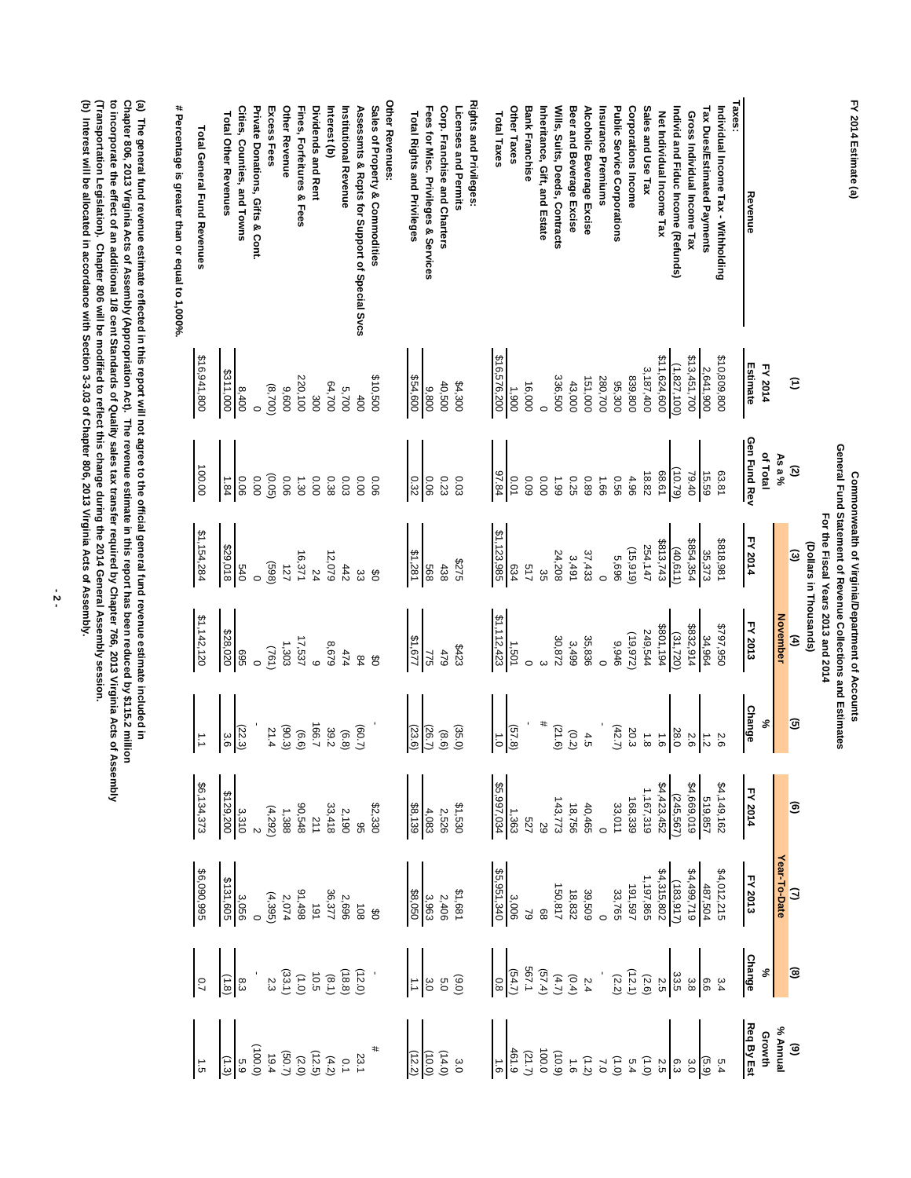FY 2014 Estimate (a)

## Commonwealth of Virginia/Department of Accounts
## General Fund Statement of Revenue Collections and Estimates
### For the Fiscal Years 2013 and 2014
### (Dollars in Thousands)

| Revenue | (1) FY 2014 Estimate | (2) As a % of Total Gen Fund Rev | (3) November FY 2014 | (4) November FY 2013 | (5) % Change | (6) Year-To-Date FY 2014 | (7) Year-To-Date FY 2013 | (8) % Change | (9) % Annual Growth Req By Est |
|---|---|---|---|---|---|---|---|---|---|
| **Taxes:** | | | | | | | | | |
| Individual Income Tax - Withholding | $10,809,800 | 63.81 | $818,981 | $797,950 | 2.6 | $4,149,162 | $4,012,215 | 3.4 | 5.4 |
| Tax Dues/Estimated Payments | 2,641,900 | 15.59 | 35,373 | 34,964 | 1.2 | 519,857 | 487,504 | 6.6 | (5.9) |
| Gross Individual Income Tax | $13,451,700 | 79.40 | $854,354 | $832,914 | 2.6 | $4,669,019 | $4,499,719 | 3.8 | 3.0 |
| Individ and Fiduc Income (Refunds) | (1,827,100) | (10.79) | (40,611) | (31,720) | 28.0 | (245,567) | (183,917) | 33.5 | 6.3 |
| Net Individual Income Tax | $11,624,600 | 68.61 | $813,743 | $801,194 | 1.6 | $4,423,452 | $4,315,802 | 2.5 | 2.5 |
| Sales and Use Tax | 3,187,400 | 18.82 | 254,147 | 249,544 | 1.8 | 1,167,319 | 1,197,865 | (2.6) | (1.0) |
| Corporations Income | 839,800 | 4.96 | (15,919) | (19,972) | 20.3 | 168,339 | 191,597 | (12.1) | 5.4 |
| Public Service Corporations | 95,300 | 0.56 | 5,696 | 9,946 | (42.7) | 33,011 | 33,765 | (2.2) | (1.0) |
| Insurance Premiums | 280,700 | 1.66 | 0 | 0 | - | 0 | 0 | - | 7.0 |
| Alcoholic Beverage Excise | 151,000 | 0.89 | 37,433 | 35,836 | 4.5 | 40,465 | 39,509 | 2.4 | (1.2) |
| Beer and Beverage Excise | 43,000 | 0.25 | 3,491 | 3,499 | (0.2) | 18,756 | 18,832 | (0.4) | 1.6 |
| Wills, Suits, Deeds, Contracts | 336,500 | 1.99 | 24,208 | 30,872 | (21.6) | 143,773 | 150,817 | (4.7) | (10.9) |
| Inheritance, Gift, and Estate | 0 | 0.00 | 35 | 3 | # | 29 | 68 | (57.4) | 100.0 |
| Bank Franchise | 16,000 | 0.09 | 517 | 0 | - | 527 | 79 | 567.1 | (21.7) |
| Other Taxes | 1,900 | 0.01 | 634 | 1,501 | (57.8) | 1,363 | 3,006 | (54.7) | 461.9 |
| Total Taxes | $16,576,200 | 97.84 | $1,123,985 | $1,112,423 | 1.0 | $5,997,034 | $5,951,340 | 0.8 | 1.6 |
| **Rights and Privileges:** | | | | | | | | | |
| Licenses and Permits | $4,300 | 0.03 | $275 | $423 | (35.0) | $1,530 | $1,681 | (9.0) | 3.0 |
| Corp. Franchise and Charters | 40,500 | 0.23 | 438 | 479 | (8.6) | 2,526 | 2,406 | 5.0 | (14.0) |
| Fees for Misc. Privileges & Services | 9,800 | 0.06 | 568 | 775 | (26.7) | 4,083 | 3,963 | 3.0 | (10.0) |
| Total Rights and Privileges | $54,600 | 0.32 | $1,281 | $1,677 | (23.6) | $8,139 | $8,050 | 1.1 | (12.2) |
| **Other Revenues:** | | | | | | | | | |
| Sales of Property & Commodities | $10,500 | 0.06 | $0 | $0 | - | $2,330 | $0 | - | # |
| Assessmts & Rcpts for Support of Special Svcs | 400 | 0.00 | 33 | 84 | (60.7) | 95 | 108 | (12.0) | 23.1 |
| Institutional Revenue | 5,700 | 0.03 | 442 | 474 | (6.8) | 2,190 | 2,696 | (18.8) | 0.1 |
| Interest (b) | 64,700 | 0.38 | 12,079 | 8,679 | 39.2 | 33,418 | 36,377 | (8.1) | (4.2) |
| Dividends and Rent | 300 | 0.00 | 24 | 9 | 166.7 | 211 | 191 | 10.5 | (12.5) |
| Fines, Forfeitures & Fees | 220,100 | 1.30 | 16,371 | 17,537 | (6.6) | 90,548 | 91,498 | (1.0) | (2.0) |
| Other Revenue | 9,600 | 0.06 | 127 | 1,303 | (90.3) | 1,388 | 2,074 | (33.1) | (50.7) |
| Excess Fees | (8,700) | (0.05) | (598) | (761) | 21.4 | (4,292) | (4,395) | 2.3 | 19.4 |
| Private Donations, Gifts & Cont. | 0 | 0.00 | 0 | 0 | - | 2 | 0 | - | (100.0) |
| Cities, Counties, and Towns | 8,400 | 0.06 | 540 | 695 | (22.3) | 3,310 | 3,056 | 8.3 | 5.9 |
| Total Other Revenues | $311,000 | 1.84 | $29,018 | $28,020 | 3.6 | $129,200 | $131,605 | (1.8) | (1.3) |
| Total General Fund Revenues | $16,941,800 | 100.00 | $1,154,284 | $1,142,120 | 1.1 | $6,134,373 | $6,090,995 | 0.7 | 1.5 |

\# Percentage is greater than or equal to 1,000%.

(a) The general fund revenue estimate reflected in this report will not agree to the official general fund revenue estimate included in Chapter 806, 2013 Virginia Acts of Assembly (Appropriation Act). The revenue estimate in this report has been reduced by $115.2 million to incorporate the effect of an additional 1/8 cent Standards of Quality sales tax transfer required by Chapter 766, 2013 Virginia Acts of Assembly (Transportation Legislation). Chapter 806 will be modified to reflect this change during the 2014 General Assembly session.

(b) Interest will be allocated in accordance with Section 3-3.03 of Chapter 806, 2013 Virginia Acts of Assembly.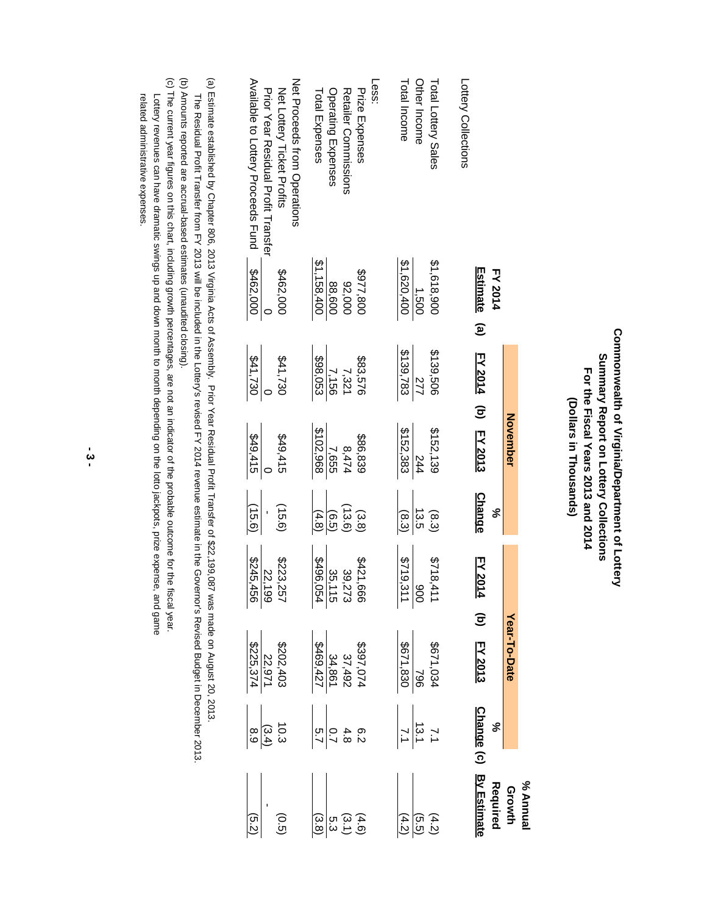# Commonwealth of Virginia/Department of Lottery
## Summary Report on Lottery Collections
## For the Fiscal Years 2013 and 2014
## (Dollars in Thousands)

| Lottery Collections | FY 2014 Estimate (a) | November | | | Year-To-Date | | | % Annual Growth Required By Estimate |
|---|---|---|---|---|---|---|---|---|
| | | FY 2014 (b) | FY 2013 | % Change | FY 2014 (b) | FY 2013 | % Change (c) | |
| Total Lottery Sales | $1,618,900 | $139,506 | $152,139 | (8.3) | $718,411 | $671,034 | 7.1 | (4.2) |
| Other Income | 1,500 | 277 | 244 | 13.5 | 900 | 796 | 13.1 | (5.5) |
| Total Income | $1,620,400 | $139,783 | $152,383 | (8.3) | $719,311 | $671,830 | 7.1 | (4.2) |
| Less: | | | | | | | | |
| Prize Expenses | $977,800 | $83,576 | $86,839 | (3.8) | $421,666 | $397,074 | 6.2 | (4.6) |
| Retailer Commissions | 92,000 | 7,321 | 8,474 | (13.6) | 39,273 | 37,492 | 4.8 | (3.1) |
| Operating Expenses | 88,600 | 7,156 | 7,655 | (6.5) | 35,115 | 34,861 | 0.7 | 5.3 |
| Total Expenses | $1,158,400 | $98,053 | $102,968 | (4.8) | $496,054 | $469,427 | 5.7 | (3.8) |
| Net Proceeds from Operations | | | | | | | | |
| Net Lottery Ticket Profits | $462,000 | $41,730 | $49,415 | (15.6) | $223,257 | $202,403 | 10.3 | (0.5) |
| Prior Year Residual Profit Transfer | 0 | 0 | 0 | - | 22,199 | 22,971 | (3.4) | - |
| Available to Lottery Proceeds Fund | $462,000 | $41,730 | $49,415 | (15.6) | $245,456 | $225,374 | 8.9 | (5.2) |

(a) Estimate established by Chapter 806, 2013 Virginia Acts of Assembly. Prior Year Residual Profit Transfer of $22,199,087 was made on August 20, 2013.
The Residual Profit Transfer from FY 2013 will be included in the Lottery's revised FY 2014 revenue estimate in the Governor's Revised Budget in December 2013.

(b) Amounts reported are accrual-based estimates (unaudited closing).

(c) The current year figures on this chart, including growth percentages, are not an indicator of the probable outcome for the fiscal year.
Lottery revenues can have dramatic swings up and down month to month depending on the lotto jackpots, prize expense, and game related administrative expenses.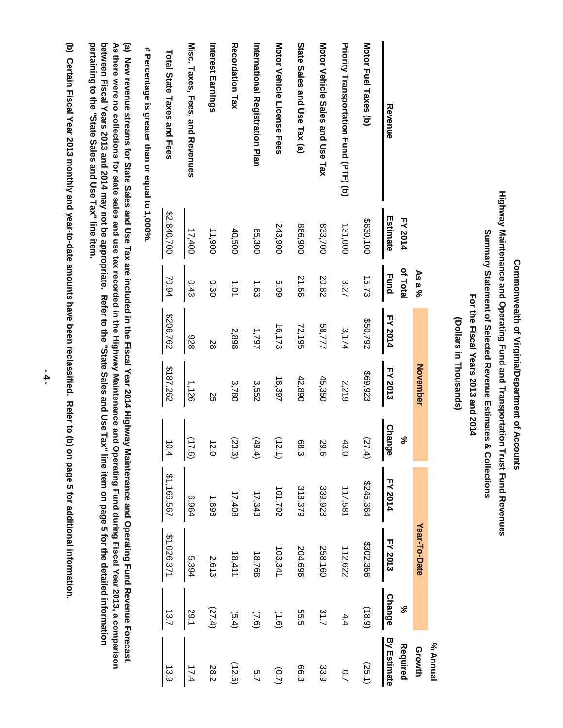# Commonwealth of Virginia/Department of Accounts

## Highway Maintenance and Operating Fund and Transportation Trust Fund Revenues

### Summary Statement of Selected Revenue Estimates & Collections

### For the Fiscal Years 2013 and 2014

### (Dollars in Thousands)

| Revenue | FY 2014 Estimate | As a % of Total Fund | November | | | Year-To-Date | | | % Annual Growth Required By Estimate |
|---|---|---|---|---|---|---|---|---|---|
| | | | FY 2014 | FY 2013 | % Change | FY 2014 | FY 2013 | % Change | |
| Motor Fuel Taxes (b) | $630,100 | 15.73 | $50,792 | $69,923 | (27.4) | $245,364 | $302,366 | (18.9) | (25.1) |
| Priority Transportation Fund (PTF) (b) | 131,000 | 3.27 | 3,174 | 2,219 | 43.0 | 117,581 | 112,622 | 4.4 | 0.7 |
| Motor Vehicle Sales and Use Tax | 833,700 | 20.82 | 58,777 | 45,350 | 29.6 | 339,928 | 258,160 | 31.7 | 33.9 |
| State Sales and Use Tax (a) | 866,900 | 21.66 | 72,195 | 42,890 | 68.3 | 318,379 | 204,696 | 55.5 | 66.3 |
| Motor Vehicle License Fees | 243,900 | 6.09 | 16,173 | 18,397 | (12.1) | 101,702 | 103,341 | (1.6) | (0.7) |
| International Registration Plan | 65,300 | 1.63 | 1,797 | 3,552 | (49.4) | 17,343 | 18,768 | (7.6) | 5.7 |
| Recordation Tax | 40,500 | 1.01 | 2,898 | 3,780 | (23.3) | 17,408 | 18,411 | (5.4) | (12.6) |
| Interest Earnings | 11,900 | 0.30 | 28 | 25 | 12.0 | 1,898 | 2,613 | (27.4) | 28.2 |
| Misc. Taxes, Fees, and Revenues | 17,400 | 0.43 | 928 | 1,126 | (17.6) | 6,964 | 5,394 | 29.1 | 17.4 |
| Total State Taxes and Fees | $2,840,700 | 70.94 | $206,762 | $187,262 | 10.4 | $1,166,567 | $1,026,371 | 13.7 | 13.9 |

\# Percentage is greater than or equal to 1,000%.

**(a) New revenue streams for State Sales and Use Tax are included in the Fiscal Year 2014 Highway Maintenance and Operating Fund Revenue Forecast. As there were no collections for state sales and use tax recorded in the Highway Maintenance and Operating Fund during Fiscal Year 2013, a comparison between Fiscal Years 2013 and 2014 may not be appropriate. Refer to the "State Sales and Use Tax" line item on page 5 for the detailed information pertaining to the "State Sales and Use Tax" line item.**

**(b) Certain Fiscal Year 2013 monthly and year-to-date amounts have been reclassified. Refer to (b) on page 5 for additional information.**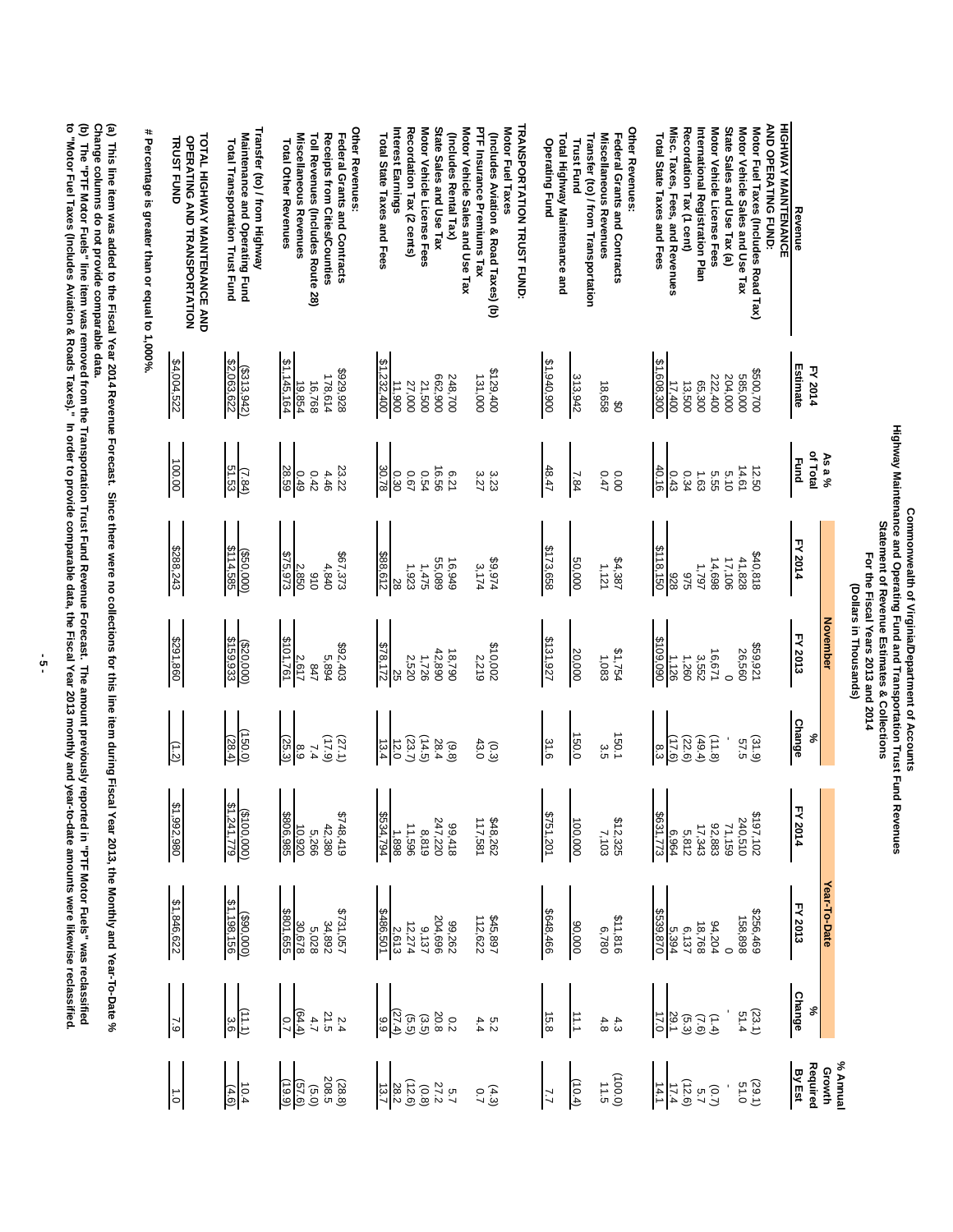# Commonwealth of Virginia/Department of Accounts

## Highway Maintenance and Operating Fund and Transportation Trust Fund Revenues

### Statement of Revenue Estimates & Collections

### For the Fiscal Years 2013 and 2014

### (Dollars in Thousands)

| Revenue | FY 2014 Estimate | As a % of Total Fund | November FY 2014 | November FY 2013 | November % Change | Year-To-Date FY 2014 | Year-To-Date FY 2013 | Year-To-Date % Change | % Annual Growth Required By Est |
|---|---|---|---|---|---|---|---|---|---|
| **HIGHWAY MAINTENANCE AND OPERATING FUND:** | | | | | | | | | |
| Motor Fuel Taxes (Includes Road Tax) | $500,700 | 12.50 | $40,818 | $59,921 | (31.9) | $197,102 | $256,469 | (23.1) | (29.1) |
| Motor Vehicle Sales and Use Tax | 585,000 | 14.61 | 41,828 | 26,560 | 57.5 | 240,510 | 158,898 | 51.4 | 51.0 |
| State Sales and Use Tax (a) | 204,000 | 5.10 | 17,106 | 0 | - | 71,159 | 0 | - | - |
| Motor Vehicle License Fees | 222,400 | 5.55 | 14,698 | 16,671 | (11.8) | 92,883 | 94,204 | (1.4) | (0.7) |
| International Registration Plan | 65,300 | 1.63 | 1,797 | 3,552 | (49.4) | 17,343 | 18,768 | (7.6) | 5.7 |
| Recordation Tax (1 cent) | 13,500 | 0.34 | 975 | 1,260 | (22.6) | 5,812 | 6,137 | (5.3) | (12.6) |
| Misc. Taxes, Fees, and Revenues | 17,400 | 0.43 | 928 | 1,126 | (17.6) | 6,964 | 5,394 | 29.1 | 17.4 |
| Total State Taxes and Fees | $1,608,300 | 40.16 | $118,150 | $109,090 | 8.3 | $631,773 | $539,870 | 17.0 | 14.1 |
| **Other Revenues:** | | | | | | | | | |
| Federal Grants and Contracts | $0 | 0.00 | $4,387 | $1,754 | 150.1 | $12,325 | $11,816 | 4.3 | (100.0) |
| Miscellaneous Revenues | 18,658 | 0.47 | 1,121 | 1,083 | 3.5 | 7,103 | 6,780 | 4.8 | 11.5 |
| Transfer (to) / from Transportation Trust Fund | 313,942 | 7.84 | 50,000 | 20,000 | 150.0 | 100,000 | 90,000 | 11.1 | (10.4) |
| Total Highway Maintenance and Operating Fund | $1,940,900 | 48.47 | $173,658 | $131,927 | 31.6 | $751,201 | $648,466 | 15.8 | 7.7 |
| **TRANSPORTATION TRUST FUND:** | | | | | | | | | |
| Motor Fuel Taxes (Includes Aviation & Road Taxes) (b) | $129,400 | 3.23 | $9,974 | $10,002 | (0.3) | $48,262 | $45,897 | 5.2 | (4.3) |
| PTF Insurance Premiums Tax | 131,000 | 3.27 | 3,174 | 2,219 | 43.0 | 117,581 | 112,622 | 4.4 | 0.7 |
| Motor Vehicle Sales and Use Tax (Includes Rental Tax) | 248,700 | 6.21 | 16,949 | 18,790 | (9.8) | 99,418 | 99,262 | 0.2 | 5.7 |
| State Sales and Use Tax | 662,900 | 16.56 | 55,089 | 42,890 | 28.4 | 247,220 | 204,696 | 20.8 | 27.2 |
| Motor Vehicle License Fees | 21,500 | 0.54 | 1,475 | 1,726 | (14.5) | 8,819 | 9,137 | (3.5) | (0.8) |
| Recordation Tax (2 cents) | 27,000 | 0.67 | 1,923 | 2,520 | (23.7) | 11,596 | 12,274 | (5.5) | (12.6) |
| Interest Earnings | 11,900 | 0.30 | 28 | 25 | 12.0 | 1,898 | 2,613 | (27.4) | 28.2 |
| Total State Taxes and Fees | $1,232,400 | 30.78 | $88,612 | $78,172 | 13.4 | $534,794 | $486,501 | 9.9 | 13.7 |
| **Other Revenues:** | | | | | | | | | |
| Federal Grants and Contracts | $929,928 | 23.22 | $67,373 | $92,403 | (27.1) | $748,419 | $731,057 | 2.4 | (28.8) |
| Receipts from Cities/Counties | 178,614 | 4.46 | 4,840 | 5,894 | (17.9) | 42,380 | 34,892 | 21.5 | 208.5 |
| Toll Revenues (Includes Route 28) | 16,768 | 0.42 | 910 | 847 | 7.4 | 5,266 | 5,028 | 4.7 | (5.0) |
| Miscellaneous Revenues | 19,854 | 0.49 | 2,850 | 2,617 | 8.9 | 10,920 | 30,678 | (64.4) | (57.6) |
| Total Other Revenues | $1,145,164 | 28.59 | $75,973 | $101,761 | (25.3) | $806,985 | $801,655 | 0.7 | (19.9) |
| Transfer (to) / from Highway Maintenance and Operating Fund | ($313,942) | (7.84) | ($50,000) | ($20,000) | (150.0) | ($100,000) | ($90,000) | (11.1) | 10.4 |
| Total Transportation Trust Fund | $2,063,622 | 51.53 | $114,585 | $159,933 | (28.4) | $1,241,779 | $1,198,156 | 3.6 | (4.6) |
| **TOTAL HIGHWAY MAINTENANCE AND OPERATING AND TRANSPORTATION TRUST FUND** | $4,004,522 | 100.00 | $288,243 | $291,860 | (1.2) | $1,992,980 | $1,846,622 | 7.9 | 1.0 |

\# Percentage is greater than or equal to 1,000%.

(a) This line item was added to the Fiscal Year 2014 Revenue Forecast. Since there were no collections for this line item during Fiscal Year 2013, the Monthly and Year-To-Date % Change columns do not provide comparable data.

(b) The "PTF Motor Fuels" line item was removed from the Transportation Trust Fund Revenue Forecast. The amount previously reported in "PTF Motor Fuels" was reclassified to "Motor Fuel Taxes (Includes Aviation & Roads Taxes)." In order to provide comparable data, the Fiscal Year 2013 monthly and year-to-date amounts were likewise reclassified.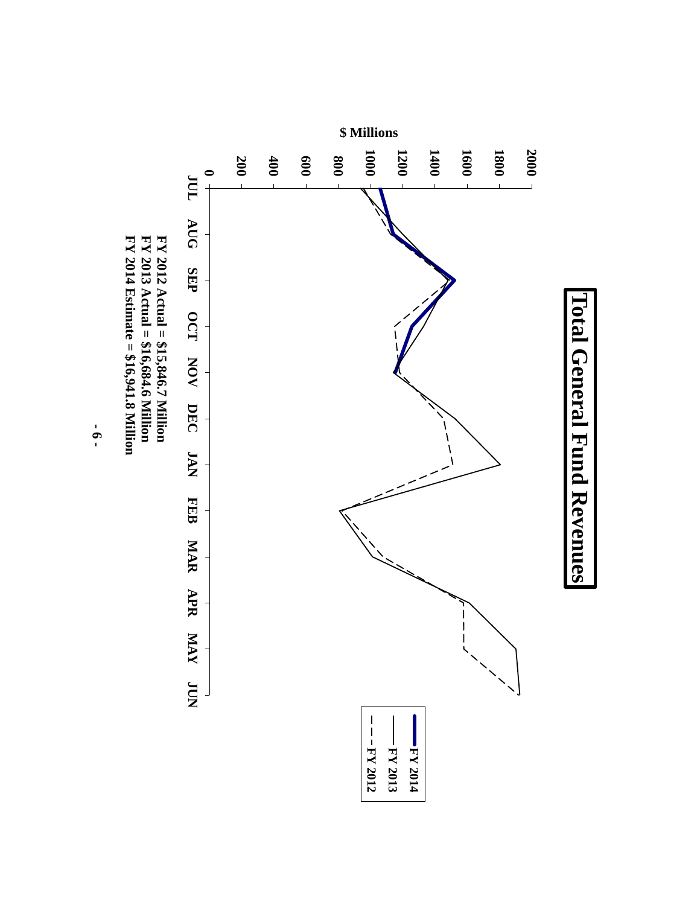# Total General Fund Revenues

$ Millions

FY 2014

FY 2013

FY 2012

JUL AUG SEP OCT NOV DEC JAN FEB MAR APR MAY JUN

FY 2012 Actual = $15,846.7 Million
FY 2013 Actual = $16,684.6 Million
FY 2014 Estimate = $16,941.8 Million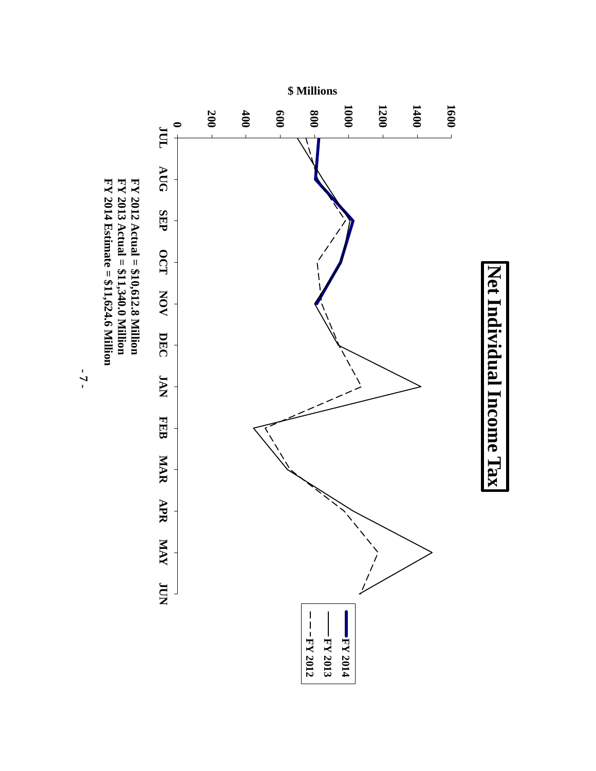# Net Individual Income Tax

FY 2012 Actual = $10,612.8 Million
FY 2013 Actual = $11,340.0 Million
FY 2014 Estimate = $11,624.6 Million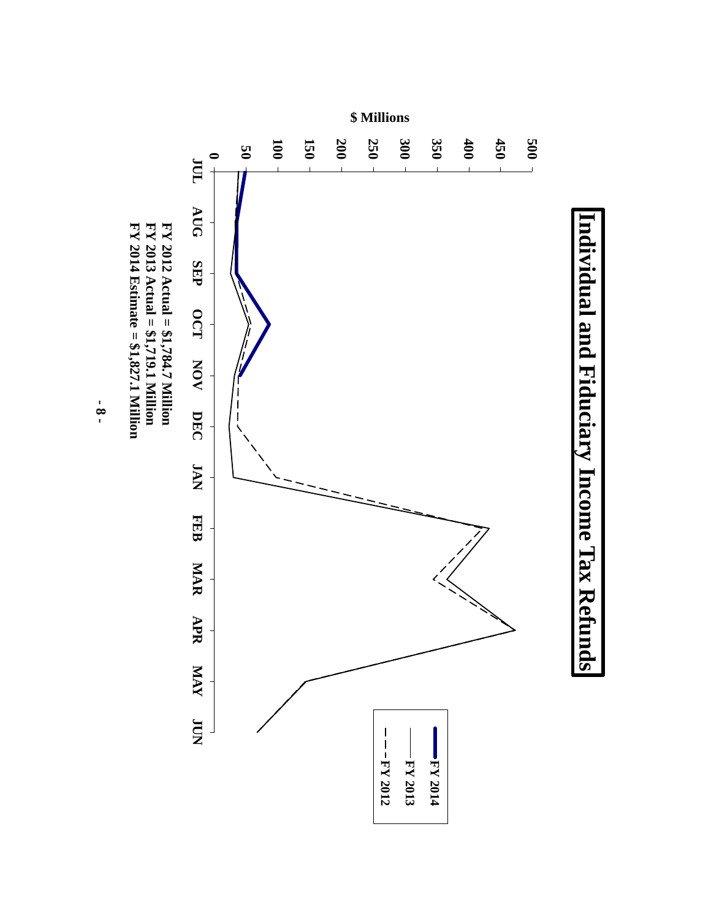# Individual and Fiduciary Income Tax Refunds

$ Millions

FY 2014 | FY 2013 | FY 2012

JUL AUG SEP OCT NOV DEC JAN FEB MAR APR MAY JUN

0 50 100 150 200 250 300 350 400 450 500

**FY 2012 Actual = $1,784.7 Million**
**FY 2013 Actual = $1,719.1 Million**
**FY 2014 Estimate = $1,827.1 Million**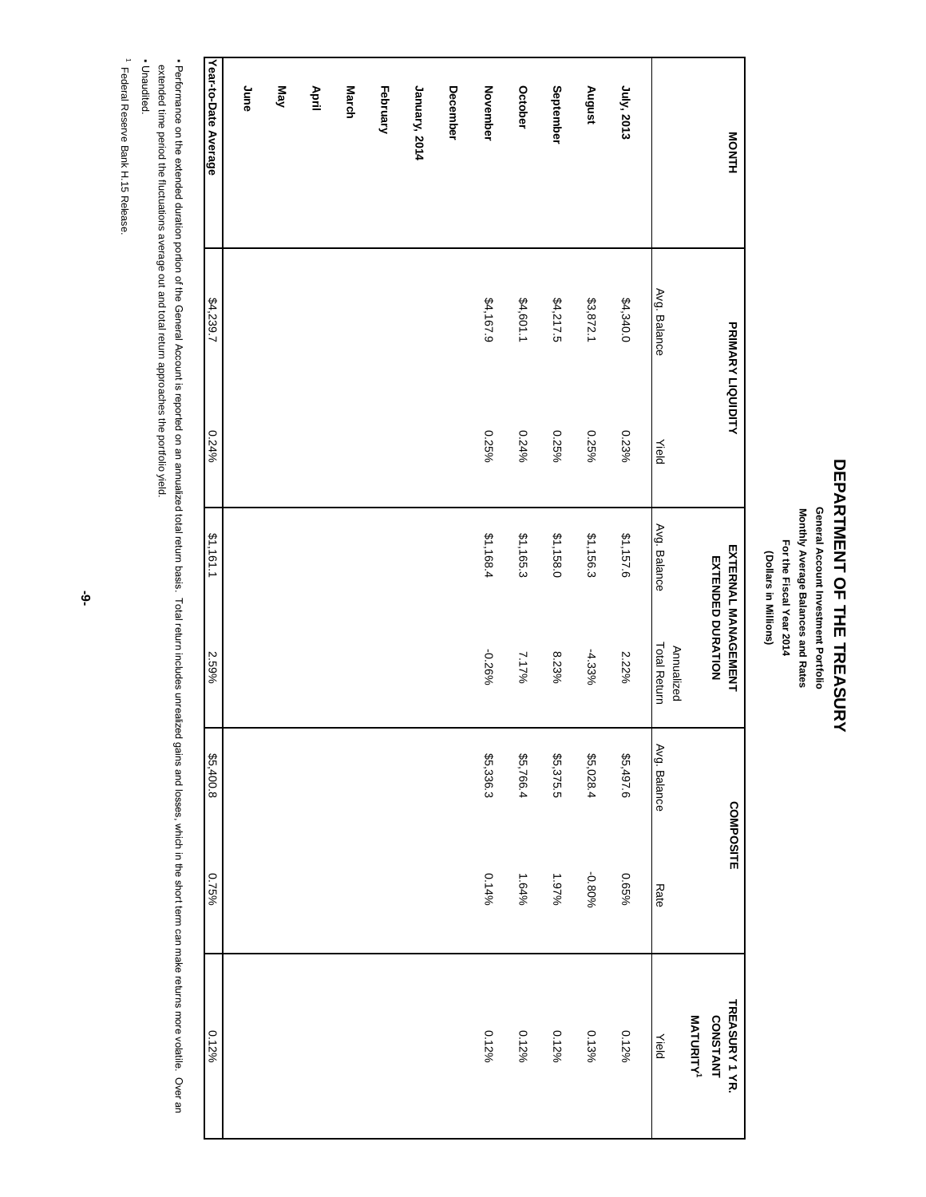# DEPARTMENT OF THE TREASURY

**General Account Investment Portfolio**
**Monthly Average Balances and Rates**
**For the Fiscal Year 2014**
**(Dollars in Millions)**

| MONTH | PRIMARY LIQUIDITY | | EXTERNAL MANAGEMENT EXTENDED DURATION | | COMPOSITE | | TREASURY 1 YR. CONSTANT MATURITY[1] |
|---|---|---|---|---|---|---|---|
| | Avg. Balance | Yield | Avg. Balance | Annualized Total Return | Avg. Balance | Rate | Yield |
| **July, 2013** | $4,340.0 | 0.23% | $1,157.6 | 2.22% | $5,497.6 | 0.65% | 0.12% |
| **August** | $3,872.1 | 0.25% | $1,156.3 | -4.33% | $5,028.4 | -0.80% | 0.13% |
| **September** | $4,217.5 | 0.25% | $1,158.0 | 8.23% | $5,375.5 | 1.97% | 0.12% |
| **October** | $4,601.1 | 0.24% | $1,165.3 | 7.17% | $5,766.4 | 1.64% | 0.12% |
| **November** | $4,167.9 | 0.25% | $1,168.4 | -0.26% | $5,336.3 | 0.14% | 0.12% |
| **December** | | | | | | | |
| **January, 2014** | | | | | | | |
| **February** | | | | | | | |
| **March** | | | | | | | |
| **April** | | | | | | | |
| **May** | | | | | | | |
| **June** | | | | | | | |
| **Year-to-Date Average** | $4,239.7 | 0.24% | $1,161.1 | 2.59% | $5,400.8 | 0.75% | 0.12% |

- Performance on the extended duration portion of the General Account is reported on an annualized total return basis. Total return includes unrealized gains and losses, which in the short term can make returns more volatile. Over an extended time period the fluctuations average out and total return approaches the portfolio yield.
- Unaudited.

[1] Federal Reserve Bank H.15 Release.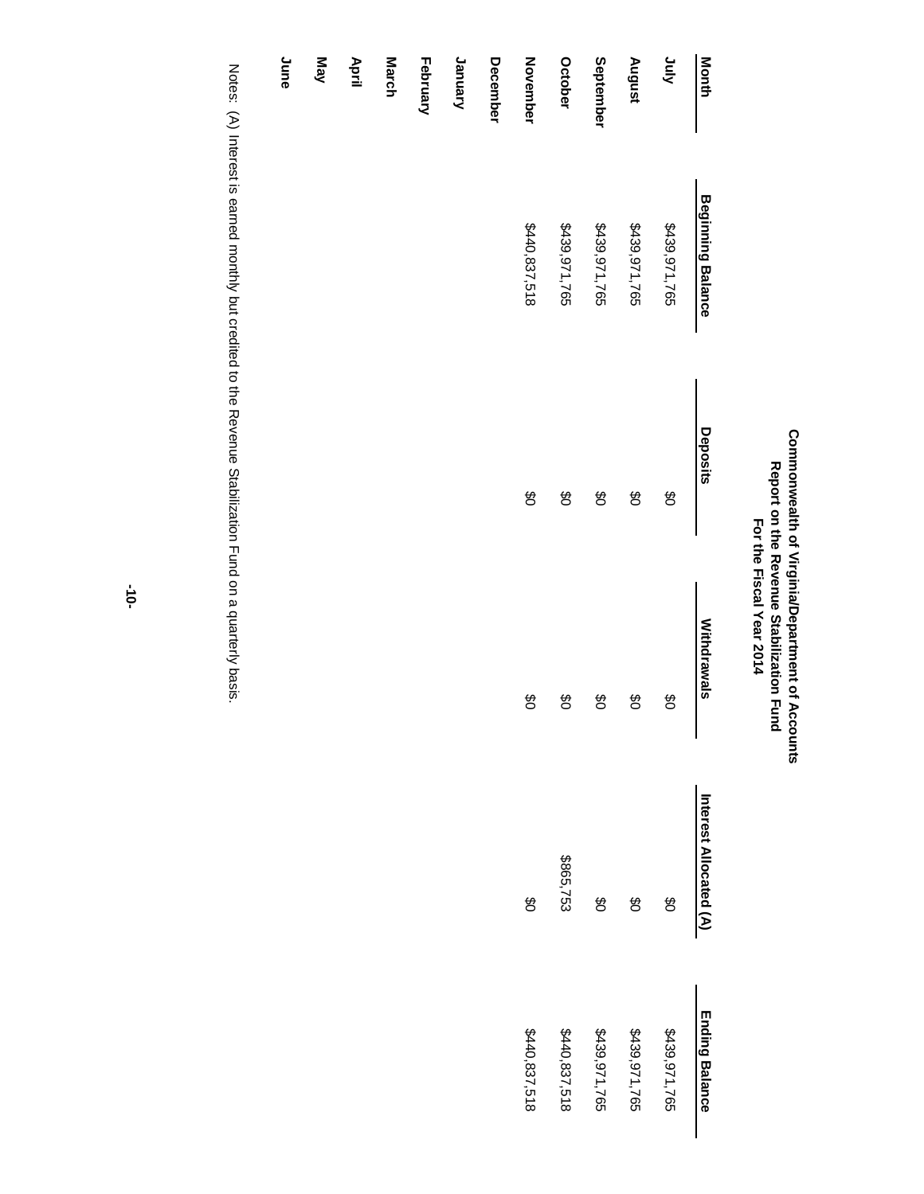**Commonwealth of Virginia/Department of Accounts**
**Report on the Revenue Stabilization Fund**
**For the Fiscal Year 2014**

| Month | Beginning Balance | Deposits | Withdrawals | Interest Allocated (A) | Ending Balance |
|---|---|---|---|---|---|
| **July** | $439,971,765 | $0 | $0 | $0 | $439,971,765 |
| **August** | $439,971,765 | $0 | $0 | $0 | $439,971,765 |
| **September** | $439,971,765 | $0 | $0 | $0 | $439,971,765 |
| **October** | $439,971,765 | $0 | $0 | $865,753 | $440,837,518 |
| **November** | $440,837,518 | $0 | $0 | $0 | $440,837,518 |
| **December** | | | | | |
| **January** | | | | | |
| **February** | | | | | |
| **March** | | | | | |
| **April** | | | | | |
| **May** | | | | | |
| **June** | | | | | |

Notes: (A) Interest is earned monthly but credited to the Revenue Stabilization Fund on a quarterly basis.